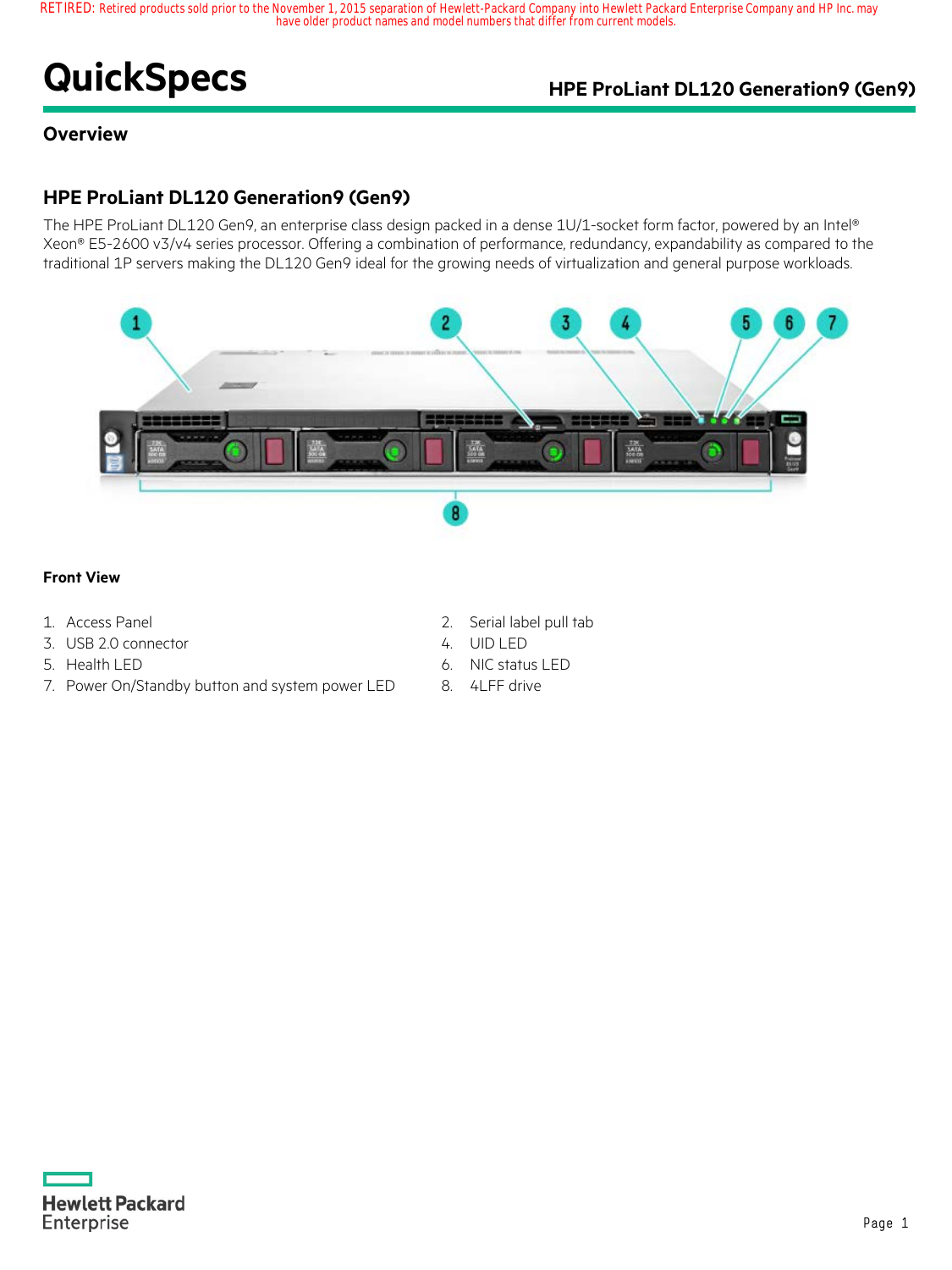RETIRED: Retired products sold prior to the November 1, 2015 separation of Hewlett-Packard Company into Hewlett Packard Enterprise Company and HP Inc. may have older product names and model numbers that differ from current models.

# QuickSpecs

## HPE ProLiant DL120 Generation9 (Gen9)

### Overview

### HPE ProLiant DL120 Generation9 (Gen9)

The HPE ProLiant DL120 Gen9, an enterprise class design packed in a dense 1U/1-socket form factor, powered by an Intel® Xeon® E5-2600 v3/v4 series processor. Offering a combination of performance, redundancy, expandability as compared to the traditional 1P servers making the DL120 Gen9 ideal for the growing needs of virtualization and general purpose workloads.

**Front View**

1. Access Panel
2. Serial label pull tab
3. USB 2.0 connector
4. UID LED
5. Health LED
6. NIC status LED
7. Power On/Standby button and system power LED
8. 4LFF drive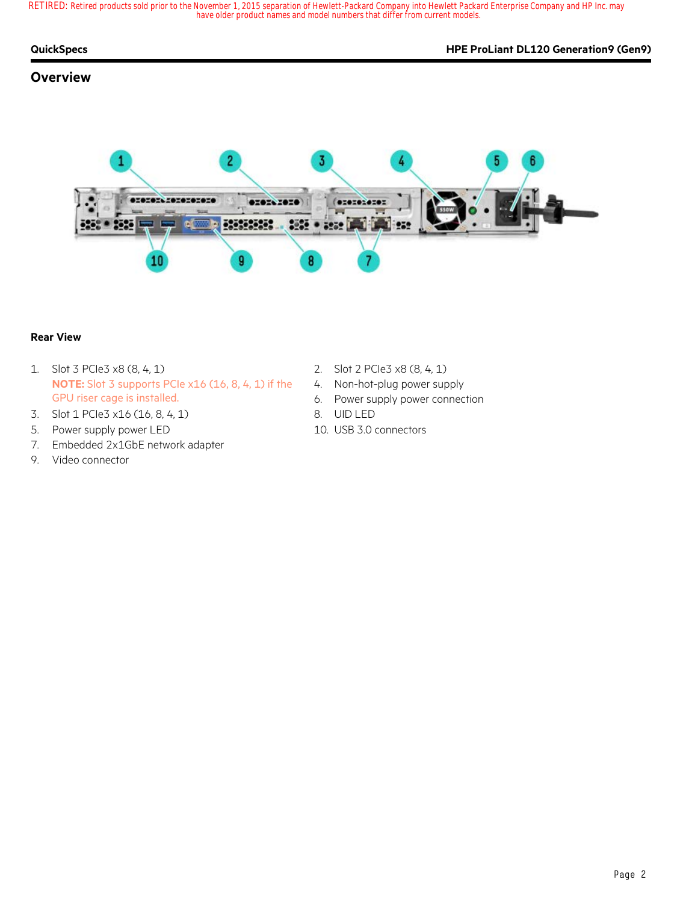RETIRED: Retired products sold prior to the November 1, 2015 separation of Hewlett-Packard Company into Hewlett Packard Enterprise Company and HP Inc. may have older product names and model numbers that differ from current models.

## Overview

### Rear View

1. Slot 3 PCIe3 x8 (8, 4, 1)
   **NOTE:** Slot 3 supports PCIe x16 (16, 8, 4, 1) if the GPU riser cage is installed.
2. Slot 2 PCIe3 x8 (8, 4, 1)
3. Slot 1 PCIe3 x16 (16, 8, 4, 1)
4. Non-hot-plug power supply
5. Power supply power LED
6. Power supply power connection
7. Embedded 2x1GbE network adapter
8. UID LED
9. Video connector
10. USB 3.0 connectors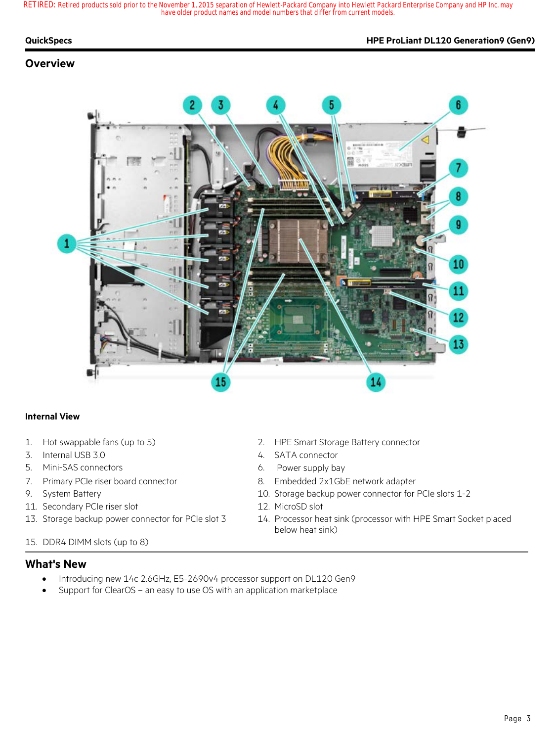RETIRED: Retired products sold prior to the November 1, 2015 separation of Hewlett-Packard Company into Hewlett Packard Enterprise Company and HP Inc. may have older product names and model numbers that differ from current models.

## Overview

**Internal View**

1. Hot swappable fans (up to 5)
2. HPE Smart Storage Battery connector
3. Internal USB 3.0
4. SATA connector
5. Mini-SAS connectors
6. Power supply bay
7. Primary PCIe riser board connector
8. Embedded 2x1GbE network adapter
9. System Battery
10. Storage backup power connector for PCIe slots 1-2
11. Secondary PCIe riser slot
12. MicroSD slot
13. Storage backup power connector for PCIe slot 3
14. Processor heat sink (processor with HPE Smart Socket placed below heat sink)
15. DDR4 DIMM slots (up to 8)

## What's New

- Introducing new 14c 2.6GHz, E5-2690v4 processor support on DL120 Gen9
- Support for ClearOS – an easy to use OS with an application marketplace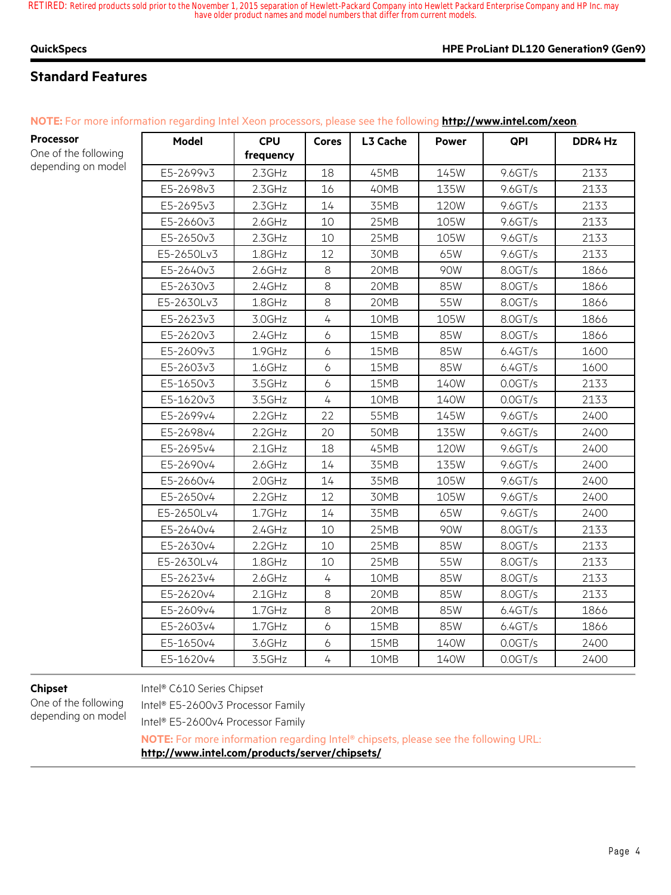## Standard Features

**NOTE:** For more information regarding Intel Xeon processors, please see the following **http://www.intel.com/xeon**.

**Processor**
One of the following depending on model

| Model | CPU frequency | Cores | L3 Cache | Power | QPI | DDR4 Hz |
|---|---|---|---|---|---|---|
| E5-2699v3 | 2.3GHz | 18 | 45MB | 145W | 9.6GT/s | 2133 |
| E5-2698v3 | 2.3GHz | 16 | 40MB | 135W | 9.6GT/s | 2133 |
| E5-2695v3 | 2.3GHz | 14 | 35MB | 120W | 9.6GT/s | 2133 |
| E5-2660v3 | 2.6GHz | 10 | 25MB | 105W | 9.6GT/s | 2133 |
| E5-2650v3 | 2.3GHz | 10 | 25MB | 105W | 9.6GT/s | 2133 |
| E5-2650Lv3 | 1.8GHz | 12 | 30MB | 65W | 9.6GT/s | 2133 |
| E5-2640v3 | 2.6GHz | 8 | 20MB | 90W | 8.0GT/s | 1866 |
| E5-2630v3 | 2.4GHz | 8 | 20MB | 85W | 8.0GT/s | 1866 |
| E5-2630Lv3 | 1.8GHz | 8 | 20MB | 55W | 8.0GT/s | 1866 |
| E5-2623v3 | 3.0GHz | 4 | 10MB | 105W | 8.0GT/s | 1866 |
| E5-2620v3 | 2.4GHz | 6 | 15MB | 85W | 8.0GT/s | 1866 |
| E5-2609v3 | 1.9GHz | 6 | 15MB | 85W | 6.4GT/s | 1600 |
| E5-2603v3 | 1.6GHz | 6 | 15MB | 85W | 6.4GT/s | 1600 |
| E5-1650v3 | 3.5GHz | 6 | 15MB | 140W | 0.0GT/s | 2133 |
| E5-1620v3 | 3.5GHz | 4 | 10MB | 140W | 0.0GT/s | 2133 |
| E5-2699v4 | 2.2GHz | 22 | 55MB | 145W | 9.6GT/s | 2400 |
| E5-2698v4 | 2.2GHz | 20 | 50MB | 135W | 9.6GT/s | 2400 |
| E5-2695v4 | 2.1GHz | 18 | 45MB | 120W | 9.6GT/s | 2400 |
| E5-2690v4 | 2.6GHz | 14 | 35MB | 135W | 9.6GT/s | 2400 |
| E5-2660v4 | 2.0GHz | 14 | 35MB | 105W | 9.6GT/s | 2400 |
| E5-2650v4 | 2.2GHz | 12 | 30MB | 105W | 9.6GT/s | 2400 |
| E5-2650Lv4 | 1.7GHz | 14 | 35MB | 65W | 9.6GT/s | 2400 |
| E5-2640v4 | 2.4GHz | 10 | 25MB | 90W | 8.0GT/s | 2133 |
| E5-2630v4 | 2.2GHz | 10 | 25MB | 85W | 8.0GT/s | 2133 |
| E5-2630Lv4 | 1.8GHz | 10 | 25MB | 55W | 8.0GT/s | 2133 |
| E5-2623v4 | 2.6GHz | 4 | 10MB | 85W | 8.0GT/s | 2133 |
| E5-2620v4 | 2.1GHz | 8 | 20MB | 85W | 8.0GT/s | 2133 |
| E5-2609v4 | 1.7GHz | 8 | 20MB | 85W | 6.4GT/s | 1866 |
| E5-2603v4 | 1.7GHz | 6 | 15MB | 85W | 6.4GT/s | 1866 |
| E5-1650v4 | 3.6GHz | 6 | 15MB | 140W | 0.0GT/s | 2400 |
| E5-1620v4 | 3.5GHz | 4 | 10MB | 140W | 0.0GT/s | 2400 |

**Chipset**
One of the following depending on model

Intel® C610 Series Chipset
Intel® E5-2600v3 Processor Family
Intel® E5-2600v4 Processor Family

**NOTE:** For more information regarding Intel® chipsets, please see the following URL: **http://www.intel.com/products/server/chipsets/**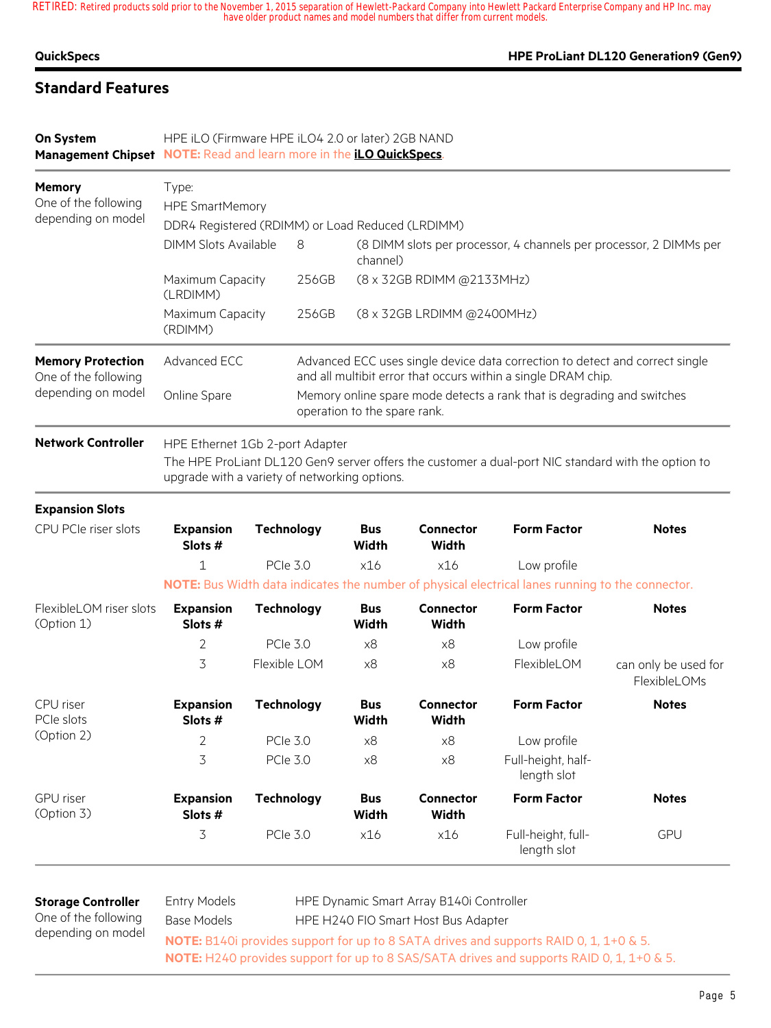RETIRED: Retired products sold prior to the November 1, 2015 separation of Hewlett-Packard Company into Hewlett Packard Enterprise Company and HP Inc. may have older product names and model numbers that differ from current models.

## Standard Features

**On System Management Chipset**

HPE iLO (Firmware HPE iLO4 2.0 or later) 2GB NAND

**NOTE:** Read and learn more in the **iLO QuickSpecs**.

**Memory**
One of the following depending on model

Type:

HPE SmartMemory

DDR4 Registered (RDIMM) or Load Reduced (LRDIMM)

| | | |
|---|---|---|
| DIMM Slots Available | 8 | (8 DIMM slots per processor, 4 channels per processor, 2 DIMMs per channel) |
| Maximum Capacity (LRDIMM) | 256GB | (8 x 32GB RDIMM @2133MHz) |
| Maximum Capacity (RDIMM) | 256GB | (8 x 32GB LRDIMM @2400MHz) |

**Memory Protection**
One of the following depending on model

| | |
|---|---|
| Advanced ECC | Advanced ECC uses single device data correction to detect and correct single and all multibit error that occurs within a single DRAM chip. |
| Online Spare | Memory online spare mode detects a rank that is degrading and switches operation to the spare rank. |

**Network Controller**

HPE Ethernet 1Gb 2-port Adapter

The HPE ProLiant DL120 Gen9 server offers the customer a dual-port NIC standard with the option to upgrade with a variety of networking options.

**Expansion Slots**

CPU PCIe riser slots

| Expansion Slots # | Technology | Bus Width | Connector Width | Form Factor | Notes |
|---|---|---|---|---|---|
| 1 | PCIe 3.0 | x16 | x16 | Low profile | |

**NOTE:** Bus Width data indicates the number of physical electrical lanes running to the connector.

FlexibleLOM riser slots (Option 1)

| Expansion Slots # | Technology | Bus Width | Connector Width | Form Factor | Notes |
|---|---|---|---|---|---|
| 2 | PCIe 3.0 | x8 | x8 | Low profile | |
| 3 | Flexible LOM | x8 | x8 | FlexibleLOM | can only be used for FlexibleLOMs |

CPU riser PCIe slots (Option 2)

| Expansion Slots # | Technology | Bus Width | Connector Width | Form Factor | Notes |
|---|---|---|---|---|---|
| 2 | PCIe 3.0 | x8 | x8 | Low profile | |
| 3 | PCIe 3.0 | x8 | x8 | Full-height, half-length slot | |

GPU riser (Option 3)

| Expansion Slots # | Technology | Bus Width | Connector Width | Form Factor | Notes |
|---|---|---|---|---|---|
| 3 | PCIe 3.0 | x16 | x16 | Full-height, full-length slot | GPU |

**Storage Controller**
One of the following depending on model

| | |
|---|---|
| Entry Models | HPE Dynamic Smart Array B140i Controller |
| Base Models | HPE H240 FIO Smart Host Bus Adapter |

**NOTE:** B140i provides support for up to 8 SATA drives and supports RAID 0, 1, 1+0 & 5.

**NOTE:** H240 provides support for up to 8 SAS/SATA drives and supports RAID 0, 1, 1+0 & 5.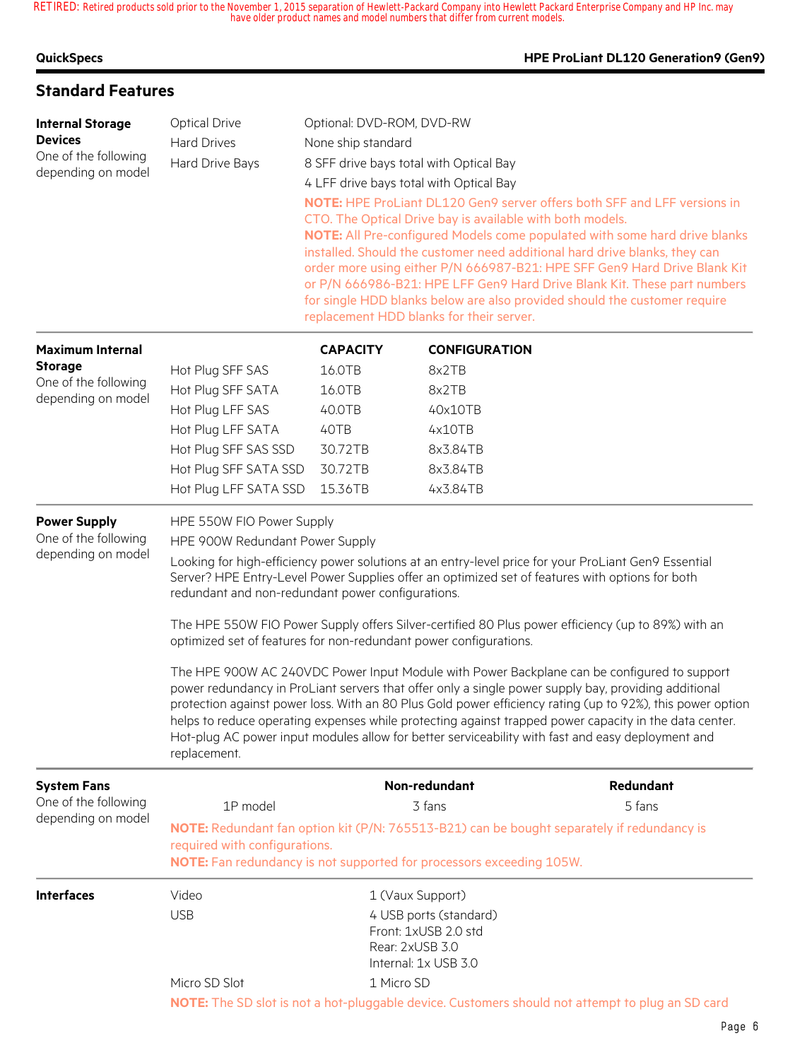## Standard Features

| | | |
|---|---|---|
| **Internal Storage Devices**<br>One of the following depending on model | Optical Drive | Optional: DVD-ROM, DVD-RW |
| | Hard Drives | None ship standard |
| | Hard Drive Bays | 8 SFF drive bays total with Optical Bay |
| | | 4 LFF drive bays total with Optical Bay |

**NOTE:** HPE ProLiant DL120 Gen9 server offers both SFF and LFF versions in CTO. The Optical Drive bay is available with both models.

**NOTE:** All Pre-configured Models come populated with some hard drive blanks installed. Should the customer need additional hard drive blanks, they can order more using either P/N 666987-B21: HPE SFF Gen9 Hard Drive Blank Kit or P/N 666986-B21: HPE LFF Gen9 Hard Drive Blank Kit. These part numbers for single HDD blanks below are also provided should the customer require replacement HDD blanks for their server.

| **Maximum Internal Storage**<br>One of the following depending on model | | **CAPACITY** | **CONFIGURATION** |
|---|---|---|---|
| | Hot Plug SFF SAS | 16.0TB | 8x2TB |
| | Hot Plug SFF SATA | 16.0TB | 8x2TB |
| | Hot Plug LFF SAS | 40.0TB | 40x10TB |
| | Hot Plug LFF SATA | 40TB | 4x10TB |
| | Hot Plug SFF SAS SSD | 30.72TB | 8x3.84TB |
| | Hot Plug SFF SATA SSD | 30.72TB | 8x3.84TB |
| | Hot Plug LFF SATA SSD | 15.36TB | 4x3.84TB |

**Power Supply**
One of the following depending on model

HPE 550W FIO Power Supply

HPE 900W Redundant Power Supply

Looking for high-efficiency power solutions at an entry-level price for your ProLiant Gen9 Essential Server? HPE Entry-Level Power Supplies offer an optimized set of features with options for both redundant and non-redundant power configurations.

The HPE 550W FIO Power Supply offers Silver-certified 80 Plus power efficiency (up to 89%) with an optimized set of features for non-redundant power configurations.

The HPE 900W AC 240VDC Power Input Module with Power Backplane can be configured to support power redundancy in ProLiant servers that offer only a single power supply bay, providing additional protection against power loss. With an 80 Plus Gold power efficiency rating (up to 92%), this power option helps to reduce operating expenses while protecting against trapped power capacity in the data center. Hot-plug AC power input modules allow for better serviceability with fast and easy deployment and replacement.

| **System Fans**<br>One of the following depending on model | | **Non-redundant** | **Redundant** |
|---|---|---|---|
| | 1P model | 3 fans | 5 fans |

**NOTE:** Redundant fan option kit (P/N: 765513-B21) can be bought separately if redundancy is required with configurations.

**NOTE:** Fan redundancy is not supported for processors exceeding 105W.

| **Interfaces** | | |
|---|---|---|
| | Video | 1 (Vaux Support) |
| | USB | 4 USB ports (standard)<br>Front: 1xUSB 2.0 std<br>Rear: 2xUSB 3.0<br>Internal: 1x USB 3.0 |
| | Micro SD Slot | 1 Micro SD |

**NOTE:** The SD slot is not a hot-pluggable device. Customers should not attempt to plug an SD card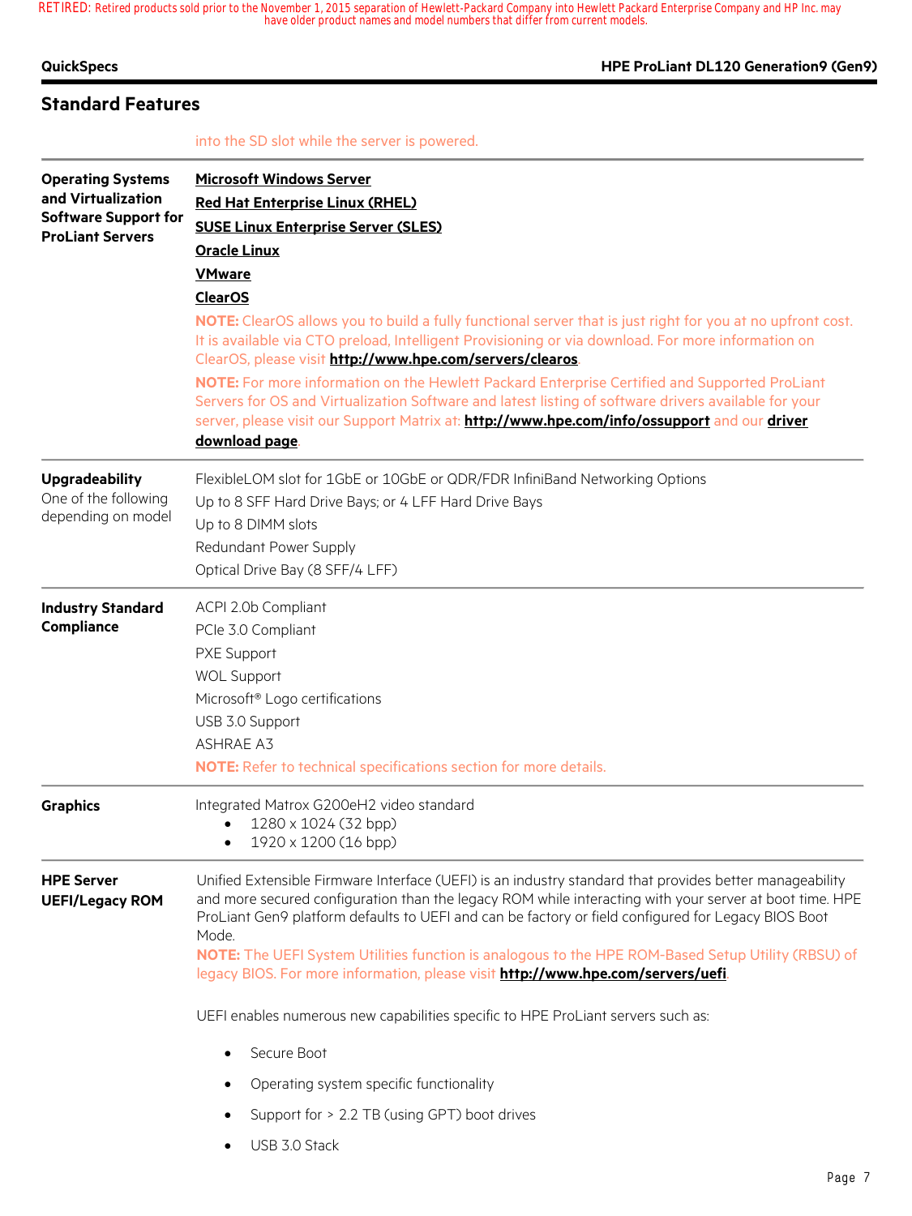## Standard Features

into the SD slot while the server is powered.

| | |
|---|---|
| **Operating Systems and Virtualization Software Support for ProLiant Servers** | **Microsoft Windows Server**<br>**Red Hat Enterprise Linux (RHEL)**<br>**SUSE Linux Enterprise Server (SLES)**<br>**Oracle Linux**<br>**VMware**<br>**ClearOS**<br>**NOTE:** ClearOS allows you to build a fully functional server that is just right for you at no upfront cost. It is available via CTO preload, Intelligent Provisioning or via download. For more information on ClearOS, please visit **http://www.hpe.com/servers/clearos**.<br>**NOTE:** For more information on the Hewlett Packard Enterprise Certified and Supported ProLiant Servers for OS and Virtualization Software and latest listing of software drivers available for your server, please visit our Support Matrix at: **http://www.hpe.com/info/ossupport** and our **driver download page**. |
| **Upgradeability**<br>One of the following depending on model | FlexibleLOM slot for 1GbE or 10GbE or QDR/FDR InfiniBand Networking Options<br>Up to 8 SFF Hard Drive Bays; or 4 LFF Hard Drive Bays<br>Up to 8 DIMM slots<br>Redundant Power Supply<br>Optical Drive Bay (8 SFF/4 LFF) |
| **Industry Standard Compliance** | ACPI 2.0b Compliant<br>PCIe 3.0 Compliant<br>PXE Support<br>WOL Support<br>Microsoft® Logo certifications<br>USB 3.0 Support<br>ASHRAE A3<br>**NOTE:** Refer to technical specifications section for more details. |
| **Graphics** | Integrated Matrox G200eH2 video standard<br>• 1280 x 1024 (32 bpp)<br>• 1920 x 1200 (16 bpp) |
| **HPE Server UEFI/Legacy ROM** | Unified Extensible Firmware Interface (UEFI) is an industry standard that provides better manageability and more secured configuration than the legacy ROM while interacting with your server at boot time. HPE ProLiant Gen9 platform defaults to UEFI and can be factory or field configured for Legacy BIOS Boot Mode.<br>**NOTE:** The UEFI System Utilities function is analogous to the HPE ROM-Based Setup Utility (RBSU) of legacy BIOS. For more information, please visit **http://www.hpe.com/servers/uefi**.<br><br>UEFI enables numerous new capabilities specific to HPE ProLiant servers such as:<br>• Secure Boot<br>• Operating system specific functionality<br>• Support for > 2.2 TB (using GPT) boot drives<br>• USB 3.0 Stack |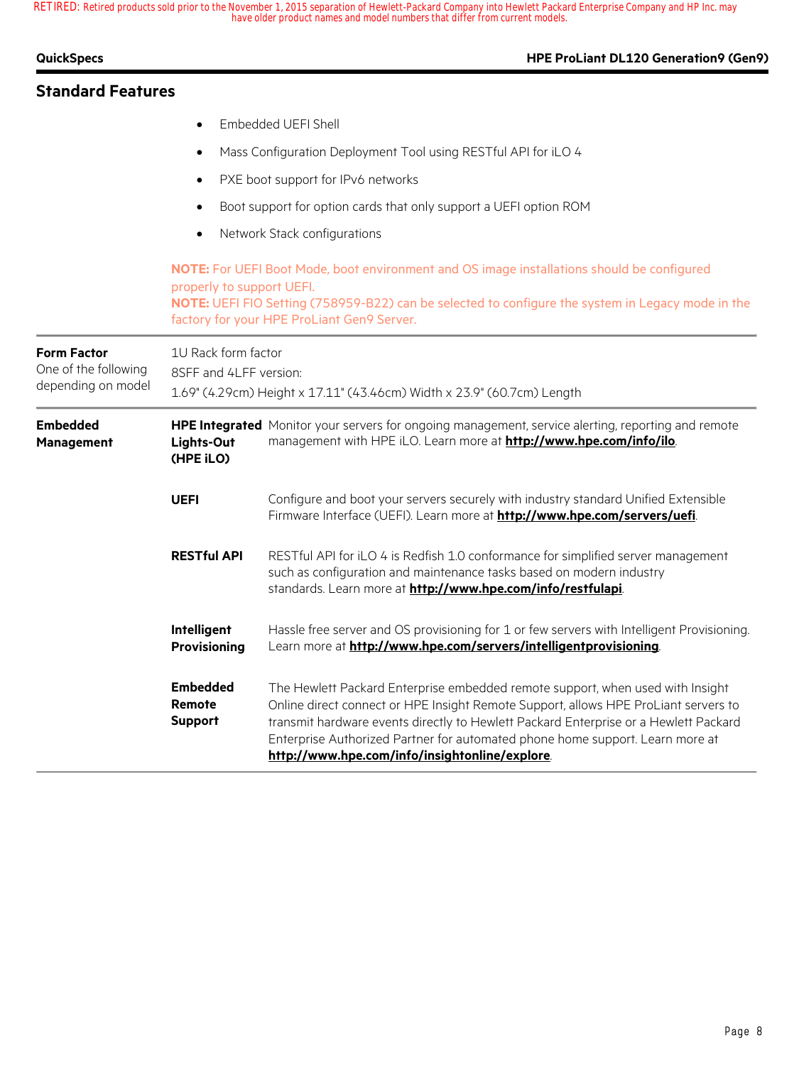## Standard Features

- Embedded UEFI Shell
- Mass Configuration Deployment Tool using RESTful API for iLO 4
- PXE boot support for IPv6 networks
- Boot support for option cards that only support a UEFI option ROM
- Network Stack configurations

**NOTE:** For UEFI Boot Mode, boot environment and OS image installations should be configured properly to support UEFI.
**NOTE:** UEFI FIO Setting (758959-B22) can be selected to configure the system in Legacy mode in the factory for your HPE ProLiant Gen9 Server.

**Form Factor**
One of the following depending on model

1U Rack form factor
8SFF and 4LFF version:
1.69" (4.29cm) Height x 17.11" (43.46cm) Width x 23.9" (60.7cm) Length

**Embedded Management**

| | |
|---|---|
| **HPE Integrated Lights-Out (HPE iLO)** | Monitor your servers for ongoing management, service alerting, reporting and remote management with HPE iLO. Learn more at **http://www.hpe.com/info/ilo**. |
| **UEFI** | Configure and boot your servers securely with industry standard Unified Extensible Firmware Interface (UEFI). Learn more at **http://www.hpe.com/servers/uefi**. |
| **RESTful API** | RESTful API for iLO 4 is Redfish 1.0 conformance for simplified server management such as configuration and maintenance tasks based on modern industry standards. Learn more at **http://www.hpe.com/info/restfulapi**. |
| **Intelligent Provisioning** | Hassle free server and OS provisioning for 1 or few servers with Intelligent Provisioning. Learn more at **http://www.hpe.com/servers/intelligentprovisioning**. |
| **Embedded Remote Support** | The Hewlett Packard Enterprise embedded remote support, when used with Insight Online direct connect or HPE Insight Remote Support, allows HPE ProLiant servers to transmit hardware events directly to Hewlett Packard Enterprise or a Hewlett Packard Enterprise Authorized Partner for automated phone home support. Learn more at **http://www.hpe.com/info/insightonline/explore**. |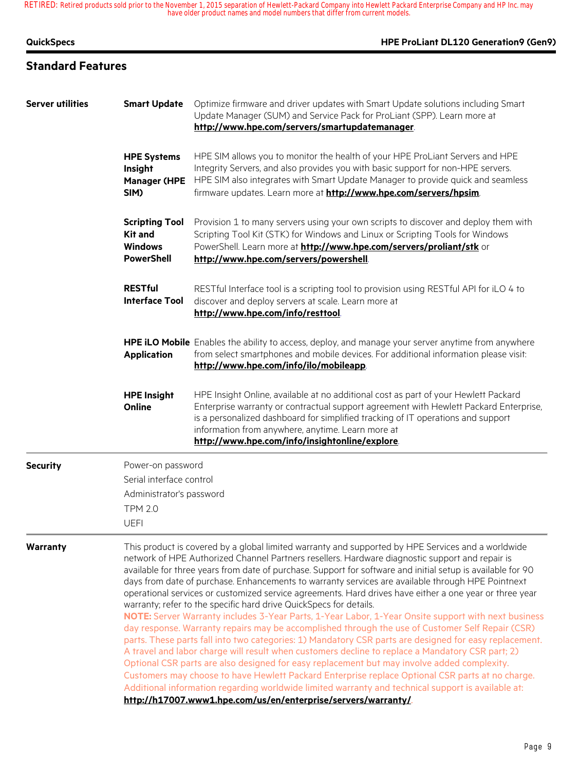## Standard Features

| | | |
|---|---|---|
| **Server utilities** | **Smart Update** | Optimize firmware and driver updates with Smart Update solutions including Smart Update Manager (SUM) and Service Pack for ProLiant (SPP). Learn more at **http://www.hpe.com/servers/smartupdatemanager**. |
| | **HPE Systems Insight Manager (HPE SIM)** | HPE SIM allows you to monitor the health of your HPE ProLiant Servers and HPE Integrity Servers, and also provides you with basic support for non-HPE servers. HPE SIM also integrates with Smart Update Manager to provide quick and seamless firmware updates. Learn more at **http://www.hpe.com/servers/hpsim**. |
| | **Scripting Tool Kit and Windows PowerShell** | Provision 1 to many servers using your own scripts to discover and deploy them with Scripting Tool Kit (STK) for Windows and Linux or Scripting Tools for Windows PowerShell. Learn more at **http://www.hpe.com/servers/proliant/stk** or **http://www.hpe.com/servers/powershell**. |
| | **RESTful Interface Tool** | RESTful Interface tool is a scripting tool to provision using RESTful API for iLO 4 to discover and deploy servers at scale. Learn more at **http://www.hpe.com/info/resttool**. |
| | **HPE iLO Mobile Application** | Enables the ability to access, deploy, and manage your server anytime from anywhere from select smartphones and mobile devices. For additional information please visit: **http://www.hpe.com/info/ilo/mobileapp**. |
| | **HPE Insight Online** | HPE Insight Online, available at no additional cost as part of your Hewlett Packard Enterprise warranty or contractual support agreement with Hewlett Packard Enterprise, is a personalized dashboard for simplified tracking of IT operations and support information from anywhere, anytime. Learn more at **http://www.hpe.com/info/insightonline/explore**. |

**Security**

Power-on password

Serial interface control

Administrator's password

TPM 2.0

UEFI

**Warranty**

This product is covered by a global limited warranty and supported by HPE Services and a worldwide network of HPE Authorized Channel Partners resellers. Hardware diagnostic support and repair is available for three years from date of purchase. Support for software and initial setup is available for 90 days from date of purchase. Enhancements to warranty services are available through HPE Pointnext operational services or customized service agreements. Hard drives have either a one year or three year warranty; refer to the specific hard drive QuickSpecs for details.

**NOTE:** Server Warranty includes 3-Year Parts, 1-Year Labor, 1-Year Onsite support with next business day response. Warranty repairs may be accomplished through the use of Customer Self Repair (CSR) parts. These parts fall into two categories: 1) Mandatory CSR parts are designed for easy replacement. A travel and labor charge will result when customers decline to replace a Mandatory CSR part; 2) Optional CSR parts are also designed for easy replacement but may involve added complexity. Customers may choose to have Hewlett Packard Enterprise replace Optional CSR parts at no charge. Additional information regarding worldwide limited warranty and technical support is available at: **http://h17007.www1.hpe.com/us/en/enterprise/servers/warranty/**.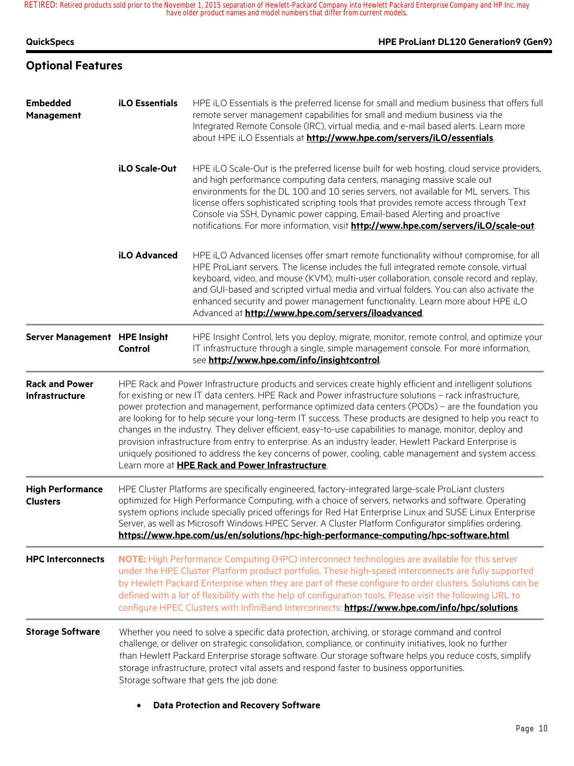## Optional Features

| | | |
|---|---|---|
| **Embedded Management** | **iLO Essentials** | HPE iLO Essentials is the preferred license for small and medium business that offers full remote server management capabilities for small and medium business via the Integrated Remote Console (IRC), virtual media, and e-mail based alerts. Learn more about HPE iLO Essentials at **http://www.hpe.com/servers/iLO/essentials**. |
| | **iLO Scale-Out** | HPE iLO Scale-Out is the preferred license built for web hosting, cloud service providers, and high performance computing data centers, managing massive scale out environments for the DL 100 and 10 series servers, not available for ML servers. This license offers sophisticated scripting tools that provides remote access through Text Console via SSH, Dynamic power capping, Email-based Alerting and proactive notifications. For more information, visit **http://www.hpe.com/servers/iLO/scale-out**. |
| | **iLO Advanced** | HPE iLO Advanced licenses offer smart remote functionality without compromise, for all HPE ProLiant servers. The license includes the full integrated remote console, virtual keyboard, video, and mouse (KVM), multi-user collaboration, console record and replay, and GUI-based and scripted virtual media and virtual folders. You can also activate the enhanced security and power management functionality. Learn more about HPE iLO Advanced at **http://www.hpe.com/servers/iloadvanced**. |
| **Server Management** | **HPE Insight Control** | HPE Insight Control, lets you deploy, migrate, monitor, remote control, and optimize your IT infrastructure through a single, simple management console. For more information, see **http://www.hpe.com/info/insightcontrol**. |

**Rack and Power Infrastructure**

HPE Rack and Power Infrastructure products and services create highly efficient and intelligent solutions for existing or new IT data centers. HPE Rack and Power infrastructure solutions – rack infrastructure, power protection and management, performance optimized data centers (PODs) – are the foundation you are looking for to help secure your long-term IT success. These products are designed to help you react to changes in the industry. They deliver efficient, easy-to-use capabilities to manage, monitor, deploy and provision infrastructure from entry to enterprise. As an industry leader, Hewlett Packard Enterprise is uniquely positioned to address the key concerns of power, cooling, cable management and system access. Learn more at **HPE Rack and Power Infrastructure**.

**High Performance Clusters**

HPE Cluster Platforms are specifically engineered, factory-integrated large-scale ProLiant clusters optimized for High Performance Computing, with a choice of servers, networks and software. Operating system options include specially priced offerings for Red Hat Enterprise Linux and SUSE Linux Enterprise Server, as well as Microsoft Windows HPEC Server. A Cluster Platform Configurator simplifies ordering. **https://www.hpe.com/us/en/solutions/hpc-high-performance-computing/hpc-software.html**.

**HPC Interconnects**

**NOTE:** High Performance Computing (HPC) interconnect technologies are available for this server under the HPE Cluster Platform product portfolio. These high-speed interconnects are fully supported by Hewlett Packard Enterprise when they are part of these configure to order clusters. Solutions can be defined with a lot of flexibility with the help of configuration tools. Please visit the following URL to configure HPEC Clusters with InfiniBand Interconnects: **https://www.hpe.com/info/hpc/solutions**.

**Storage Software**

Whether you need to solve a specific data protection, archiving, or storage command and control challenge, or deliver on strategic consolidation, compliance, or continuity initiatives, look no further than Hewlett Packard Enterprise storage software. Our storage software helps you reduce costs, simplify storage infrastructure, protect vital assets and respond faster to business opportunities.
Storage software that gets the job done:

- **Data Protection and Recovery Software**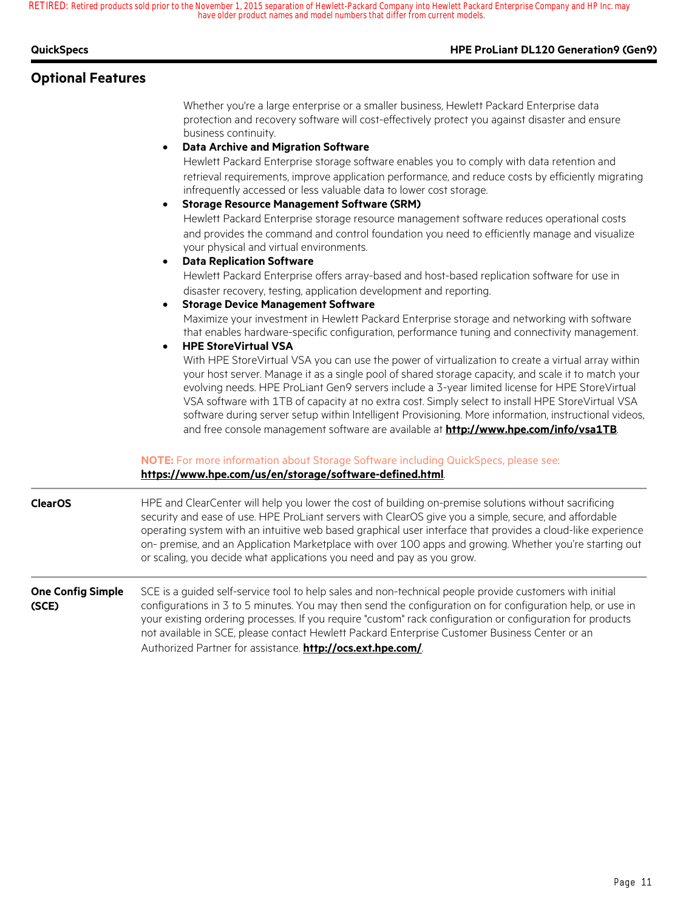## Optional Features

Whether you're a large enterprise or a smaller business, Hewlett Packard Enterprise data protection and recovery software will cost-effectively protect you against disaster and ensure business continuity.

- **Data Archive and Migration Software**
  Hewlett Packard Enterprise storage software enables you to comply with data retention and retrieval requirements, improve application performance, and reduce costs by efficiently migrating infrequently accessed or less valuable data to lower cost storage.
- **Storage Resource Management Software (SRM)**
  Hewlett Packard Enterprise storage resource management software reduces operational costs and provides the command and control foundation you need to efficiently manage and visualize your physical and virtual environments.
- **Data Replication Software**
  Hewlett Packard Enterprise offers array-based and host-based replication software for use in disaster recovery, testing, application development and reporting.
- **Storage Device Management Software**
  Maximize your investment in Hewlett Packard Enterprise storage and networking with software that enables hardware-specific configuration, performance tuning and connectivity management.
- **HPE StoreVirtual VSA**
  With HPE StoreVirtual VSA you can use the power of virtualization to create a virtual array within your host server. Manage it as a single pool of shared storage capacity, and scale it to match your evolving needs. HPE ProLiant Gen9 servers include a 3-year limited license for HPE StoreVirtual VSA software with 1TB of capacity at no extra cost. Simply select to install HPE StoreVirtual VSA software during server setup within Intelligent Provisioning. More information, instructional videos, and free console management software are available at **http://www.hpe.com/info/vsa1TB**.

**NOTE:** For more information about Storage Software including QuickSpecs, please see: **https://www.hpe.com/us/en/storage/software-defined.html**.

### ClearOS

HPE and ClearCenter will help you lower the cost of building on-premise solutions without sacrificing security and ease of use. HPE ProLiant servers with ClearOS give you a simple, secure, and affordable operating system with an intuitive web based graphical user interface that provides a cloud-like experience on- premise, and an Application Marketplace with over 100 apps and growing. Whether you're starting out or scaling, you decide what applications you need and pay as you grow.

### One Config Simple (SCE)

SCE is a guided self-service tool to help sales and non-technical people provide customers with initial configurations in 3 to 5 minutes. You may then send the configuration on for configuration help, or use in your existing ordering processes. If you require "custom" rack configuration or configuration for products not available in SCE, please contact Hewlett Packard Enterprise Customer Business Center or an Authorized Partner for assistance. **http://ocs.ext.hpe.com/**.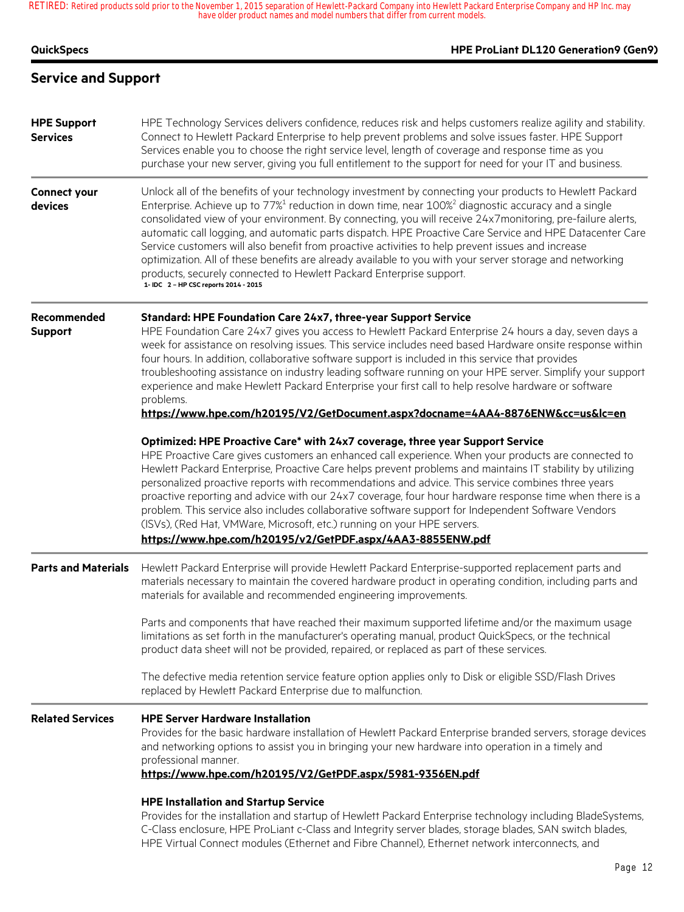## Service and Support

**HPE Support Services**

HPE Technology Services delivers confidence, reduces risk and helps customers realize agility and stability. Connect to Hewlett Packard Enterprise to help prevent problems and solve issues faster. HPE Support Services enable you to choose the right service level, length of coverage and response time as you purchase your new server, giving you full entitlement to the support for need for your IT and business.

**Connect your devices**

Unlock all of the benefits of your technology investment by connecting your products to Hewlett Packard Enterprise. Achieve up to 77%[1] reduction in down time, near 100%[2] diagnostic accuracy and a single consolidated view of your environment. By connecting, you will receive 24x7monitoring, pre-failure alerts, automatic call logging, and automatic parts dispatch. HPE Proactive Care Service and HPE Datacenter Care Service customers will also benefit from proactive activities to help prevent issues and increase optimization. All of these benefits are already available to you with your server storage and networking products, securely connected to Hewlett Packard Enterprise support.

1- IDC 2 – HP CSC reports 2014 - 2015

**Recommended Support**

**Standard: HPE Foundation Care 24x7, three-year Support Service**

HPE Foundation Care 24x7 gives you access to Hewlett Packard Enterprise 24 hours a day, seven days a week for assistance on resolving issues. This service includes need based Hardware onsite response within four hours. In addition, collaborative software support is included in this service that provides troubleshooting assistance on industry leading software running on your HPE server. Simplify your support experience and make Hewlett Packard Enterprise your first call to help resolve hardware or software problems.

**https://www.hpe.com/h20195/V2/GetDocument.aspx?docname=4AA4-8876ENW&cc=us&lc=en**

**Optimized: HPE Proactive Care* with 24x7 coverage, three year Support Service**

HPE Proactive Care gives customers an enhanced call experience. When your products are connected to Hewlett Packard Enterprise, Proactive Care helps prevent problems and maintains IT stability by utilizing personalized proactive reports with recommendations and advice. This service combines three years proactive reporting and advice with our 24x7 coverage, four hour hardware response time when there is a problem. This service also includes collaborative software support for Independent Software Vendors (ISVs), (Red Hat, VMWare, Microsoft, etc.) running on your HPE servers.

**https://www.hpe.com/h20195/v2/GetPDF.aspx/4AA3-8855ENW.pdf**

**Parts and Materials**

Hewlett Packard Enterprise will provide Hewlett Packard Enterprise-supported replacement parts and materials necessary to maintain the covered hardware product in operating condition, including parts and materials for available and recommended engineering improvements.

Parts and components that have reached their maximum supported lifetime and/or the maximum usage limitations as set forth in the manufacturer's operating manual, product QuickSpecs, or the technical product data sheet will not be provided, repaired, or replaced as part of these services.

The defective media retention service feature option applies only to Disk or eligible SSD/Flash Drives replaced by Hewlett Packard Enterprise due to malfunction.

**Related Services**

**HPE Server Hardware Installation**

Provides for the basic hardware installation of Hewlett Packard Enterprise branded servers, storage devices and networking options to assist you in bringing your new hardware into operation in a timely and professional manner.

**https://www.hpe.com/h20195/V2/GetPDF.aspx/5981-9356EN.pdf**

**HPE Installation and Startup Service**

Provides for the installation and startup of Hewlett Packard Enterprise technology including BladeSystems, C-Class enclosure, HPE ProLiant c-Class and Integrity server blades, storage blades, SAN switch blades, HPE Virtual Connect modules (Ethernet and Fibre Channel), Ethernet network interconnects, and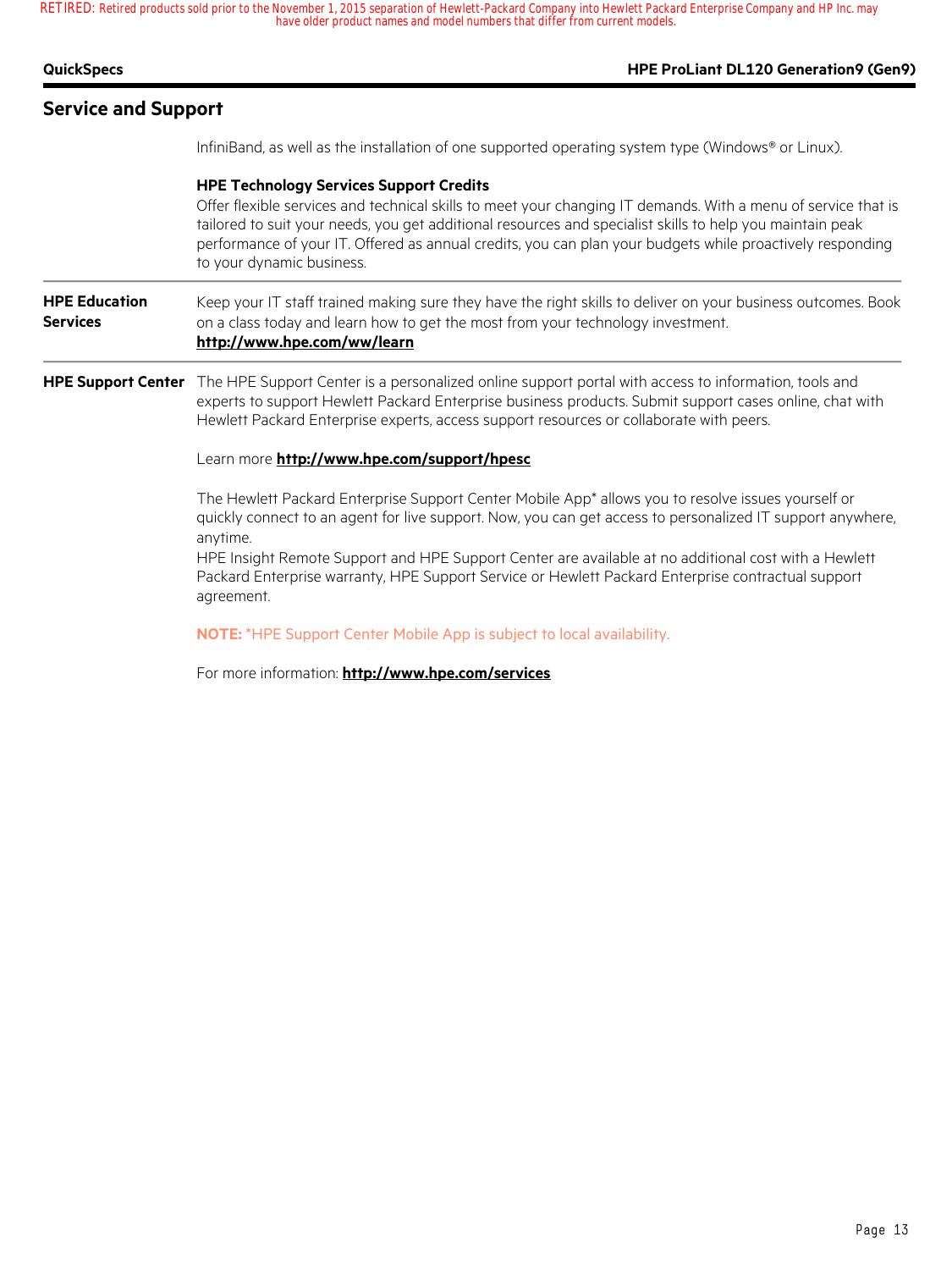## Service and Support

InfiniBand, as well as the installation of one supported operating system type (Windows® or Linux).

**HPE Technology Services Support Credits**
Offer flexible services and technical skills to meet your changing IT demands. With a menu of service that is tailored to suit your needs, you get additional resources and specialist skills to help you maintain peak performance of your IT. Offered as annual credits, you can plan your budgets while proactively responding to your dynamic business.

**HPE Education Services**

Keep your IT staff trained making sure they have the right skills to deliver on your business outcomes. Book on a class today and learn how to get the most from your technology investment.
**http://www.hpe.com/ww/learn**

**HPE Support Center**

The HPE Support Center is a personalized online support portal with access to information, tools and experts to support Hewlett Packard Enterprise business products. Submit support cases online, chat with Hewlett Packard Enterprise experts, access support resources or collaborate with peers.

Learn more **http://www.hpe.com/support/hpesc**

The Hewlett Packard Enterprise Support Center Mobile App* allows you to resolve issues yourself or quickly connect to an agent for live support. Now, you can get access to personalized IT support anywhere, anytime.
HPE Insight Remote Support and HPE Support Center are available at no additional cost with a Hewlett Packard Enterprise warranty, HPE Support Service or Hewlett Packard Enterprise contractual support agreement.

**NOTE:** *HPE Support Center Mobile App is subject to local availability.

For more information: **http://www.hpe.com/services**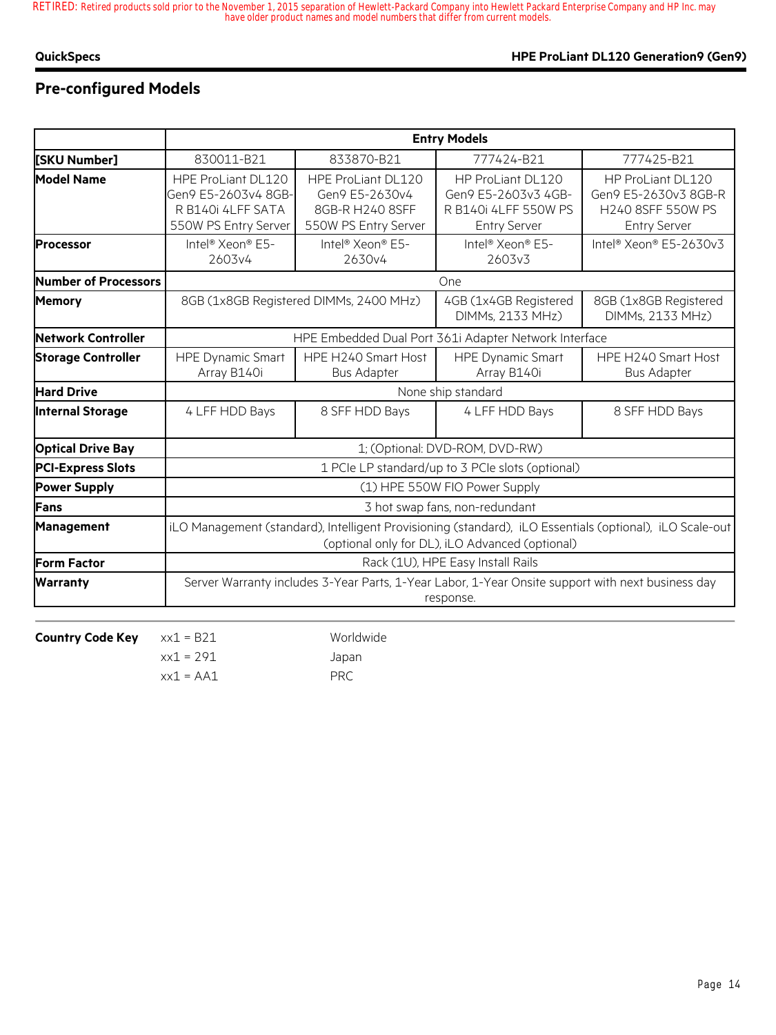## Pre-configured Models

| | Entry Models | | | |
|---|---|---|---|---|
| [SKU Number] | 830011-B21 | 833870-B21 | 777424-B21 | 777425-B21 |
| Model Name | HPE ProLiant DL120 Gen9 E5-2603v4 8GB-R B140i 4LFF SATA 550W PS Entry Server | HPE ProLiant DL120 Gen9 E5-2630v4 8GB-R H240 8SFF 550W PS Entry Server | HP ProLiant DL120 Gen9 E5-2603v3 4GB-R B140i 4LFF 550W PS Entry Server | HP ProLiant DL120 Gen9 E5-2630v3 8GB-R H240 8SFF 550W PS Entry Server |
| Processor | Intel® Xeon® E5-2603v4 | Intel® Xeon® E5-2630v4 | Intel® Xeon® E5-2603v3 | Intel® Xeon® E5-2630v3 |
| Number of Processors | One | | | |
| Memory | 8GB (1x8GB Registered DIMMs, 2400 MHz) | | 4GB (1x4GB Registered DIMMs, 2133 MHz) | 8GB (1x8GB Registered DIMMs, 2133 MHz) |
| Network Controller | HPE Embedded Dual Port 361i Adapter Network Interface | | | |
| Storage Controller | HPE Dynamic Smart Array B140i | HPE H240 Smart Host Bus Adapter | HPE Dynamic Smart Array B140i | HPE H240 Smart Host Bus Adapter |
| Hard Drive | None ship standard | | | |
| Internal Storage | 4 LFF HDD Bays | 8 SFF HDD Bays | 4 LFF HDD Bays | 8 SFF HDD Bays |
| Optical Drive Bay | 1; (Optional: DVD-ROM, DVD-RW) | | | |
| PCI-Express Slots | 1 PCIe LP standard/up to 3 PCIe slots (optional) | | | |
| Power Supply | (1) HPE 550W FIO Power Supply | | | |
| Fans | 3 hot swap fans, non-redundant | | | |
| Management | iLO Management (standard), Intelligent Provisioning (standard), iLO Essentials (optional), iLO Scale-out (optional only for DL), iLO Advanced (optional) | | | |
| Form Factor | Rack (1U), HPE Easy Install Rails | | | |
| Warranty | Server Warranty includes 3-Year Parts, 1-Year Labor, 1-Year Onsite support with next business day response. | | | |

| Country Code Key | | |
|---|---|---|
| | xx1 = B21 | Worldwide |
| | xx1 = 291 | Japan |
| | xx1 = AA1 | PRC |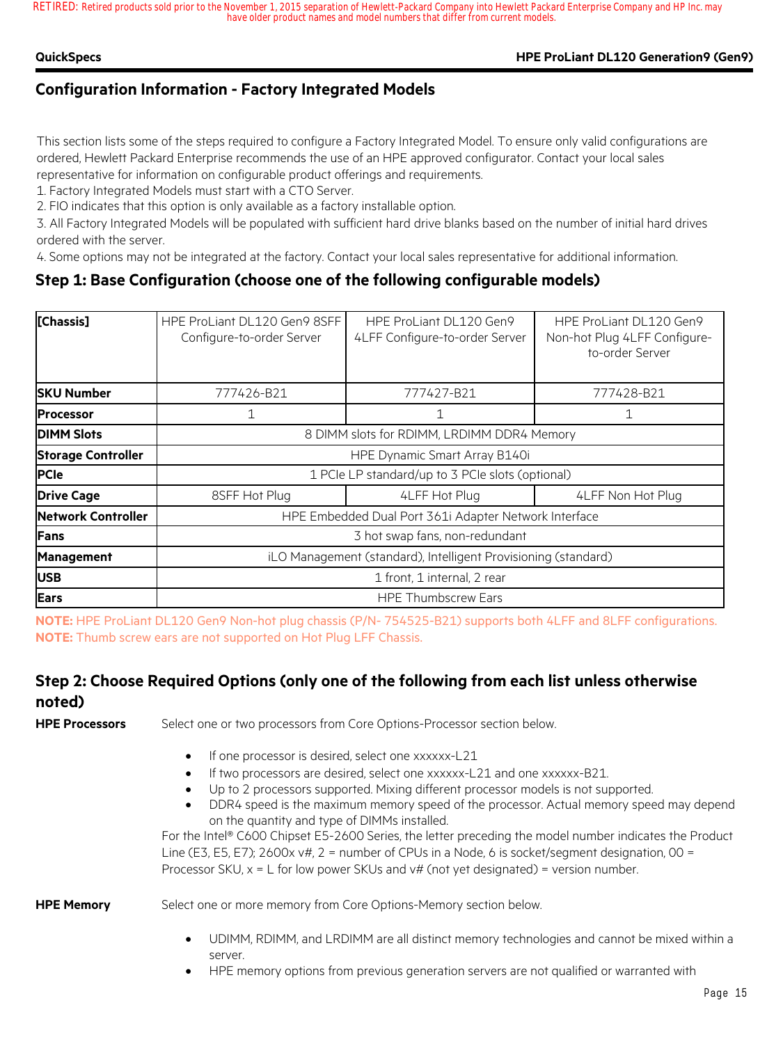## Configuration Information - Factory Integrated Models

This section lists some of the steps required to configure a Factory Integrated Model. To ensure only valid configurations are ordered, Hewlett Packard Enterprise recommends the use of an HPE approved configurator. Contact your local sales representative for information on configurable product offerings and requirements.

1. Factory Integrated Models must start with a CTO Server.
2. FIO indicates that this option is only available as a factory installable option.
3. All Factory Integrated Models will be populated with sufficient hard drive blanks based on the number of initial hard drives ordered with the server.
4. Some options may not be integrated at the factory. Contact your local sales representative for additional information.

### Step 1: Base Configuration (choose one of the following configurable models)

| [Chassis] | HPE ProLiant DL120 Gen9 8SFF Configure-to-order Server | HPE ProLiant DL120 Gen9 4LFF Configure-to-order Server | HPE ProLiant DL120 Gen9 Non-hot Plug 4LFF Configure-to-order Server |
|---|---|---|---|
| **SKU Number** | 777426-B21 | 777427-B21 | 777428-B21 |
| **Processor** | 1 | 1 | 1 |
| **DIMM Slots** | 8 DIMM slots for RDIMM, LRDIMM DDR4 Memory | | |
| **Storage Controller** | HPE Dynamic Smart Array B140i | | |
| **PCIe** | 1 PCIe LP standard/up to 3 PCIe slots (optional) | | |
| **Drive Cage** | 8SFF Hot Plug | 4LFF Hot Plug | 4LFF Non Hot Plug |
| **Network Controller** | HPE Embedded Dual Port 361i Adapter Network Interface | | |
| **Fans** | 3 hot swap fans, non-redundant | | |
| **Management** | iLO Management (standard), Intelligent Provisioning (standard) | | |
| **USB** | 1 front, 1 internal, 2 rear | | |
| **Ears** | HPE Thumbscrew Ears | | |

**NOTE:** HPE ProLiant DL120 Gen9 Non-hot plug chassis (P/N- 754525-B21) supports both 4LFF and 8LFF configurations.
**NOTE:** Thumb screw ears are not supported on Hot Plug LFF Chassis.

### Step 2: Choose Required Options (only one of the following from each list unless otherwise noted)

**HPE Processors**

Select one or two processors from Core Options-Processor section below.

- If one processor is desired, select one xxxxxx-L21
- If two processors are desired, select one xxxxxx-L21 and one xxxxxx-B21.
- Up to 2 processors supported. Mixing different processor models is not supported.
- DDR4 speed is the maximum memory speed of the processor. Actual memory speed may depend on the quantity and type of DIMMs installed.

For the Intel® C600 Chipset E5-2600 Series, the letter preceding the model number indicates the Product Line (E3, E5, E7); 2600x v#, 2 = number of CPUs in a Node, 6 is socket/segment designation, 00 = Processor SKU, x = L for low power SKUs and v# (not yet designated) = version number.

**HPE Memory**

Select one or more memory from Core Options-Memory section below.

- UDIMM, RDIMM, and LRDIMM are all distinct memory technologies and cannot be mixed within a server.
- HPE memory options from previous generation servers are not qualified or warranted with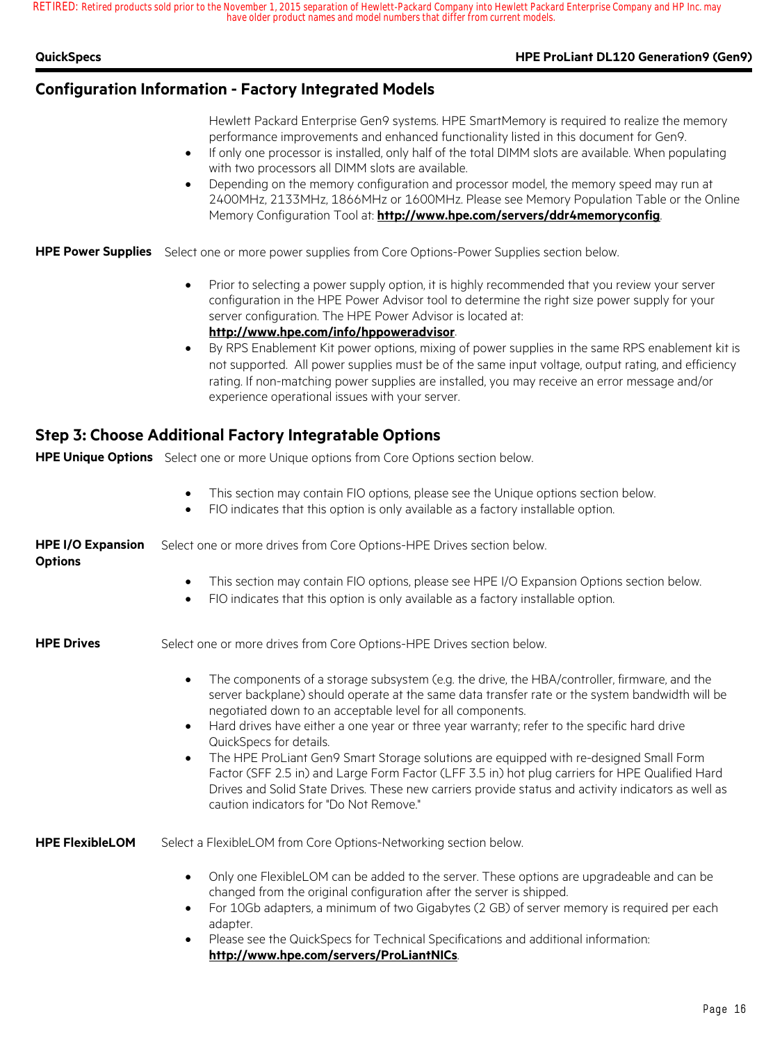## Configuration Information - Factory Integrated Models

Hewlett Packard Enterprise Gen9 systems. HPE SmartMemory is required to realize the memory performance improvements and enhanced functionality listed in this document for Gen9.

- If only one processor is installed, only half of the total DIMM slots are available. When populating with two processors all DIMM slots are available.
- Depending on the memory configuration and processor model, the memory speed may run at 2400MHz, 2133MHz, 1866MHz or 1600MHz. Please see Memory Population Table or the Online Memory Configuration Tool at: **http://www.hpe.com/servers/ddr4memoryconfig**.

**HPE Power Supplies** Select one or more power supplies from Core Options-Power Supplies section below.

- Prior to selecting a power supply option, it is highly recommended that you review your server configuration in the HPE Power Advisor tool to determine the right size power supply for your server configuration. The HPE Power Advisor is located at: **http://www.hpe.com/info/hppoweradvisor**.
- By RPS Enablement Kit power options, mixing of power supplies in the same RPS enablement kit is not supported. All power supplies must be of the same input voltage, output rating, and efficiency rating. If non-matching power supplies are installed, you may receive an error message and/or experience operational issues with your server.

## Step 3: Choose Additional Factory Integratable Options

**HPE Unique Options** Select one or more Unique options from Core Options section below.

- This section may contain FIO options, please see the Unique options section below.
- FIO indicates that this option is only available as a factory installable option.

**HPE I/O Expansion Options** Select one or more drives from Core Options-HPE Drives section below.

- This section may contain FIO options, please see HPE I/O Expansion Options section below.
- FIO indicates that this option is only available as a factory installable option.

**HPE Drives** Select one or more drives from Core Options-HPE Drives section below.

- The components of a storage subsystem (e.g. the drive, the HBA/controller, firmware, and the server backplane) should operate at the same data transfer rate or the system bandwidth will be negotiated down to an acceptable level for all components.
- Hard drives have either a one year or three year warranty; refer to the specific hard drive QuickSpecs for details.
- The HPE ProLiant Gen9 Smart Storage solutions are equipped with re-designed Small Form Factor (SFF 2.5 in) and Large Form Factor (LFF 3.5 in) hot plug carriers for HPE Qualified Hard Drives and Solid State Drives. These new carriers provide status and activity indicators as well as caution indicators for "Do Not Remove."

**HPE FlexibleLOM** Select a FlexibleLOM from Core Options-Networking section below.

- Only one FlexibleLOM can be added to the server. These options are upgradeable and can be changed from the original configuration after the server is shipped.
- For 10Gb adapters, a minimum of two Gigabytes (2 GB) of server memory is required per each adapter.
- Please see the QuickSpecs for Technical Specifications and additional information: **http://www.hpe.com/servers/ProLiantNICs**.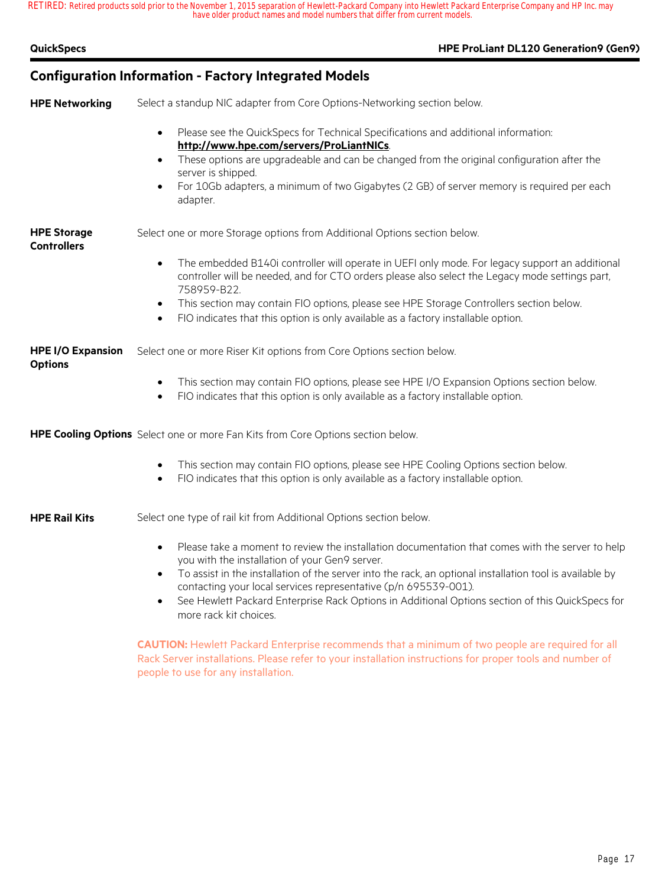## Configuration Information - Factory Integrated Models

**HPE Networking**

Select a standup NIC adapter from Core Options-Networking section below.

- Please see the QuickSpecs for Technical Specifications and additional information: **http://www.hpe.com/servers/ProLiantNICs**.
- These options are upgradeable and can be changed from the original configuration after the server is shipped.
- For 10Gb adapters, a minimum of two Gigabytes (2 GB) of server memory is required per each adapter.

**HPE Storage Controllers**

Select one or more Storage options from Additional Options section below.

- The embedded B140i controller will operate in UEFI only mode. For legacy support an additional controller will be needed, and for CTO orders please also select the Legacy mode settings part, 758959-B22.
- This section may contain FIO options, please see HPE Storage Controllers section below.
- FIO indicates that this option is only available as a factory installable option.

**HPE I/O Expansion Options**

Select one or more Riser Kit options from Core Options section below.

- This section may contain FIO options, please see HPE I/O Expansion Options section below.
- FIO indicates that this option is only available as a factory installable option.

**HPE Cooling Options**

Select one or more Fan Kits from Core Options section below.

- This section may contain FIO options, please see HPE Cooling Options section below.
- FIO indicates that this option is only available as a factory installable option.

**HPE Rail Kits**

Select one type of rail kit from Additional Options section below.

- Please take a moment to review the installation documentation that comes with the server to help you with the installation of your Gen9 server.
- To assist in the installation of the server into the rack, an optional installation tool is available by contacting your local services representative (p/n 695539-001).
- See Hewlett Packard Enterprise Rack Options in Additional Options section of this QuickSpecs for more rack kit choices.

**CAUTION:** Hewlett Packard Enterprise recommends that a minimum of two people are required for all Rack Server installations. Please refer to your installation instructions for proper tools and number of people to use for any installation.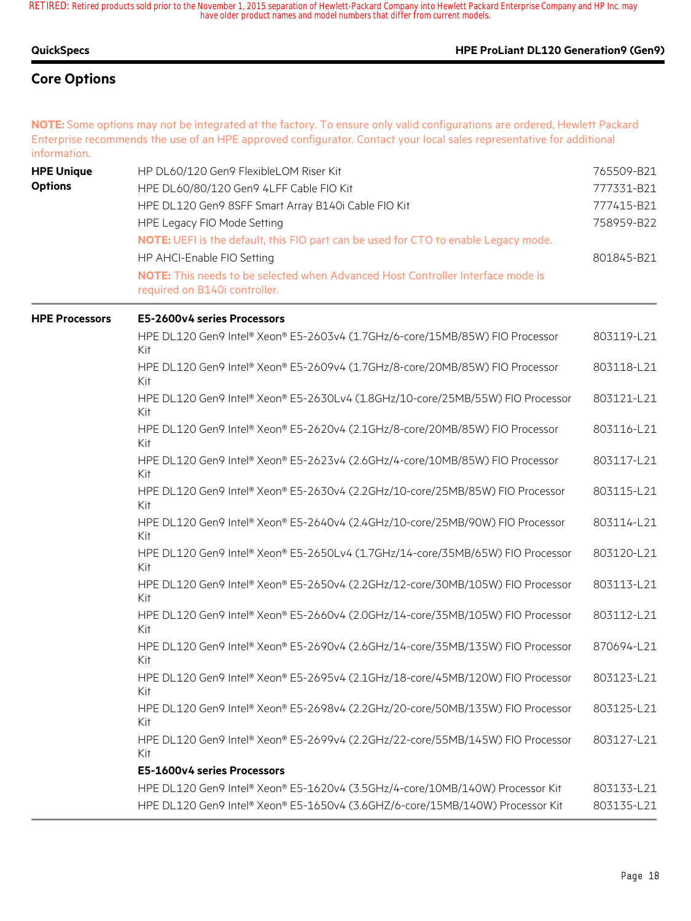RETIRED: Retired products sold prior to the November 1, 2015 separation of Hewlett-Packard Company into Hewlett Packard Enterprise Company and HP Inc. may have older product names and model numbers that differ from current models.

## Core Options

**NOTE:** Some options may not be integrated at the factory. To ensure only valid configurations are ordered, Hewlett Packard Enterprise recommends the use of an HPE approved configurator. Contact your local sales representative for additional information.

| | | |
|---|---|---|
| **HPE Unique Options** | HP DL60/120 Gen9 FlexibleLOM Riser Kit | 765509-B21 |
| | HPE DL60/80/120 Gen9 4LFF Cable FIO Kit | 777331-B21 |
| | HPE DL120 Gen9 8SFF Smart Array B140i Cable FIO Kit | 777415-B21 |
| | HPE Legacy FIO Mode Setting | 758959-B22 |
| | **NOTE:** UEFI is the default, this FIO part can be used for CTO to enable Legacy mode. | |
| | HP AHCI-Enable FIO Setting | 801845-B21 |
| | **NOTE:** This needs to be selected when Advanced Host Controller Interface mode is required on B140i controller. | |
| **HPE Processors** | **E5-2600v4 series Processors** | |
| | HPE DL120 Gen9 Intel® Xeon® E5-2603v4 (1.7GHz/6-core/15MB/85W) FIO Processor Kit | 803119-L21 |
| | HPE DL120 Gen9 Intel® Xeon® E5-2609v4 (1.7GHz/8-core/20MB/85W) FIO Processor Kit | 803118-L21 |
| | HPE DL120 Gen9 Intel® Xeon® E5-2630Lv4 (1.8GHz/10-core/25MB/55W) FIO Processor Kit | 803121-L21 |
| | HPE DL120 Gen9 Intel® Xeon® E5-2620v4 (2.1GHz/8-core/20MB/85W) FIO Processor Kit | 803116-L21 |
| | HPE DL120 Gen9 Intel® Xeon® E5-2623v4 (2.6GHz/4-core/10MB/85W) FIO Processor Kit | 803117-L21 |
| | HPE DL120 Gen9 Intel® Xeon® E5-2630v4 (2.2GHz/10-core/25MB/85W) FIO Processor Kit | 803115-L21 |
| | HPE DL120 Gen9 Intel® Xeon® E5-2640v4 (2.4GHz/10-core/25MB/90W) FIO Processor Kit | 803114-L21 |
| | HPE DL120 Gen9 Intel® Xeon® E5-2650Lv4 (1.7GHz/14-core/35MB/65W) FIO Processor Kit | 803120-L21 |
| | HPE DL120 Gen9 Intel® Xeon® E5-2650v4 (2.2GHz/12-core/30MB/105W) FIO Processor Kit | 803113-L21 |
| | HPE DL120 Gen9 Intel® Xeon® E5-2660v4 (2.0GHz/14-core/35MB/105W) FIO Processor Kit | 803112-L21 |
| | HPE DL120 Gen9 Intel® Xeon® E5-2690v4 (2.6GHz/14-core/35MB/135W) FIO Processor Kit | 870694-L21 |
| | HPE DL120 Gen9 Intel® Xeon® E5-2695v4 (2.1GHz/18-core/45MB/120W) FIO Processor Kit | 803123-L21 |
| | HPE DL120 Gen9 Intel® Xeon® E5-2698v4 (2.2GHz/20-core/50MB/135W) FIO Processor Kit | 803125-L21 |
| | HPE DL120 Gen9 Intel® Xeon® E5-2699v4 (2.2GHz/22-core/55MB/145W) FIO Processor Kit | 803127-L21 |
| | **E5-1600v4 series Processors** | |
| | HPE DL120 Gen9 Intel® Xeon® E5-1620v4 (3.5GHz/4-core/10MB/140W) Processor Kit | 803133-L21 |
| | HPE DL120 Gen9 Intel® Xeon® E5-1650v4 (3.6GHZ/6-core/15MB/140W) Processor Kit | 803135-L21 |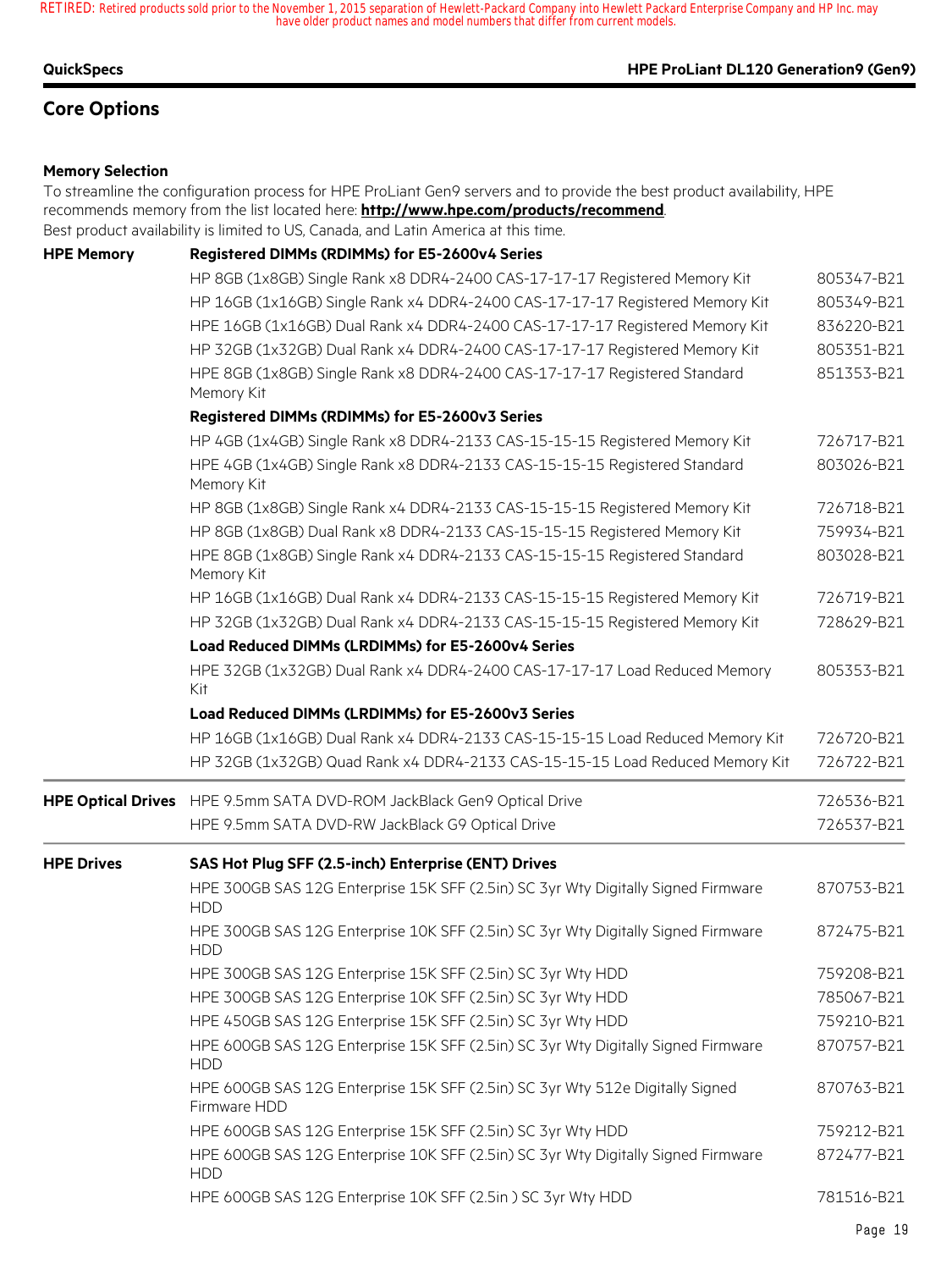## Core Options

**Memory Selection**

To streamline the configuration process for HPE ProLiant Gen9 servers and to provide the best product availability, HPE recommends memory from the list located here: **http://www.hpe.com/products/recommend**.
Best product availability is limited to US, Canada, and Latin America at this time.

| | | |
|---|---|---|
| **HPE Memory** | **Registered DIMMs (RDIMMs) for E5-2600v4 Series** | |
| | HP 8GB (1x8GB) Single Rank x8 DDR4-2400 CAS-17-17-17 Registered Memory Kit | 805347-B21 |
| | HP 16GB (1x16GB) Single Rank x4 DDR4-2400 CAS-17-17-17 Registered Memory Kit | 805349-B21 |
| | HPE 16GB (1x16GB) Dual Rank x4 DDR4-2400 CAS-17-17-17 Registered Memory Kit | 836220-B21 |
| | HP 32GB (1x32GB) Dual Rank x4 DDR4-2400 CAS-17-17-17 Registered Memory Kit | 805351-B21 |
| | HPE 8GB (1x8GB) Single Rank x8 DDR4-2400 CAS-17-17-17 Registered Standard Memory Kit | 851353-B21 |
| | **Registered DIMMs (RDIMMs) for E5-2600v3 Series** | |
| | HP 4GB (1x4GB) Single Rank x8 DDR4-2133 CAS-15-15-15 Registered Memory Kit | 726717-B21 |
| | HPE 4GB (1x4GB) Single Rank x8 DDR4-2133 CAS-15-15-15 Registered Standard Memory Kit | 803026-B21 |
| | HP 8GB (1x8GB) Single Rank x4 DDR4-2133 CAS-15-15-15 Registered Memory Kit | 726718-B21 |
| | HP 8GB (1x8GB) Dual Rank x8 DDR4-2133 CAS-15-15-15 Registered Memory Kit | 759934-B21 |
| | HPE 8GB (1x8GB) Single Rank x4 DDR4-2133 CAS-15-15-15 Registered Standard Memory Kit | 803028-B21 |
| | HP 16GB (1x16GB) Dual Rank x4 DDR4-2133 CAS-15-15-15 Registered Memory Kit | 726719-B21 |
| | HP 32GB (1x32GB) Dual Rank x4 DDR4-2133 CAS-15-15-15 Registered Memory Kit | 728629-B21 |
| | **Load Reduced DIMMs (LRDIMMs) for E5-2600v4 Series** | |
| | HPE 32GB (1x32GB) Dual Rank x4 DDR4-2400 CAS-17-17-17 Load Reduced Memory Kit | 805353-B21 |
| | **Load Reduced DIMMs (LRDIMMs) for E5-2600v3 Series** | |
| | HP 16GB (1x16GB) Dual Rank x4 DDR4-2133 CAS-15-15-15 Load Reduced Memory Kit | 726720-B21 |
| | HP 32GB (1x32GB) Quad Rank x4 DDR4-2133 CAS-15-15-15 Load Reduced Memory Kit | 726722-B21 |
| **HPE Optical Drives** | HPE 9.5mm SATA DVD-ROM JackBlack Gen9 Optical Drive | 726536-B21 |
| | HPE 9.5mm SATA DVD-RW JackBlack G9 Optical Drive | 726537-B21 |
| **HPE Drives** | **SAS Hot Plug SFF (2.5-inch) Enterprise (ENT) Drives** | |
| | HPE 300GB SAS 12G Enterprise 15K SFF (2.5in) SC 3yr Wty Digitally Signed Firmware HDD | 870753-B21 |
| | HPE 300GB SAS 12G Enterprise 10K SFF (2.5in) SC 3yr Wty Digitally Signed Firmware HDD | 872475-B21 |
| | HPE 300GB SAS 12G Enterprise 15K SFF (2.5in) SC 3yr Wty HDD | 759208-B21 |
| | HPE 300GB SAS 12G Enterprise 10K SFF (2.5in) SC 3yr Wty HDD | 785067-B21 |
| | HPE 450GB SAS 12G Enterprise 15K SFF (2.5in) SC 3yr Wty HDD | 759210-B21 |
| | HPE 600GB SAS 12G Enterprise 15K SFF (2.5in) SC 3yr Wty Digitally Signed Firmware HDD | 870757-B21 |
| | HPE 600GB SAS 12G Enterprise 15K SFF (2.5in) SC 3yr Wty 512e Digitally Signed Firmware HDD | 870763-B21 |
| | HPE 600GB SAS 12G Enterprise 15K SFF (2.5in) SC 3yr Wty HDD | 759212-B21 |
| | HPE 600GB SAS 12G Enterprise 10K SFF (2.5in) SC 3yr Wty Digitally Signed Firmware HDD | 872477-B21 |
| | HPE 600GB SAS 12G Enterprise 10K SFF (2.5in ) SC 3yr Wty HDD | 781516-B21 |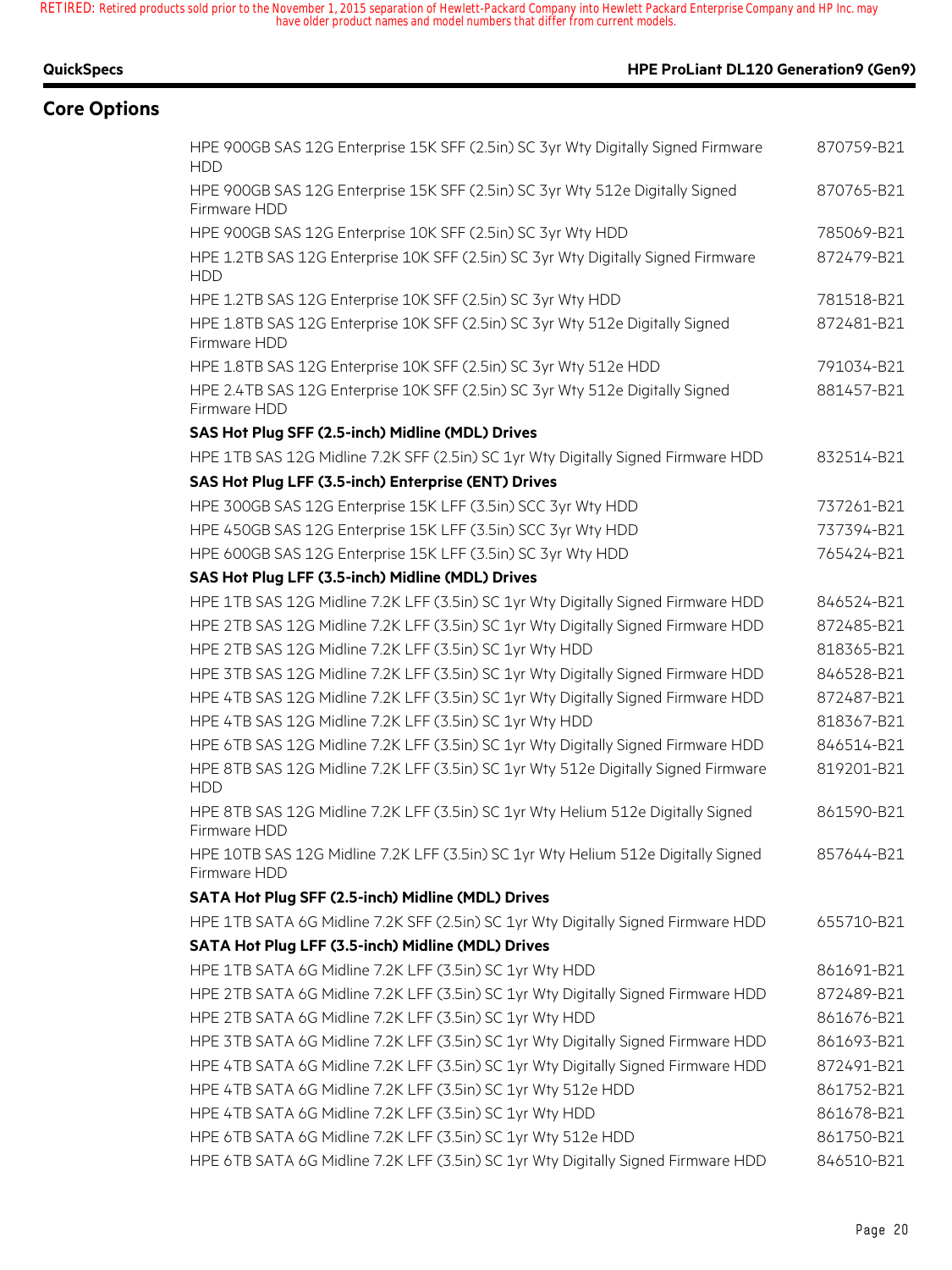RETIRED: Retired products sold prior to the November 1, 2015 separation of Hewlett-Packard Company into Hewlett Packard Enterprise Company and HP Inc. may have older product names and model numbers that differ from current models.

## Core Options

| | |
|---|---|
| HPE 900GB SAS 12G Enterprise 15K SFF (2.5in) SC 3yr Wty Digitally Signed Firmware HDD | 870759-B21 |
| HPE 900GB SAS 12G Enterprise 15K SFF (2.5in) SC 3yr Wty 512e Digitally Signed Firmware HDD | 870765-B21 |
| HPE 900GB SAS 12G Enterprise 10K SFF (2.5in) SC 3yr Wty HDD | 785069-B21 |
| HPE 1.2TB SAS 12G Enterprise 10K SFF (2.5in) SC 3yr Wty Digitally Signed Firmware HDD | 872479-B21 |
| HPE 1.2TB SAS 12G Enterprise 10K SFF (2.5in) SC 3yr Wty HDD | 781518-B21 |
| HPE 1.8TB SAS 12G Enterprise 10K SFF (2.5in) SC 3yr Wty 512e Digitally Signed Firmware HDD | 872481-B21 |
| HPE 1.8TB SAS 12G Enterprise 10K SFF (2.5in) SC 3yr Wty 512e HDD | 791034-B21 |
| HPE 2.4TB SAS 12G Enterprise 10K SFF (2.5in) SC 3yr Wty 512e Digitally Signed Firmware HDD | 881457-B21 |
| **SAS Hot Plug SFF (2.5-inch) Midline (MDL) Drives** | |
| HPE 1TB SAS 12G Midline 7.2K SFF (2.5in) SC 1yr Wty Digitally Signed Firmware HDD | 832514-B21 |
| **SAS Hot Plug LFF (3.5-inch) Enterprise (ENT) Drives** | |
| HPE 300GB SAS 12G Enterprise 15K LFF (3.5in) SCC 3yr Wty HDD | 737261-B21 |
| HPE 450GB SAS 12G Enterprise 15K LFF (3.5in) SCC 3yr Wty HDD | 737394-B21 |
| HPE 600GB SAS 12G Enterprise 15K LFF (3.5in) SC 3yr Wty HDD | 765424-B21 |
| **SAS Hot Plug LFF (3.5-inch) Midline (MDL) Drives** | |
| HPE 1TB SAS 12G Midline 7.2K LFF (3.5in) SC 1yr Wty Digitally Signed Firmware HDD | 846524-B21 |
| HPE 2TB SAS 12G Midline 7.2K LFF (3.5in) SC 1yr Wty Digitally Signed Firmware HDD | 872485-B21 |
| HPE 2TB SAS 12G Midline 7.2K LFF (3.5in) SC 1yr Wty HDD | 818365-B21 |
| HPE 3TB SAS 12G Midline 7.2K LFF (3.5in) SC 1yr Wty Digitally Signed Firmware HDD | 846528-B21 |
| HPE 4TB SAS 12G Midline 7.2K LFF (3.5in) SC 1yr Wty Digitally Signed Firmware HDD | 872487-B21 |
| HPE 4TB SAS 12G Midline 7.2K LFF (3.5in) SC 1yr Wty HDD | 818367-B21 |
| HPE 6TB SAS 12G Midline 7.2K LFF (3.5in) SC 1yr Wty Digitally Signed Firmware HDD | 846514-B21 |
| HPE 8TB SAS 12G Midline 7.2K LFF (3.5in) SC 1yr Wty 512e Digitally Signed Firmware HDD | 819201-B21 |
| HPE 8TB SAS 12G Midline 7.2K LFF (3.5in) SC 1yr Wty Helium 512e Digitally Signed Firmware HDD | 861590-B21 |
| HPE 10TB SAS 12G Midline 7.2K LFF (3.5in) SC 1yr Wty Helium 512e Digitally Signed Firmware HDD | 857644-B21 |
| **SATA Hot Plug SFF (2.5-inch) Midline (MDL) Drives** | |
| HPE 1TB SATA 6G Midline 7.2K SFF (2.5in) SC 1yr Wty Digitally Signed Firmware HDD | 655710-B21 |
| **SATA Hot Plug LFF (3.5-inch) Midline (MDL) Drives** | |
| HPE 1TB SATA 6G Midline 7.2K LFF (3.5in) SC 1yr Wty HDD | 861691-B21 |
| HPE 2TB SATA 6G Midline 7.2K LFF (3.5in) SC 1yr Wty Digitally Signed Firmware HDD | 872489-B21 |
| HPE 2TB SATA 6G Midline 7.2K LFF (3.5in) SC 1yr Wty HDD | 861676-B21 |
| HPE 3TB SATA 6G Midline 7.2K LFF (3.5in) SC 1yr Wty Digitally Signed Firmware HDD | 861693-B21 |
| HPE 4TB SATA 6G Midline 7.2K LFF (3.5in) SC 1yr Wty Digitally Signed Firmware HDD | 872491-B21 |
| HPE 4TB SATA 6G Midline 7.2K LFF (3.5in) SC 1yr Wty 512e HDD | 861752-B21 |
| HPE 4TB SATA 6G Midline 7.2K LFF (3.5in) SC 1yr Wty HDD | 861678-B21 |
| HPE 6TB SATA 6G Midline 7.2K LFF (3.5in) SC 1yr Wty 512e HDD | 861750-B21 |
| HPE 6TB SATA 6G Midline 7.2K LFF (3.5in) SC 1yr Wty Digitally Signed Firmware HDD | 846510-B21 |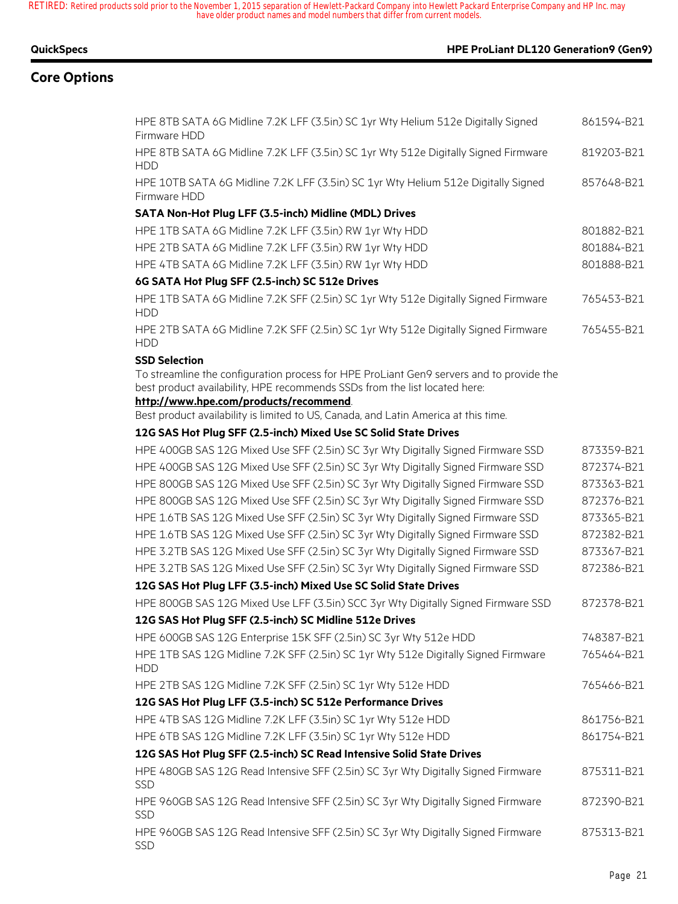## Core Options

| | |
|---|---|
| HPE 8TB SATA 6G Midline 7.2K LFF (3.5in) SC 1yr Wty Helium 512e Digitally Signed Firmware HDD | 861594-B21 |
| HPE 8TB SATA 6G Midline 7.2K LFF (3.5in) SC 1yr Wty 512e Digitally Signed Firmware HDD | 819203-B21 |
| HPE 10TB SATA 6G Midline 7.2K LFF (3.5in) SC 1yr Wty Helium 512e Digitally Signed Firmware HDD | 857648-B21 |
| **SATA Non-Hot Plug LFF (3.5-inch) Midline (MDL) Drives** | |
| HPE 1TB SATA 6G Midline 7.2K LFF (3.5in) RW 1yr Wty HDD | 801882-B21 |
| HPE 2TB SATA 6G Midline 7.2K LFF (3.5in) RW 1yr Wty HDD | 801884-B21 |
| HPE 4TB SATA 6G Midline 7.2K LFF (3.5in) RW 1yr Wty HDD | 801888-B21 |
| **6G SATA Hot Plug SFF (2.5-inch) SC 512e Drives** | |
| HPE 1TB SATA 6G Midline 7.2K SFF (2.5in) SC 1yr Wty 512e Digitally Signed Firmware HDD | 765453-B21 |
| HPE 2TB SATA 6G Midline 7.2K SFF (2.5in) SC 1yr Wty 512e Digitally Signed Firmware HDD | 765455-B21 |

**SSD Selection**

To streamline the configuration process for HPE ProLiant Gen9 servers and to provide the best product availability, HPE recommends SSDs from the list located here: **http://www.hpe.com/products/recommend**.

Best product availability is limited to US, Canada, and Latin America at this time.

| | |
|---|---|
| **12G SAS Hot Plug SFF (2.5-inch) Mixed Use SC Solid State Drives** | |
| HPE 400GB SAS 12G Mixed Use SFF (2.5in) SC 3yr Wty Digitally Signed Firmware SSD | 873359-B21 |
| HPE 400GB SAS 12G Mixed Use SFF (2.5in) SC 3yr Wty Digitally Signed Firmware SSD | 872374-B21 |
| HPE 800GB SAS 12G Mixed Use SFF (2.5in) SC 3yr Wty Digitally Signed Firmware SSD | 873363-B21 |
| HPE 800GB SAS 12G Mixed Use SFF (2.5in) SC 3yr Wty Digitally Signed Firmware SSD | 872376-B21 |
| HPE 1.6TB SAS 12G Mixed Use SFF (2.5in) SC 3yr Wty Digitally Signed Firmware SSD | 873365-B21 |
| HPE 1.6TB SAS 12G Mixed Use SFF (2.5in) SC 3yr Wty Digitally Signed Firmware SSD | 872382-B21 |
| HPE 3.2TB SAS 12G Mixed Use SFF (2.5in) SC 3yr Wty Digitally Signed Firmware SSD | 873367-B21 |
| HPE 3.2TB SAS 12G Mixed Use SFF (2.5in) SC 3yr Wty Digitally Signed Firmware SSD | 872386-B21 |
| **12G SAS Hot Plug LFF (3.5-inch) Mixed Use SC Solid State Drives** | |
| HPE 800GB SAS 12G Mixed Use LFF (3.5in) SCC 3yr Wty Digitally Signed Firmware SSD | 872378-B21 |
| **12G SAS Hot Plug SFF (2.5-inch) SC Midline 512e Drives** | |
| HPE 600GB SAS 12G Enterprise 15K SFF (2.5in) SC 3yr Wty 512e HDD | 748387-B21 |
| HPE 1TB SAS 12G Midline 7.2K SFF (2.5in) SC 1yr Wty 512e Digitally Signed Firmware HDD | 765464-B21 |
| HPE 2TB SAS 12G Midline 7.2K SFF (2.5in) SC 1yr Wty 512e HDD | 765466-B21 |
| **12G SAS Hot Plug LFF (3.5-inch) SC 512e Performance Drives** | |
| HPE 4TB SAS 12G Midline 7.2K LFF (3.5in) SC 1yr Wty 512e HDD | 861756-B21 |
| HPE 6TB SAS 12G Midline 7.2K LFF (3.5in) SC 1yr Wty 512e HDD | 861754-B21 |
| **12G SAS Hot Plug SFF (2.5-inch) SC Read Intensive Solid State Drives** | |
| HPE 480GB SAS 12G Read Intensive SFF (2.5in) SC 3yr Wty Digitally Signed Firmware SSD | 875311-B21 |
| HPE 960GB SAS 12G Read Intensive SFF (2.5in) SC 3yr Wty Digitally Signed Firmware SSD | 872390-B21 |
| HPE 960GB SAS 12G Read Intensive SFF (2.5in) SC 3yr Wty Digitally Signed Firmware SSD | 875313-B21 |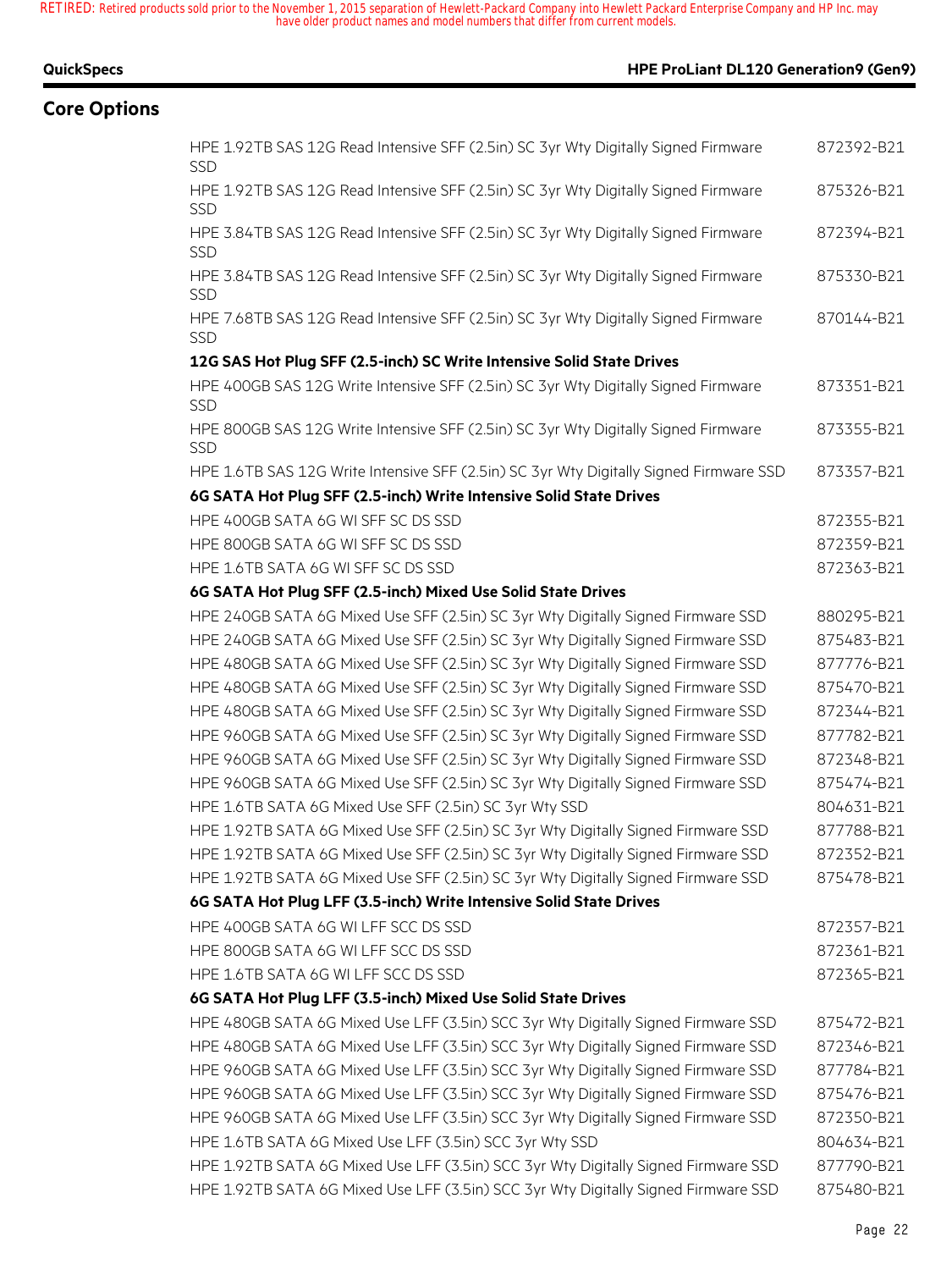## Core Options

| | |
|---|---|
| HPE 1.92TB SAS 12G Read Intensive SFF (2.5in) SC 3yr Wty Digitally Signed Firmware SSD | 872392-B21 |
| HPE 1.92TB SAS 12G Read Intensive SFF (2.5in) SC 3yr Wty Digitally Signed Firmware SSD | 875326-B21 |
| HPE 3.84TB SAS 12G Read Intensive SFF (2.5in) SC 3yr Wty Digitally Signed Firmware SSD | 872394-B21 |
| HPE 3.84TB SAS 12G Read Intensive SFF (2.5in) SC 3yr Wty Digitally Signed Firmware SSD | 875330-B21 |
| HPE 7.68TB SAS 12G Read Intensive SFF (2.5in) SC 3yr Wty Digitally Signed Firmware SSD | 870144-B21 |
| **12G SAS Hot Plug SFF (2.5-inch) SC Write Intensive Solid State Drives** | |
| HPE 400GB SAS 12G Write Intensive SFF (2.5in) SC 3yr Wty Digitally Signed Firmware SSD | 873351-B21 |
| HPE 800GB SAS 12G Write Intensive SFF (2.5in) SC 3yr Wty Digitally Signed Firmware SSD | 873355-B21 |
| HPE 1.6TB SAS 12G Write Intensive SFF (2.5in) SC 3yr Wty Digitally Signed Firmware SSD | 873357-B21 |
| **6G SATA Hot Plug SFF (2.5-inch) Write Intensive Solid State Drives** | |
| HPE 400GB SATA 6G WI SFF SC DS SSD | 872355-B21 |
| HPE 800GB SATA 6G WI SFF SC DS SSD | 872359-B21 |
| HPE 1.6TB SATA 6G WI SFF SC DS SSD | 872363-B21 |
| **6G SATA Hot Plug SFF (2.5-inch) Mixed Use Solid State Drives** | |
| HPE 240GB SATA 6G Mixed Use SFF (2.5in) SC 3yr Wty Digitally Signed Firmware SSD | 880295-B21 |
| HPE 240GB SATA 6G Mixed Use SFF (2.5in) SC 3yr Wty Digitally Signed Firmware SSD | 875483-B21 |
| HPE 480GB SATA 6G Mixed Use SFF (2.5in) SC 3yr Wty Digitally Signed Firmware SSD | 877776-B21 |
| HPE 480GB SATA 6G Mixed Use SFF (2.5in) SC 3yr Wty Digitally Signed Firmware SSD | 875470-B21 |
| HPE 480GB SATA 6G Mixed Use SFF (2.5in) SC 3yr Wty Digitally Signed Firmware SSD | 872344-B21 |
| HPE 960GB SATA 6G Mixed Use SFF (2.5in) SC 3yr Wty Digitally Signed Firmware SSD | 877782-B21 |
| HPE 960GB SATA 6G Mixed Use SFF (2.5in) SC 3yr Wty Digitally Signed Firmware SSD | 872348-B21 |
| HPE 960GB SATA 6G Mixed Use SFF (2.5in) SC 3yr Wty Digitally Signed Firmware SSD | 875474-B21 |
| HPE 1.6TB SATA 6G Mixed Use SFF (2.5in) SC 3yr Wty SSD | 804631-B21 |
| HPE 1.92TB SATA 6G Mixed Use SFF (2.5in) SC 3yr Wty Digitally Signed Firmware SSD | 877788-B21 |
| HPE 1.92TB SATA 6G Mixed Use SFF (2.5in) SC 3yr Wty Digitally Signed Firmware SSD | 872352-B21 |
| HPE 1.92TB SATA 6G Mixed Use SFF (2.5in) SC 3yr Wty Digitally Signed Firmware SSD | 875478-B21 |
| **6G SATA Hot Plug LFF (3.5-inch) Write Intensive Solid State Drives** | |
| HPE 400GB SATA 6G WI LFF SCC DS SSD | 872357-B21 |
| HPE 800GB SATA 6G WI LFF SCC DS SSD | 872361-B21 |
| HPE 1.6TB SATA 6G WI LFF SCC DS SSD | 872365-B21 |
| **6G SATA Hot Plug LFF (3.5-inch) Mixed Use Solid State Drives** | |
| HPE 480GB SATA 6G Mixed Use LFF (3.5in) SCC 3yr Wty Digitally Signed Firmware SSD | 875472-B21 |
| HPE 480GB SATA 6G Mixed Use LFF (3.5in) SCC 3yr Wty Digitally Signed Firmware SSD | 872346-B21 |
| HPE 960GB SATA 6G Mixed Use LFF (3.5in) SCC 3yr Wty Digitally Signed Firmware SSD | 877784-B21 |
| HPE 960GB SATA 6G Mixed Use LFF (3.5in) SCC 3yr Wty Digitally Signed Firmware SSD | 875476-B21 |
| HPE 960GB SATA 6G Mixed Use LFF (3.5in) SCC 3yr Wty Digitally Signed Firmware SSD | 872350-B21 |
| HPE 1.6TB SATA 6G Mixed Use LFF (3.5in) SCC 3yr Wty SSD | 804634-B21 |
| HPE 1.92TB SATA 6G Mixed Use LFF (3.5in) SCC 3yr Wty Digitally Signed Firmware SSD | 877790-B21 |
| HPE 1.92TB SATA 6G Mixed Use LFF (3.5in) SCC 3yr Wty Digitally Signed Firmware SSD | 875480-B21 |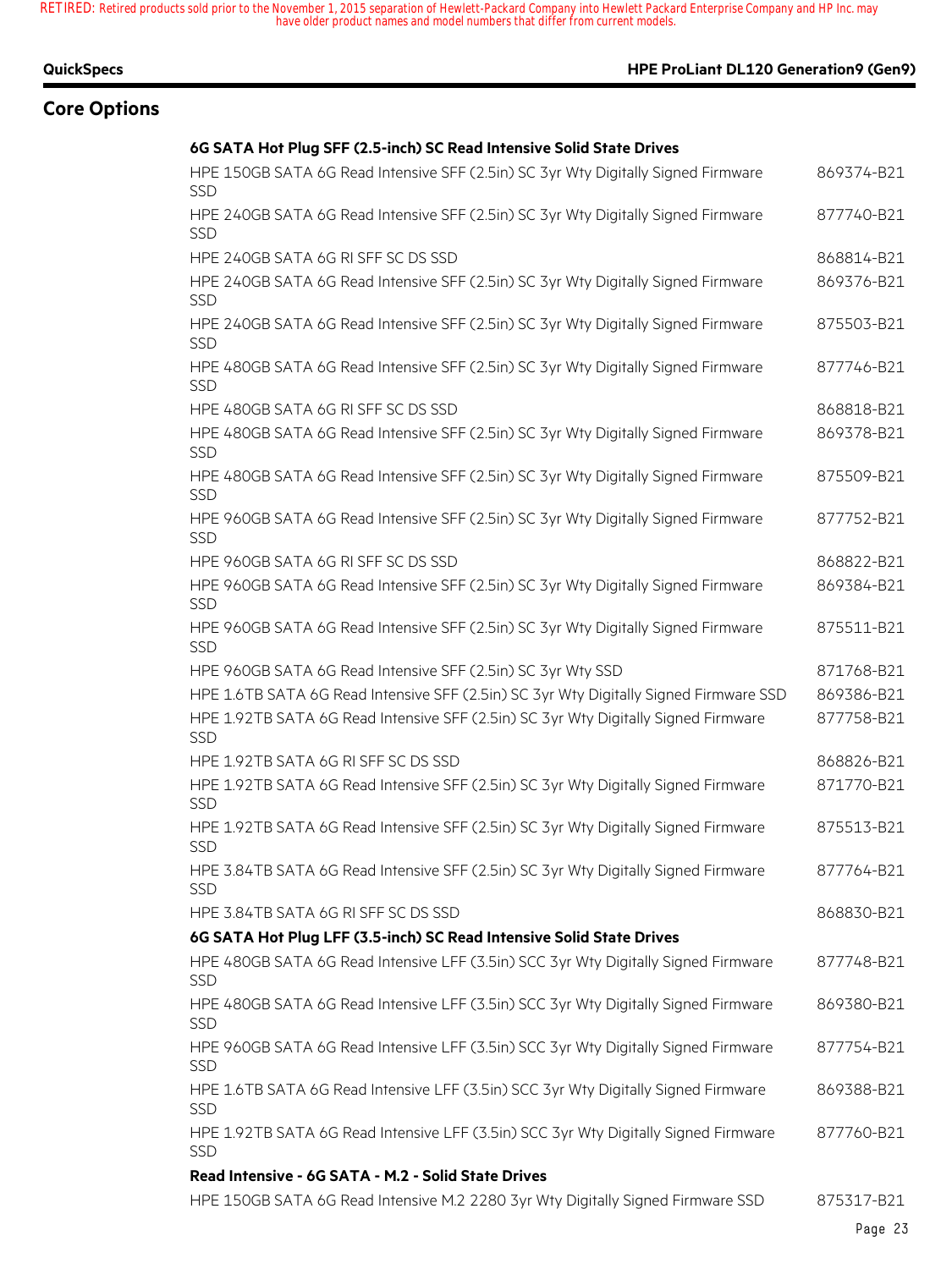## Core Options

| | |
|---|---|
| **6G SATA Hot Plug SFF (2.5-inch) SC Read Intensive Solid State Drives** | |
| HPE 150GB SATA 6G Read Intensive SFF (2.5in) SC 3yr Wty Digitally Signed Firmware SSD | 869374-B21 |
| HPE 240GB SATA 6G Read Intensive SFF (2.5in) SC 3yr Wty Digitally Signed Firmware SSD | 877740-B21 |
| HPE 240GB SATA 6G RI SFF SC DS SSD | 868814-B21 |
| HPE 240GB SATA 6G Read Intensive SFF (2.5in) SC 3yr Wty Digitally Signed Firmware SSD | 869376-B21 |
| HPE 240GB SATA 6G Read Intensive SFF (2.5in) SC 3yr Wty Digitally Signed Firmware SSD | 875503-B21 |
| HPE 480GB SATA 6G Read Intensive SFF (2.5in) SC 3yr Wty Digitally Signed Firmware SSD | 877746-B21 |
| HPE 480GB SATA 6G RI SFF SC DS SSD | 868818-B21 |
| HPE 480GB SATA 6G Read Intensive SFF (2.5in) SC 3yr Wty Digitally Signed Firmware SSD | 869378-B21 |
| HPE 480GB SATA 6G Read Intensive SFF (2.5in) SC 3yr Wty Digitally Signed Firmware SSD | 875509-B21 |
| HPE 960GB SATA 6G Read Intensive SFF (2.5in) SC 3yr Wty Digitally Signed Firmware SSD | 877752-B21 |
| HPE 960GB SATA 6G RI SFF SC DS SSD | 868822-B21 |
| HPE 960GB SATA 6G Read Intensive SFF (2.5in) SC 3yr Wty Digitally Signed Firmware SSD | 869384-B21 |
| HPE 960GB SATA 6G Read Intensive SFF (2.5in) SC 3yr Wty Digitally Signed Firmware SSD | 875511-B21 |
| HPE 960GB SATA 6G Read Intensive SFF (2.5in) SC 3yr Wty SSD | 871768-B21 |
| HPE 1.6TB SATA 6G Read Intensive SFF (2.5in) SC 3yr Wty Digitally Signed Firmware SSD | 869386-B21 |
| HPE 1.92TB SATA 6G Read Intensive SFF (2.5in) SC 3yr Wty Digitally Signed Firmware SSD | 877758-B21 |
| HPE 1.92TB SATA 6G RI SFF SC DS SSD | 868826-B21 |
| HPE 1.92TB SATA 6G Read Intensive SFF (2.5in) SC 3yr Wty Digitally Signed Firmware SSD | 871770-B21 |
| HPE 1.92TB SATA 6G Read Intensive SFF (2.5in) SC 3yr Wty Digitally Signed Firmware SSD | 875513-B21 |
| HPE 3.84TB SATA 6G Read Intensive SFF (2.5in) SC 3yr Wty Digitally Signed Firmware SSD | 877764-B21 |
| HPE 3.84TB SATA 6G RI SFF SC DS SSD | 868830-B21 |
| **6G SATA Hot Plug LFF (3.5-inch) SC Read Intensive Solid State Drives** | |
| HPE 480GB SATA 6G Read Intensive LFF (3.5in) SCC 3yr Wty Digitally Signed Firmware SSD | 877748-B21 |
| HPE 480GB SATA 6G Read Intensive LFF (3.5in) SCC 3yr Wty Digitally Signed Firmware SSD | 869380-B21 |
| HPE 960GB SATA 6G Read Intensive LFF (3.5in) SCC 3yr Wty Digitally Signed Firmware SSD | 877754-B21 |
| HPE 1.6TB SATA 6G Read Intensive LFF (3.5in) SCC 3yr Wty Digitally Signed Firmware SSD | 869388-B21 |
| HPE 1.92TB SATA 6G Read Intensive LFF (3.5in) SCC 3yr Wty Digitally Signed Firmware SSD | 877760-B21 |
| **Read Intensive - 6G SATA - M.2 - Solid State Drives** | |
| HPE 150GB SATA 6G Read Intensive M.2 2280 3yr Wty Digitally Signed Firmware SSD | 875317-B21 |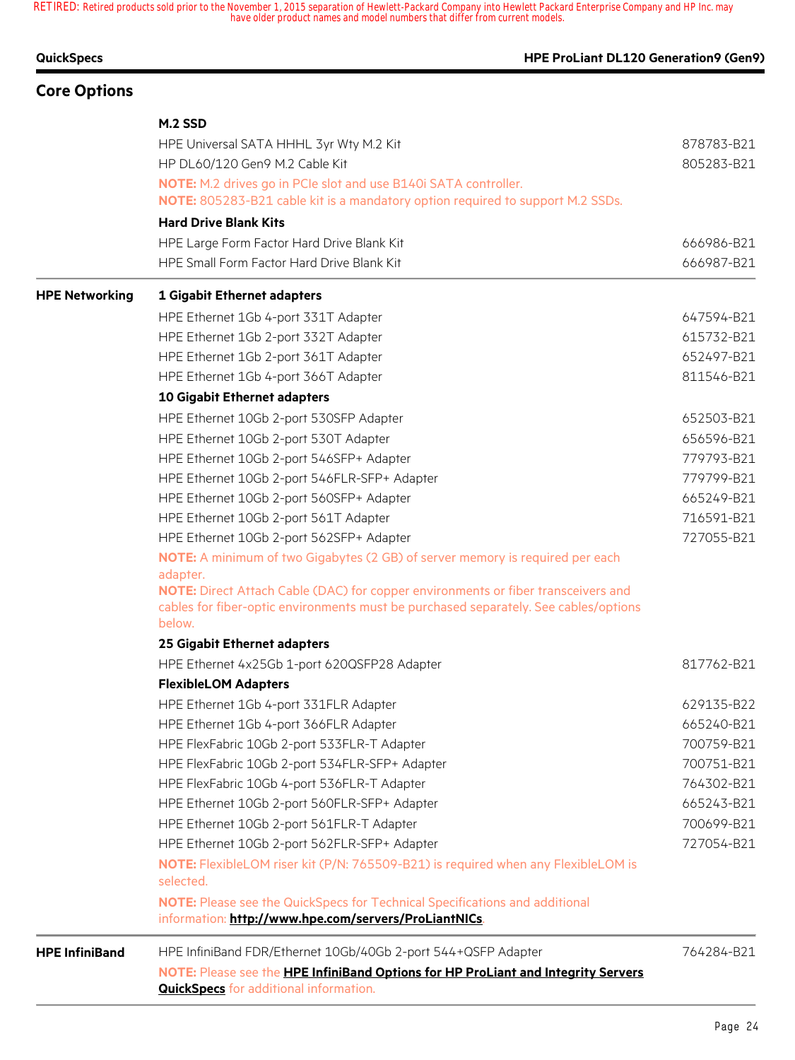## Core Options

| | | |
|---|---|---|
| | **M.2 SSD** | |
| | HPE Universal SATA HHHL 3yr Wty M.2 Kit | 878783-B21 |
| | HP DL60/120 Gen9 M.2 Cable Kit | 805283-B21 |
| | **NOTE:** M.2 drives go in PCIe slot and use B140i SATA controller. **NOTE:** 805283-B21 cable kit is a mandatory option required to support M.2 SSDs. | |
| | **Hard Drive Blank Kits** | |
| | HPE Large Form Factor Hard Drive Blank Kit | 666986-B21 |
| | HPE Small Form Factor Hard Drive Blank Kit | 666987-B21 |
| **HPE Networking** | **1 Gigabit Ethernet adapters** | |
| | HPE Ethernet 1Gb 4-port 331T Adapter | 647594-B21 |
| | HPE Ethernet 1Gb 2-port 332T Adapter | 615732-B21 |
| | HPE Ethernet 1Gb 2-port 361T Adapter | 652497-B21 |
| | HPE Ethernet 1Gb 4-port 366T Adapter | 811546-B21 |
| | **10 Gigabit Ethernet adapters** | |
| | HPE Ethernet 10Gb 2-port 530SFP Adapter | 652503-B21 |
| | HPE Ethernet 10Gb 2-port 530T Adapter | 656596-B21 |
| | HPE Ethernet 10Gb 2-port 546SFP+ Adapter | 779793-B21 |
| | HPE Ethernet 10Gb 2-port 546FLR-SFP+ Adapter | 779799-B21 |
| | HPE Ethernet 10Gb 2-port 560SFP+ Adapter | 665249-B21 |
| | HPE Ethernet 10Gb 2-port 561T Adapter | 716591-B21 |
| | HPE Ethernet 10Gb 2-port 562SFP+ Adapter | 727055-B21 |
| | **NOTE:** A minimum of two Gigabytes (2 GB) of server memory is required per each adapter. **NOTE:** Direct Attach Cable (DAC) for copper environments or fiber transceivers and cables for fiber-optic environments must be purchased separately. See cables/options below. | |
| | **25 Gigabit Ethernet adapters** | |
| | HPE Ethernet 4x25Gb 1-port 620QSFP28 Adapter | 817762-B21 |
| | **FlexibleLOM Adapters** | |
| | HPE Ethernet 1Gb 4-port 331FLR Adapter | 629135-B22 |
| | HPE Ethernet 1Gb 4-port 366FLR Adapter | 665240-B21 |
| | HPE FlexFabric 10Gb 2-port 533FLR-T Adapter | 700759-B21 |
| | HPE FlexFabric 10Gb 2-port 534FLR-SFP+ Adapter | 700751-B21 |
| | HPE FlexFabric 10Gb 4-port 536FLR-T Adapter | 764302-B21 |
| | HPE Ethernet 10Gb 2-port 560FLR-SFP+ Adapter | 665243-B21 |
| | HPE Ethernet 10Gb 2-port 561FLR-T Adapter | 700699-B21 |
| | HPE Ethernet 10Gb 2-port 562FLR-SFP+ Adapter | 727054-B21 |
| | **NOTE:** FlexibleLOM riser kit (P/N: 765509-B21) is required when any FlexibleLOM is selected. | |
| | **NOTE:** Please see the QuickSpecs for Technical Specifications and additional information: **http://www.hpe.com/servers/ProLiantNICs**. | |
| **HPE InfiniBand** | HPE InfiniBand FDR/Ethernet 10Gb/40Gb 2-port 544+QSFP Adapter | 764284-B21 |
| | **NOTE:** Please see the **HPE InfiniBand Options for HP ProLiant and Integrity Servers QuickSpecs** for additional information. | |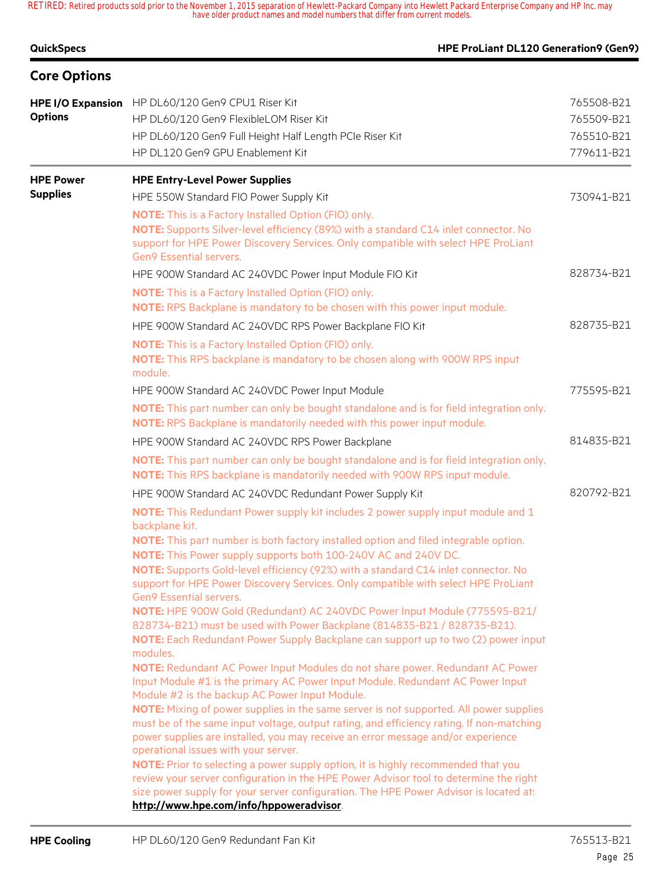## Core Options

**HPE I/O Expansion Options**

| | |
|---|---|
| HP DL60/120 Gen9 CPU1 Riser Kit | 765508-B21 |
| HP DL60/120 Gen9 FlexibleLOM Riser Kit | 765509-B21 |
| HP DL60/120 Gen9 Full Height Half Length PCIe Riser Kit | 765510-B21 |
| HP DL120 Gen9 GPU Enablement Kit | 779611-B21 |

**HPE Power Supplies**

**HPE Entry-Level Power Supplies**

HPE 550W Standard FIO Power Supply Kit — 730941-B21

**NOTE:** This is a Factory Installed Option (FIO) only.
**NOTE:** Supports Silver-level efficiency (89%) with a standard C14 inlet connector. No support for HPE Power Discovery Services. Only compatible with select HPE ProLiant Gen9 Essential servers.

HPE 900W Standard AC 240VDC Power Input Module FIO Kit — 828734-B21

**NOTE:** This is a Factory Installed Option (FIO) only.
**NOTE:** RPS Backplane is mandatory to be chosen with this power input module.

HPE 900W Standard AC 240VDC RPS Power Backplane FIO Kit — 828735-B21

**NOTE:** This is a Factory Installed Option (FIO) only.
**NOTE:** This RPS backplane is mandatory to be chosen along with 900W RPS input module.

HPE 900W Standard AC 240VDC Power Input Module — 775595-B21

**NOTE:** This part number can only be bought standalone and is for field integration only.
**NOTE:** RPS Backplane is mandatorily needed with this power input module.

HPE 900W Standard AC 240VDC RPS Power Backplane — 814835-B21

**NOTE:** This part number can only be bought standalone and is for field integration only.
**NOTE:** This RPS backplane is mandatorily needed with 900W RPS input module.

HPE 900W Standard AC 240VDC Redundant Power Supply Kit — 820792-B21

**NOTE:** This Redundant Power supply kit includes 2 power supply input module and 1 backplane kit.
**NOTE:** This part number is both factory installed option and filed integrable option.
**NOTE:** This Power supply supports both 100-240V AC and 240V DC.
**NOTE:** Supports Gold-level efficiency (92%) with a standard C14 inlet connector. No support for HPE Power Discovery Services. Only compatible with select HPE ProLiant Gen9 Essential servers.
**NOTE:** HPE 900W Gold (Redundant) AC 240VDC Power Input Module (775595-B21/ 828734-B21) must be used with Power Backplane (814835-B21 / 828735-B21).
**NOTE:** Each Redundant Power Supply Backplane can support up to two (2) power input modules.
**NOTE:** Redundant AC Power Input Modules do not share power. Redundant AC Power Input Module #1 is the primary AC Power Input Module. Redundant AC Power Input Module #2 is the backup AC Power Input Module.
**NOTE:** Mixing of power supplies in the same server is not supported. All power supplies must be of the same input voltage, output rating, and efficiency rating. If non-matching power supplies are installed, you may receive an error message and/or experience operational issues with your server.
**NOTE:** Prior to selecting a power supply option, it is highly recommended that you review your server configuration in the HPE Power Advisor tool to determine the right size power supply for your server configuration. The HPE Power Advisor is located at: **http://www.hpe.com/info/hppoweradvisor**.

**HPE Cooling**

HP DL60/120 Gen9 Redundant Fan Kit — 765513-B21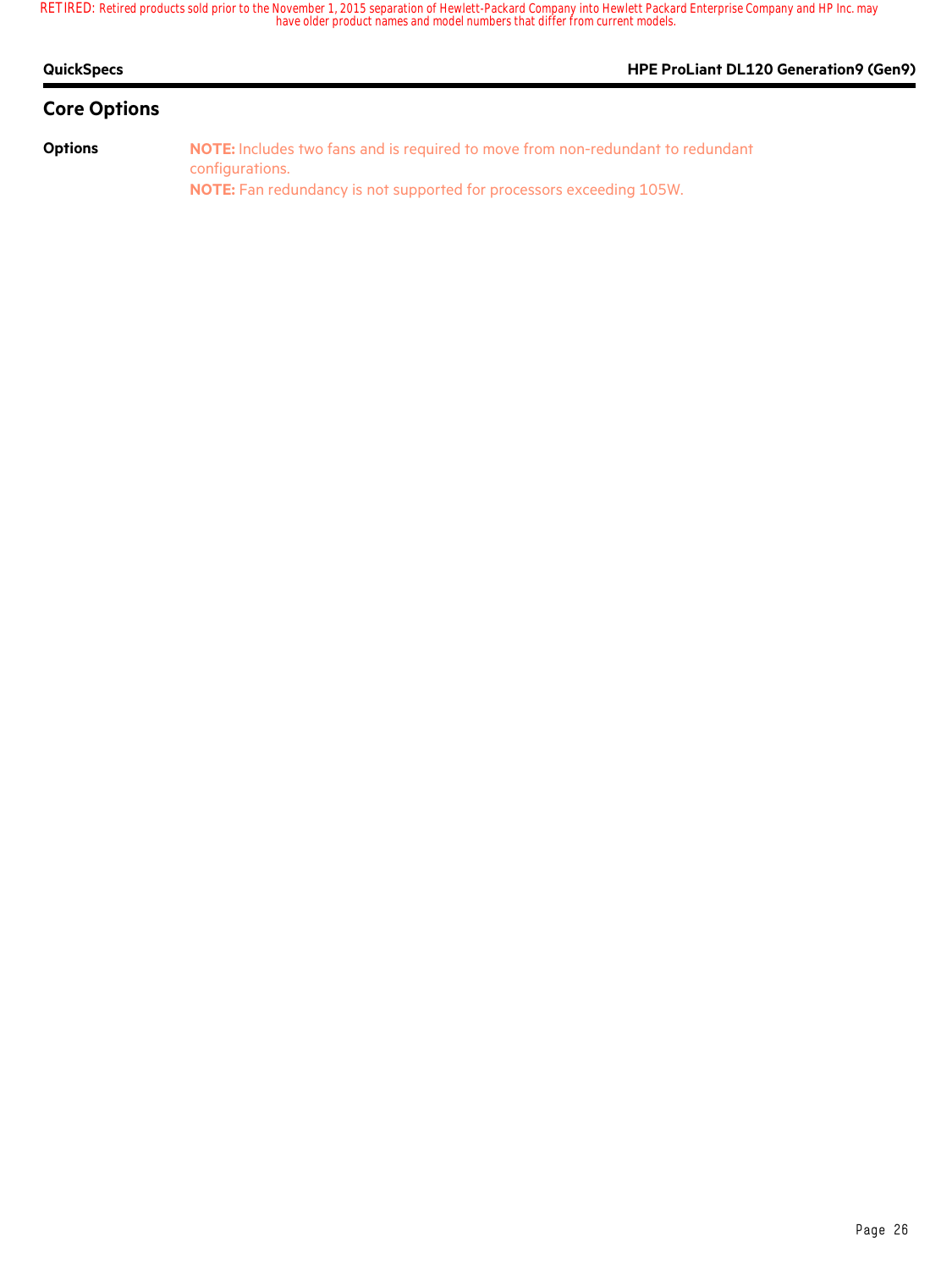## Core Options

**Options**

**NOTE:** Includes two fans and is required to move from non-redundant to redundant configurations.

**NOTE:** Fan redundancy is not supported for processors exceeding 105W.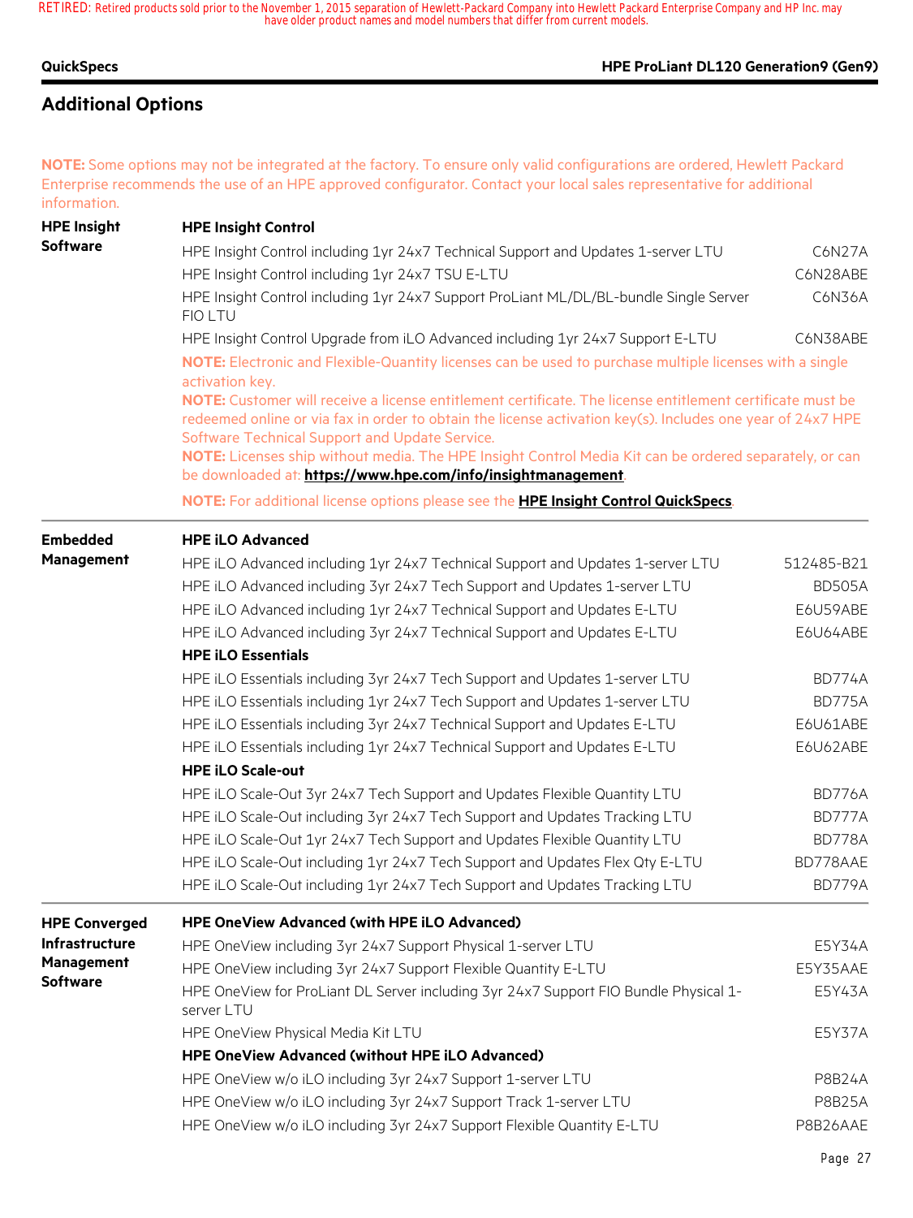## Additional Options

**NOTE:** Some options may not be integrated at the factory. To ensure only valid configurations are ordered, Hewlett Packard Enterprise recommends the use of an HPE approved configurator. Contact your local sales representative for additional information.

### HPE Insight Software

**HPE Insight Control**

| | |
|---|---|
| HPE Insight Control including 1yr 24x7 Technical Support and Updates 1-server LTU | C6N27A |
| HPE Insight Control including 1yr 24x7 TSU E-LTU | C6N28ABE |
| HPE Insight Control including 1yr 24x7 Support ProLiant ML/DL/BL-bundle Single Server FIO LTU | C6N36A |
| HPE Insight Control Upgrade from iLO Advanced including 1yr 24x7 Support E-LTU | C6N38ABE |

**NOTE:** Electronic and Flexible-Quantity licenses can be used to purchase multiple licenses with a single activation key.

**NOTE:** Customer will receive a license entitlement certificate. The license entitlement certificate must be redeemed online or via fax in order to obtain the license activation key(s). Includes one year of 24x7 HPE Software Technical Support and Update Service.

**NOTE:** Licenses ship without media. The HPE Insight Control Media Kit can be ordered separately, or can be downloaded at: **https://www.hpe.com/info/insightmanagement**.

**NOTE:** For additional license options please see the **HPE Insight Control QuickSpecs**.

### Embedded Management

**HPE iLO Advanced**

| | |
|---|---|
| HPE iLO Advanced including 1yr 24x7 Technical Support and Updates 1-server LTU | 512485-B21 |
| HPE iLO Advanced including 3yr 24x7 Tech Support and Updates 1-server LTU | BD505A |
| HPE iLO Advanced including 1yr 24x7 Technical Support and Updates E-LTU | E6U59ABE |
| HPE iLO Advanced including 3yr 24x7 Technical Support and Updates E-LTU | E6U64ABE |

**HPE iLO Essentials**

| | |
|---|---|
| HPE iLO Essentials including 3yr 24x7 Tech Support and Updates 1-server LTU | BD774A |
| HPE iLO Essentials including 1yr 24x7 Tech Support and Updates 1-server LTU | BD775A |
| HPE iLO Essentials including 3yr 24x7 Technical Support and Updates E-LTU | E6U61ABE |
| HPE iLO Essentials including 1yr 24x7 Technical Support and Updates E-LTU | E6U62ABE |

**HPE iLO Scale-out**

| | |
|---|---|
| HPE iLO Scale-Out 3yr 24x7 Tech Support and Updates Flexible Quantity LTU | BD776A |
| HPE iLO Scale-Out including 3yr 24x7 Tech Support and Updates Tracking LTU | BD777A |
| HPE iLO Scale-Out 1yr 24x7 Tech Support and Updates Flexible Quantity LTU | BD778A |
| HPE iLO Scale-Out including 1yr 24x7 Tech Support and Updates Flex Qty E-LTU | BD778AAE |
| HPE iLO Scale-Out including 1yr 24x7 Tech Support and Updates Tracking LTU | BD779A |

### HPE Converged Infrastructure Management Software

**HPE OneView Advanced (with HPE iLO Advanced)**

| | |
|---|---|
| HPE OneView including 3yr 24x7 Support Physical 1-server LTU | E5Y34A |
| HPE OneView including 3yr 24x7 Support Flexible Quantity E-LTU | E5Y35AAE |
| HPE OneView for ProLiant DL Server including 3yr 24x7 Support FIO Bundle Physical 1-server LTU | E5Y43A |
| HPE OneView Physical Media Kit LTU | E5Y37A |

**HPE OneView Advanced (without HPE iLO Advanced)**

| | |
|---|---|
| HPE OneView w/o iLO including 3yr 24x7 Support 1-server LTU | P8B24A |
| HPE OneView w/o iLO including 3yr 24x7 Support Track 1-server LTU | P8B25A |
| HPE OneView w/o iLO including 3yr 24x7 Support Flexible Quantity E-LTU | P8B26AAE |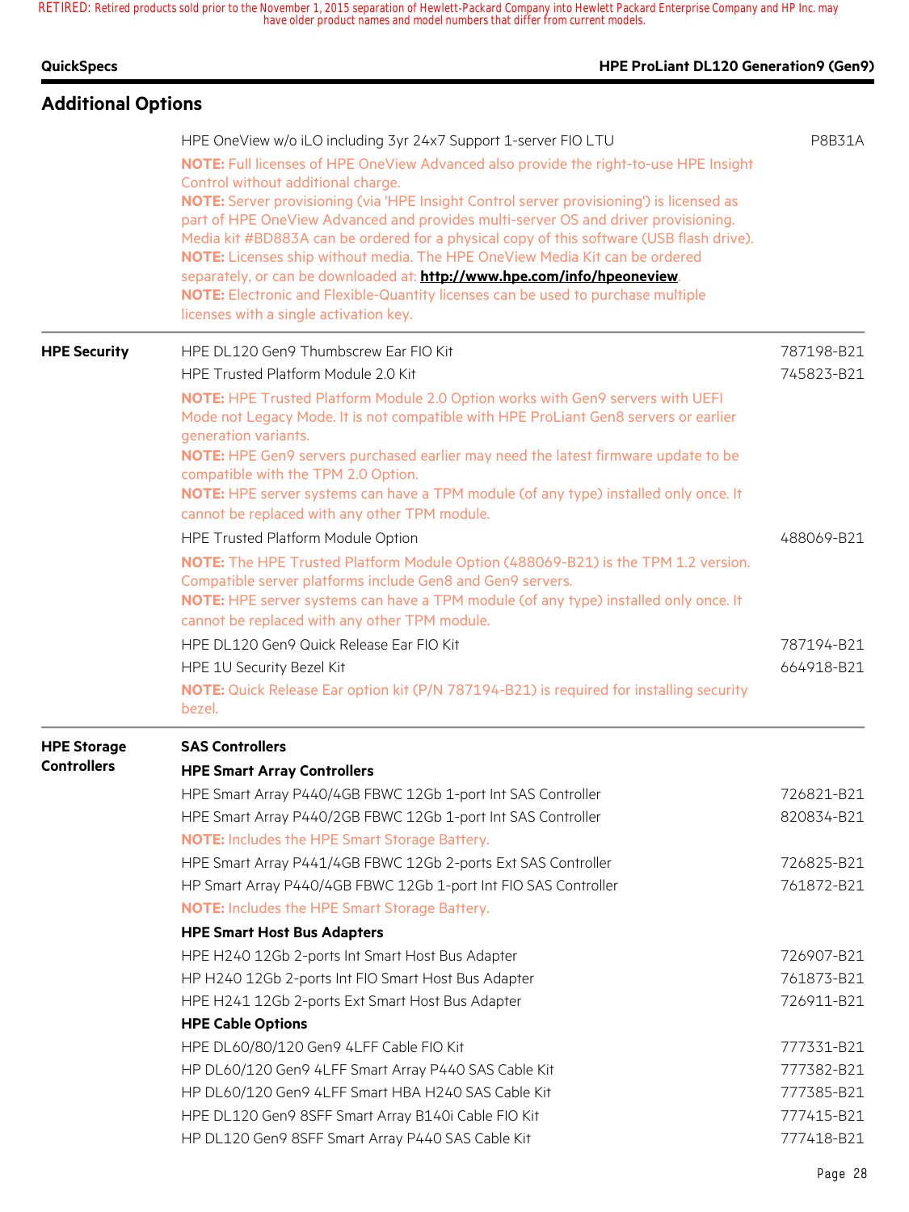## Additional Options

| | | |
|---|---|---|
| | HPE OneView w/o iLO including 3yr 24x7 Support 1-server FIO LTU | P8B31A |
| | **NOTE:** Full licenses of HPE OneView Advanced also provide the right-to-use HPE Insight Control without additional charge.<br>**NOTE:** Server provisioning (via 'HPE Insight Control server provisioning') is licensed as part of HPE OneView Advanced and provides multi-server OS and driver provisioning. Media kit #BD883A can be ordered for a physical copy of this software (USB flash drive).<br>**NOTE:** Licenses ship without media. The HPE OneView Media Kit can be ordered separately, or can be downloaded at: **http://www.hpe.com/info/hpeoneview**.<br>**NOTE:** Electronic and Flexible-Quantity licenses can be used to purchase multiple licenses with a single activation key. | |
| **HPE Security** | HPE DL120 Gen9 Thumbscrew Ear FIO Kit | 787198-B21 |
| | HPE Trusted Platform Module 2.0 Kit | 745823-B21 |
| | **NOTE:** HPE Trusted Platform Module 2.0 Option works with Gen9 servers with UEFI Mode not Legacy Mode. It is not compatible with HPE ProLiant Gen8 servers or earlier generation variants.<br>**NOTE:** HPE Gen9 servers purchased earlier may need the latest firmware update to be compatible with the TPM 2.0 Option.<br>**NOTE:** HPE server systems can have a TPM module (of any type) installed only once. It cannot be replaced with any other TPM module. | |
| | HPE Trusted Platform Module Option | 488069-B21 |
| | **NOTE:** The HPE Trusted Platform Module Option (488069-B21) is the TPM 1.2 version. Compatible server platforms include Gen8 and Gen9 servers.<br>**NOTE:** HPE server systems can have a TPM module (of any type) installed only once. It cannot be replaced with any other TPM module. | |
| | HPE DL120 Gen9 Quick Release Ear FIO Kit | 787194-B21 |
| | HPE 1U Security Bezel Kit | 664918-B21 |
| | **NOTE:** Quick Release Ear option kit (P/N 787194-B21) is required for installing security bezel. | |
| **HPE Storage Controllers** | **SAS Controllers** | |
| | **HPE Smart Array Controllers** | |
| | HPE Smart Array P440/4GB FBWC 12Gb 1-port Int SAS Controller | 726821-B21 |
| | HPE Smart Array P440/2GB FBWC 12Gb 1-port Int SAS Controller | 820834-B21 |
| | **NOTE:** Includes the HPE Smart Storage Battery. | |
| | HPE Smart Array P441/4GB FBWC 12Gb 2-ports Ext SAS Controller | 726825-B21 |
| | HP Smart Array P440/4GB FBWC 12Gb 1-port Int FIO SAS Controller | 761872-B21 |
| | **NOTE:** Includes the HPE Smart Storage Battery. | |
| | **HPE Smart Host Bus Adapters** | |
| | HPE H240 12Gb 2-ports Int Smart Host Bus Adapter | 726907-B21 |
| | HP H240 12Gb 2-ports Int FIO Smart Host Bus Adapter | 761873-B21 |
| | HPE H241 12Gb 2-ports Ext Smart Host Bus Adapter | 726911-B21 |
| | **HPE Cable Options** | |
| | HPE DL60/80/120 Gen9 4LFF Cable FIO Kit | 777331-B21 |
| | HP DL60/120 Gen9 4LFF Smart Array P440 SAS Cable Kit | 777382-B21 |
| | HP DL60/120 Gen9 4LFF Smart HBA H240 SAS Cable Kit | 777385-B21 |
| | HPE DL120 Gen9 8SFF Smart Array B140i Cable FIO Kit | 777415-B21 |
| | HP DL120 Gen9 8SFF Smart Array P440 SAS Cable Kit | 777418-B21 |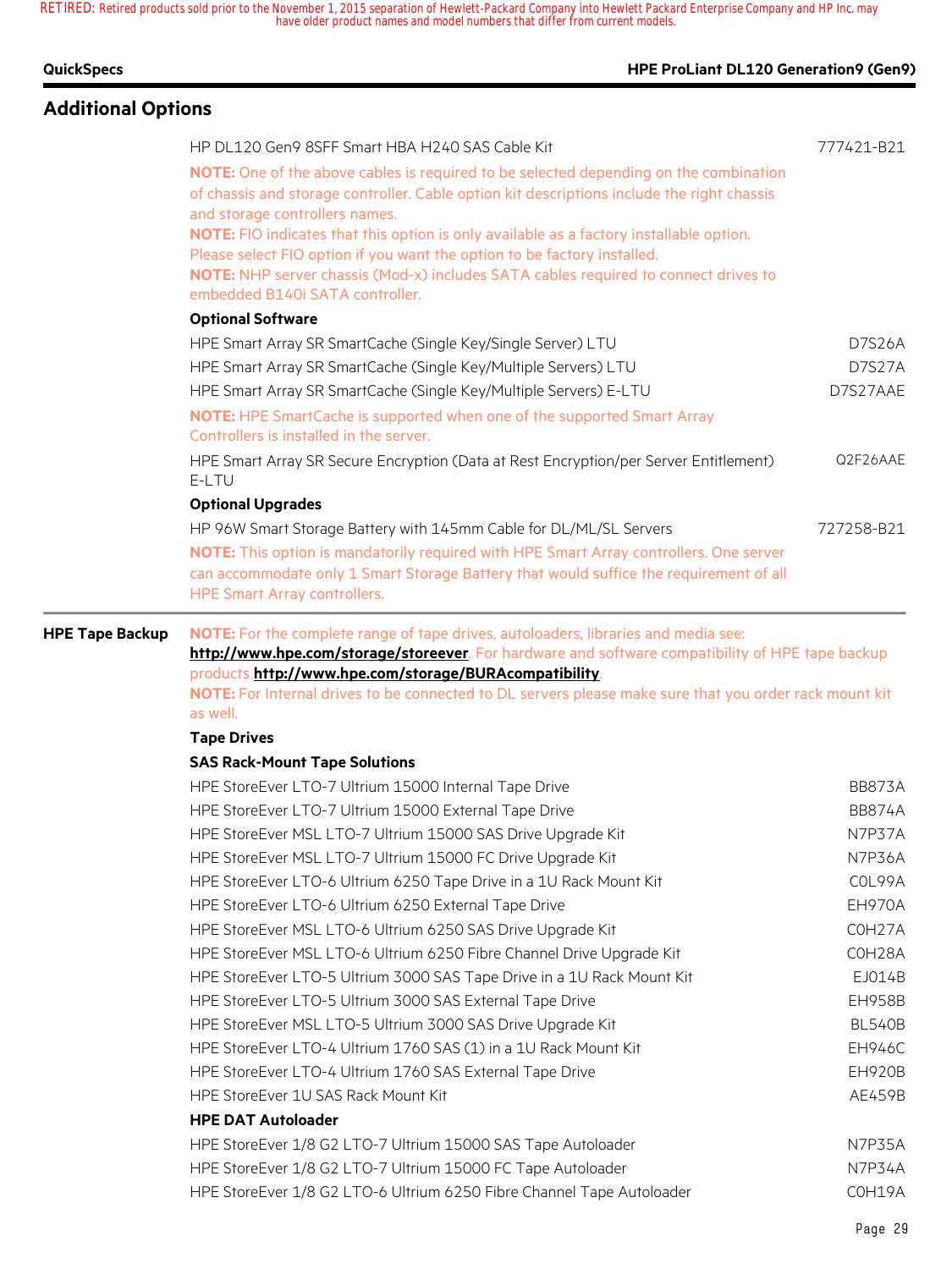## Additional Options

| | |
|---|---|
| HP DL120 Gen9 8SFF Smart HBA H240 SAS Cable Kit | 777421-B21 |

**NOTE:** One of the above cables is required to be selected depending on the combination of chassis and storage controller. Cable option kit descriptions include the right chassis and storage controllers names.
**NOTE:** FIO indicates that this option is only available as a factory installable option. Please select FIO option if you want the option to be factory installed.
**NOTE:** NHP server chassis (Mod-x) includes SATA cables required to connect drives to embedded B140i SATA controller.

**Optional Software**

| | |
|---|---|
| HPE Smart Array SR SmartCache (Single Key/Single Server) LTU | D7S26A |
| HPE Smart Array SR SmartCache (Single Key/Multiple Servers) LTU | D7S27A |
| HPE Smart Array SR SmartCache (Single Key/Multiple Servers) E-LTU | D7S27AAE |

**NOTE:** HPE SmartCache is supported when one of the supported Smart Array Controllers is installed in the server.

| | |
|---|---|
| HPE Smart Array SR Secure Encryption (Data at Rest Encryption/per Server Entitlement) E-LTU | Q2F26AAE |

**Optional Upgrades**

| | |
|---|---|
| HP 96W Smart Storage Battery with 145mm Cable for DL/ML/SL Servers | 727258-B21 |

**NOTE:** This option is mandatorily required with HPE Smart Array controllers. One server can accommodate only 1 Smart Storage Battery that would suffice the requirement of all HPE Smart Array controllers.

## HPE Tape Backup

**NOTE:** For the complete range of tape drives, autoloaders, libraries and media see: **http://www.hpe.com/storage/storeever**. For hardware and software compatibility of HPE tape backup products **http://www.hpe.com/storage/BURAcompatibility**.
**NOTE:** For Internal drives to be connected to DL servers please make sure that you order rack mount kit as well.

**Tape Drives**

**SAS Rack-Mount Tape Solutions**

| | |
|---|---|
| HPE StoreEver LTO-7 Ultrium 15000 Internal Tape Drive | BB873A |
| HPE StoreEver LTO-7 Ultrium 15000 External Tape Drive | BB874A |
| HPE StoreEver MSL LTO-7 Ultrium 15000 SAS Drive Upgrade Kit | N7P37A |
| HPE StoreEver MSL LTO-7 Ultrium 15000 FC Drive Upgrade Kit | N7P36A |
| HPE StoreEver LTO-6 Ultrium 6250 Tape Drive in a 1U Rack Mount Kit | C0L99A |
| HPE StoreEver LTO-6 Ultrium 6250 External Tape Drive | EH970A |
| HPE StoreEver MSL LTO-6 Ultrium 6250 SAS Drive Upgrade Kit | C0H27A |
| HPE StoreEver MSL LTO-6 Ultrium 6250 Fibre Channel Drive Upgrade Kit | C0H28A |
| HPE StoreEver LTO-5 Ultrium 3000 SAS Tape Drive in a 1U Rack Mount Kit | EJ014B |
| HPE StoreEver LTO-5 Ultrium 3000 SAS External Tape Drive | EH958B |
| HPE StoreEver MSL LTO-5 Ultrium 3000 SAS Drive Upgrade Kit | BL540B |
| HPE StoreEver LTO-4 Ultrium 1760 SAS (1) in a 1U Rack Mount Kit | EH946C |
| HPE StoreEver LTO-4 Ultrium 1760 SAS External Tape Drive | EH920B |
| HPE StoreEver 1U SAS Rack Mount Kit | AE459B |

**HPE DAT Autoloader**

| | |
|---|---|
| HPE StoreEver 1/8 G2 LTO-7 Ultrium 15000 SAS Tape Autoloader | N7P35A |
| HPE StoreEver 1/8 G2 LTO-7 Ultrium 15000 FC Tape Autoloader | N7P34A |
| HPE StoreEver 1/8 G2 LTO-6 Ultrium 6250 Fibre Channel Tape Autoloader | C0H19A |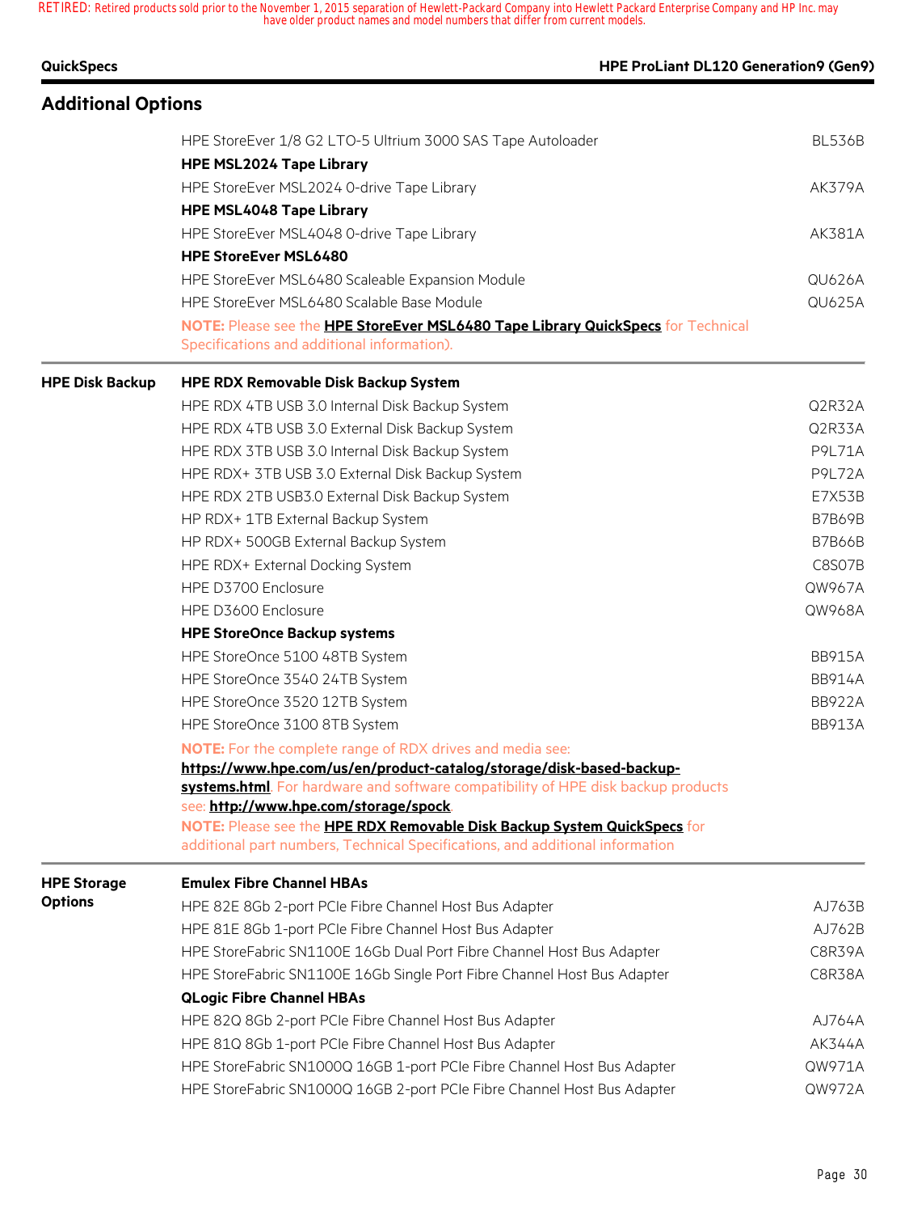## Additional Options

| | | |
|---|---|---|
| | HPE StoreEver 1/8 G2 LTO-5 Ultrium 3000 SAS Tape Autoloader | BL536B |
| | **HPE MSL2024 Tape Library** | |
| | HPE StoreEver MSL2024 0-drive Tape Library | AK379A |
| | **HPE MSL4048 Tape Library** | |
| | HPE StoreEver MSL4048 0-drive Tape Library | AK381A |
| | **HPE StoreEver MSL6480** | |
| | HPE StoreEver MSL6480 Scaleable Expansion Module | QU626A |
| | HPE StoreEver MSL6480 Scalable Base Module | QU625A |
| | **NOTE:** Please see the **HPE StoreEver MSL6480 Tape Library QuickSpecs** for Technical Specifications and additional information). | |
| **HPE Disk Backup** | **HPE RDX Removable Disk Backup System** | |
| | HPE RDX 4TB USB 3.0 Internal Disk Backup System | Q2R32A |
| | HPE RDX 4TB USB 3.0 External Disk Backup System | Q2R33A |
| | HPE RDX 3TB USB 3.0 Internal Disk Backup System | P9L71A |
| | HPE RDX+ 3TB USB 3.0 External Disk Backup System | P9L72A |
| | HPE RDX 2TB USB3.0 External Disk Backup System | E7X53B |
| | HP RDX+ 1TB External Backup System | B7B69B |
| | HP RDX+ 500GB External Backup System | B7B66B |
| | HPE RDX+ External Docking System | C8S07B |
| | HPE D3700 Enclosure | QW967A |
| | HPE D3600 Enclosure | QW968A |
| | **HPE StoreOnce Backup systems** | |
| | HPE StoreOnce 5100 48TB System | BB915A |
| | HPE StoreOnce 3540 24TB System | BB914A |
| | HPE StoreOnce 3520 12TB System | BB922A |
| | HPE StoreOnce 3100 8TB System | BB913A |
| | **NOTE:** For the complete range of RDX drives and media see: **https://www.hpe.com/us/en/product-catalog/storage/disk-based-backup-systems.html**. For hardware and software compatibility of HPE disk backup products see: **http://www.hpe.com/storage/spock**. | |
| | **NOTE:** Please see the **HPE RDX Removable Disk Backup System QuickSpecs** for additional part numbers, Technical Specifications, and additional information | |
| **HPE Storage Options** | **Emulex Fibre Channel HBAs** | |
| | HPE 82E 8Gb 2-port PCIe Fibre Channel Host Bus Adapter | AJ763B |
| | HPE 81E 8Gb 1-port PCIe Fibre Channel Host Bus Adapter | AJ762B |
| | HPE StoreFabric SN1100E 16Gb Dual Port Fibre Channel Host Bus Adapter | C8R39A |
| | HPE StoreFabric SN1100E 16Gb Single Port Fibre Channel Host Bus Adapter | C8R38A |
| | **QLogic Fibre Channel HBAs** | |
| | HPE 82Q 8Gb 2-port PCIe Fibre Channel Host Bus Adapter | AJ764A |
| | HPE 81Q 8Gb 1-port PCIe Fibre Channel Host Bus Adapter | AK344A |
| | HPE StoreFabric SN1000Q 16GB 1-port PCIe Fibre Channel Host Bus Adapter | QW971A |
| | HPE StoreFabric SN1000Q 16GB 2-port PCIe Fibre Channel Host Bus Adapter | QW972A |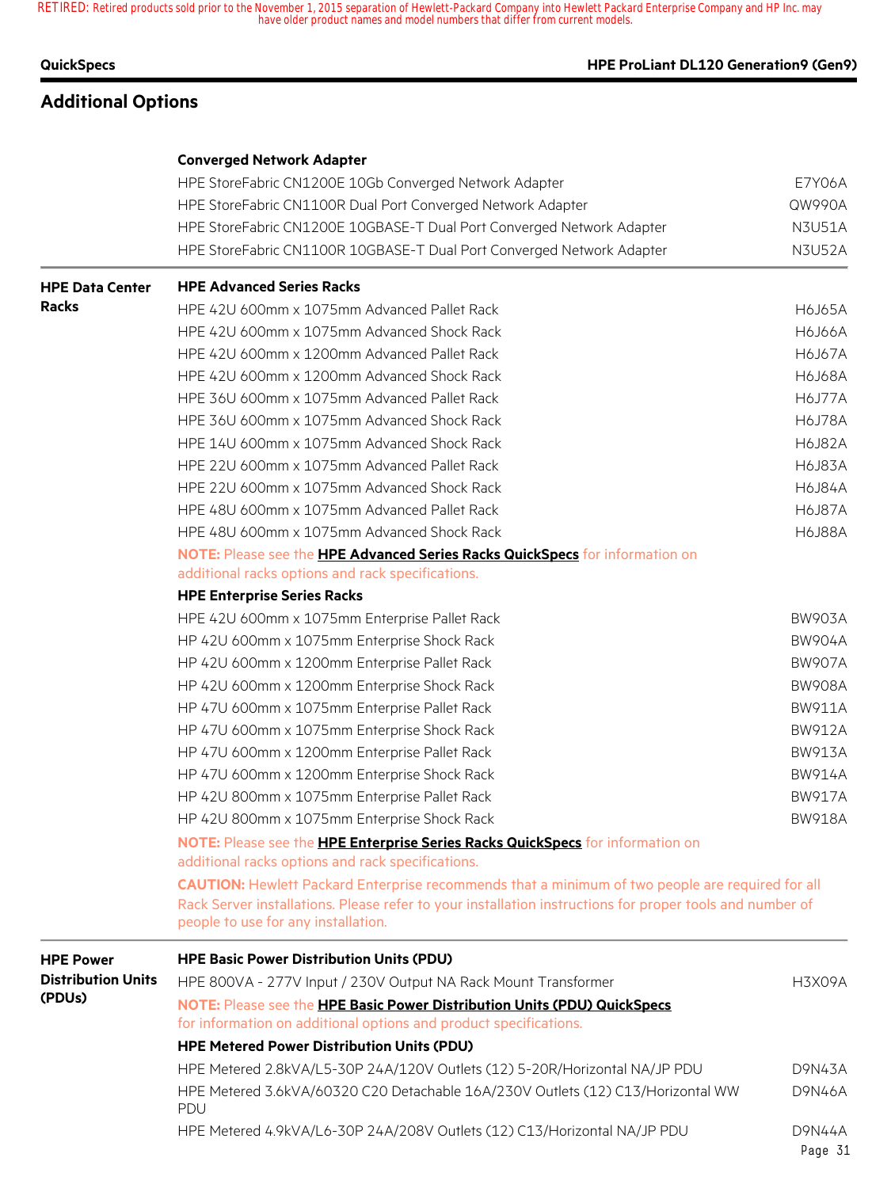RETIRED: Retired products sold prior to the November 1, 2015 separation of Hewlett-Packard Company into Hewlett Packard Enterprise Company and HP Inc. may have older product names and model numbers that differ from current models.

## Additional Options

| | | |
|---|---|---|
| | **Converged Network Adapter** | |
| | HPE StoreFabric CN1200E 10Gb Converged Network Adapter | E7Y06A |
| | HPE StoreFabric CN1100R Dual Port Converged Network Adapter | QW990A |
| | HPE StoreFabric CN1200E 10GBASE-T Dual Port Converged Network Adapter | N3U51A |
| | HPE StoreFabric CN1100R 10GBASE-T Dual Port Converged Network Adapter | N3U52A |
| **HPE Data Center Racks** | **HPE Advanced Series Racks** | |
| | HPE 42U 600mm x 1075mm Advanced Pallet Rack | H6J65A |
| | HPE 42U 600mm x 1075mm Advanced Shock Rack | H6J66A |
| | HPE 42U 600mm x 1200mm Advanced Pallet Rack | H6J67A |
| | HPE 42U 600mm x 1200mm Advanced Shock Rack | H6J68A |
| | HPE 36U 600mm x 1075mm Advanced Pallet Rack | H6J77A |
| | HPE 36U 600mm x 1075mm Advanced Shock Rack | H6J78A |
| | HPE 14U 600mm x 1075mm Advanced Shock Rack | H6J82A |
| | HPE 22U 600mm x 1075mm Advanced Pallet Rack | H6J83A |
| | HPE 22U 600mm x 1075mm Advanced Shock Rack | H6J84A |
| | HPE 48U 600mm x 1075mm Advanced Pallet Rack | H6J87A |
| | HPE 48U 600mm x 1075mm Advanced Shock Rack | H6J88A |
| | **NOTE:** Please see the **HPE Advanced Series Racks QuickSpecs** for information on additional racks options and rack specifications. | |
| | **HPE Enterprise Series Racks** | |
| | HPE 42U 600mm x 1075mm Enterprise Pallet Rack | BW903A |
| | HP 42U 600mm x 1075mm Enterprise Shock Rack | BW904A |
| | HP 42U 600mm x 1200mm Enterprise Pallet Rack | BW907A |
| | HP 42U 600mm x 1200mm Enterprise Shock Rack | BW908A |
| | HP 47U 600mm x 1075mm Enterprise Pallet Rack | BW911A |
| | HP 47U 600mm x 1075mm Enterprise Shock Rack | BW912A |
| | HP 47U 600mm x 1200mm Enterprise Pallet Rack | BW913A |
| | HP 47U 600mm x 1200mm Enterprise Shock Rack | BW914A |
| | HP 42U 800mm x 1075mm Enterprise Pallet Rack | BW917A |
| | HP 42U 800mm x 1075mm Enterprise Shock Rack | BW918A |
| | **NOTE:** Please see the **HPE Enterprise Series Racks QuickSpecs** for information on additional racks options and rack specifications. | |
| | **CAUTION:** Hewlett Packard Enterprise recommends that a minimum of two people are required for all Rack Server installations. Please refer to your installation instructions for proper tools and number of people to use for any installation. | |
| **HPE Power Distribution Units (PDUs)** | **HPE Basic Power Distribution Units (PDU)** | |
| | HPE 800VA - 277V Input / 230V Output NA Rack Mount Transformer | H3X09A |
| | **NOTE:** Please see the **HPE Basic Power Distribution Units (PDU) QuickSpecs** for information on additional options and product specifications. | |
| | **HPE Metered Power Distribution Units (PDU)** | |
| | HPE Metered 2.8kVA/L5-30P 24A/120V Outlets (12) 5-20R/Horizontal NA/JP PDU | D9N43A |
| | HPE Metered 3.6kVA/60320 C20 Detachable 16A/230V Outlets (12) C13/Horizontal WW PDU | D9N46A |
| | HPE Metered 4.9kVA/L6-30P 24A/208V Outlets (12) C13/Horizontal NA/JP PDU | D9N44A |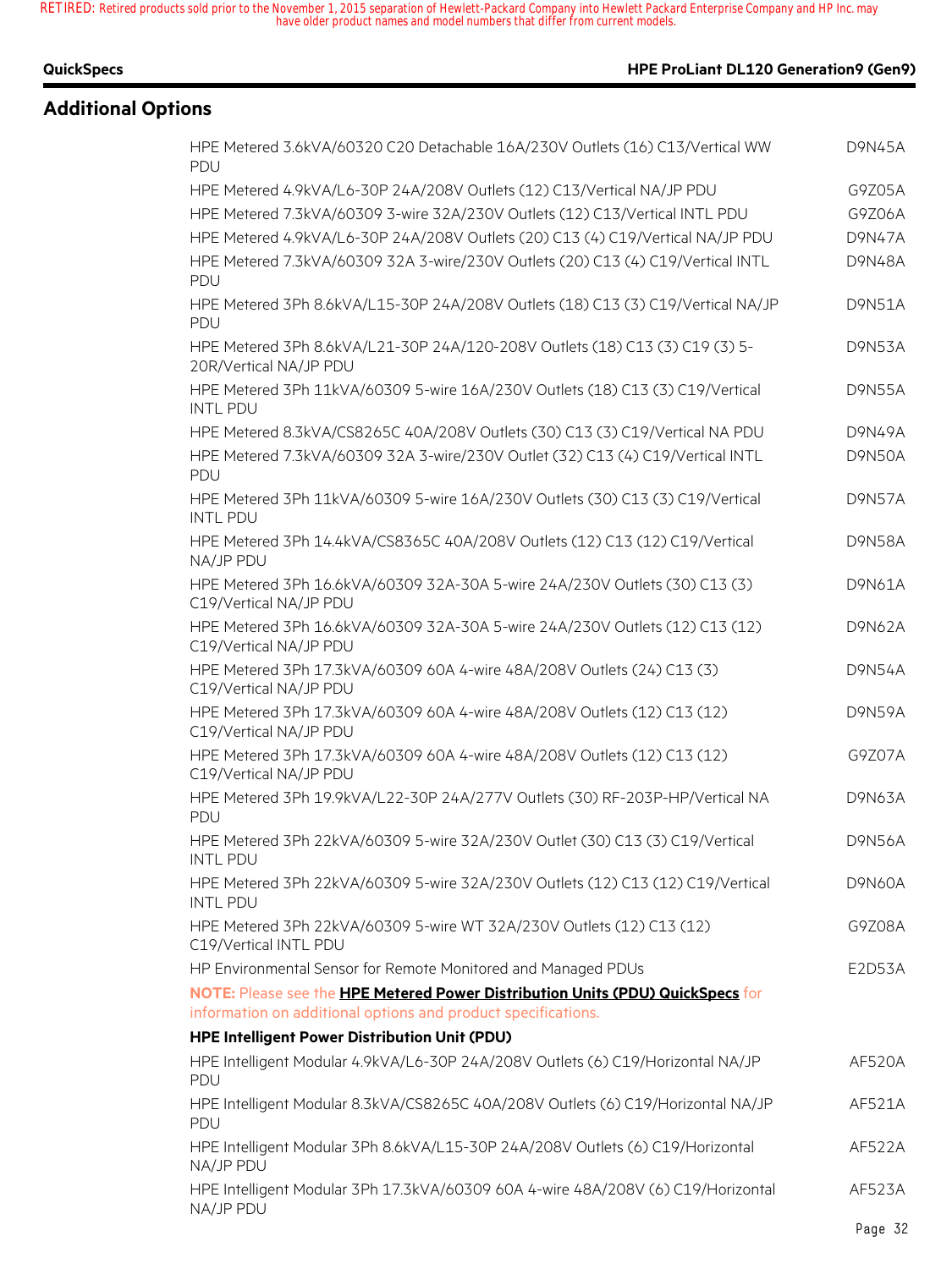## Additional Options

| | |
|---|---|
| HPE Metered 3.6kVA/60320 C20 Detachable 16A/230V Outlets (16) C13/Vertical WW PDU | D9N45A |
| HPE Metered 4.9kVA/L6-30P 24A/208V Outlets (12) C13/Vertical NA/JP PDU | G9Z05A |
| HPE Metered 7.3kVA/60309 3-wire 32A/230V Outlets (12) C13/Vertical INTL PDU | G9Z06A |
| HPE Metered 4.9kVA/L6-30P 24A/208V Outlets (20) C13 (4) C19/Vertical NA/JP PDU | D9N47A |
| HPE Metered 7.3kVA/60309 32A 3-wire/230V Outlets (20) C13 (4) C19/Vertical INTL PDU | D9N48A |
| HPE Metered 3Ph 8.6kVA/L15-30P 24A/208V Outlets (18) C13 (3) C19/Vertical NA/JP PDU | D9N51A |
| HPE Metered 3Ph 8.6kVA/L21-30P 24A/120-208V Outlets (18) C13 (3) C19 (3) 5-20R/Vertical NA/JP PDU | D9N53A |
| HPE Metered 3Ph 11kVA/60309 5-wire 16A/230V Outlets (18) C13 (3) C19/Vertical INTL PDU | D9N55A |
| HPE Metered 8.3kVA/CS8265C 40A/208V Outlets (30) C13 (3) C19/Vertical NA PDU | D9N49A |
| HPE Metered 7.3kVA/60309 32A 3-wire/230V Outlet (32) C13 (4) C19/Vertical INTL PDU | D9N50A |
| HPE Metered 3Ph 11kVA/60309 5-wire 16A/230V Outlets (30) C13 (3) C19/Vertical INTL PDU | D9N57A |
| HPE Metered 3Ph 14.4kVA/CS8365C 40A/208V Outlets (12) C13 (12) C19/Vertical NA/JP PDU | D9N58A |
| HPE Metered 3Ph 16.6kVA/60309 32A-30A 5-wire 24A/230V Outlets (30) C13 (3) C19/Vertical NA/JP PDU | D9N61A |
| HPE Metered 3Ph 16.6kVA/60309 32A-30A 5-wire 24A/230V Outlets (12) C13 (12) C19/Vertical NA/JP PDU | D9N62A |
| HPE Metered 3Ph 17.3kVA/60309 60A 4-wire 48A/208V Outlets (24) C13 (3) C19/Vertical NA/JP PDU | D9N54A |
| HPE Metered 3Ph 17.3kVA/60309 60A 4-wire 48A/208V Outlets (12) C13 (12) C19/Vertical NA/JP PDU | D9N59A |
| HPE Metered 3Ph 17.3kVA/60309 60A 4-wire 48A/208V Outlets (12) C13 (12) C19/Vertical NA/JP PDU | G9Z07A |
| HPE Metered 3Ph 19.9kVA/L22-30P 24A/277V Outlets (30) RF-203P-HP/Vertical NA PDU | D9N63A |
| HPE Metered 3Ph 22kVA/60309 5-wire 32A/230V Outlet (30) C13 (3) C19/Vertical INTL PDU | D9N56A |
| HPE Metered 3Ph 22kVA/60309 5-wire 32A/230V Outlets (12) C13 (12) C19/Vertical INTL PDU | D9N60A |
| HPE Metered 3Ph 22kVA/60309 5-wire WT 32A/230V Outlets (12) C13 (12) C19/Vertical INTL PDU | G9Z08A |
| HP Environmental Sensor for Remote Monitored and Managed PDUs | E2D53A |

**NOTE:** Please see the **HPE Metered Power Distribution Units (PDU) QuickSpecs** for information on additional options and product specifications.

**HPE Intelligent Power Distribution Unit (PDU)**

| | |
|---|---|
| HPE Intelligent Modular 4.9kVA/L6-30P 24A/208V Outlets (6) C19/Horizontal NA/JP PDU | AF520A |
| HPE Intelligent Modular 8.3kVA/CS8265C 40A/208V Outlets (6) C19/Horizontal NA/JP PDU | AF521A |
| HPE Intelligent Modular 3Ph 8.6kVA/L15-30P 24A/208V Outlets (6) C19/Horizontal NA/JP PDU | AF522A |
| HPE Intelligent Modular 3Ph 17.3kVA/60309 60A 4-wire 48A/208V (6) C19/Horizontal NA/JP PDU | AF523A |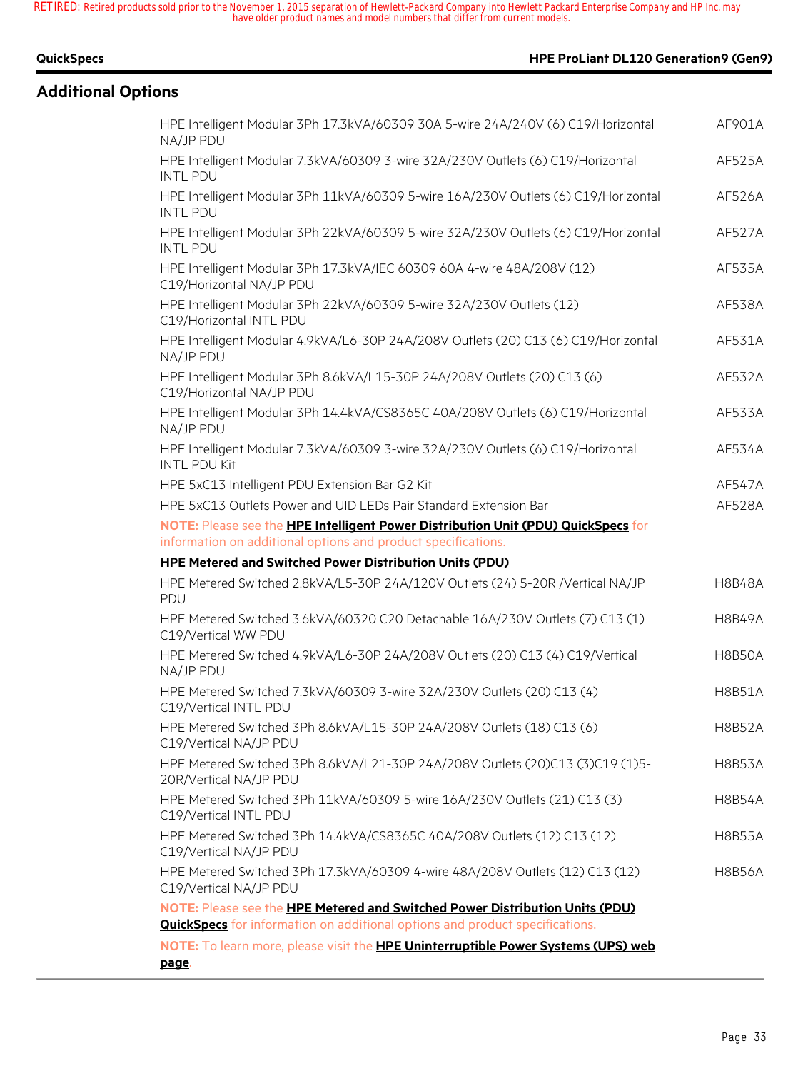## Additional Options

| | |
|---|---|
| HPE Intelligent Modular 3Ph 17.3kVA/60309 30A 5-wire 24A/240V (6) C19/Horizontal NA/JP PDU | AF901A |
| HPE Intelligent Modular 7.3kVA/60309 3-wire 32A/230V Outlets (6) C19/Horizontal INTL PDU | AF525A |
| HPE Intelligent Modular 3Ph 11kVA/60309 5-wire 16A/230V Outlets (6) C19/Horizontal INTL PDU | AF526A |
| HPE Intelligent Modular 3Ph 22kVA/60309 5-wire 32A/230V Outlets (6) C19/Horizontal INTL PDU | AF527A |
| HPE Intelligent Modular 3Ph 17.3kVA/IEC 60309 60A 4-wire 48A/208V (12) C19/Horizontal NA/JP PDU | AF535A |
| HPE Intelligent Modular 3Ph 22kVA/60309 5-wire 32A/230V Outlets (12) C19/Horizontal INTL PDU | AF538A |
| HPE Intelligent Modular 4.9kVA/L6-30P 24A/208V Outlets (20) C13 (6) C19/Horizontal NA/JP PDU | AF531A |
| HPE Intelligent Modular 3Ph 8.6kVA/L15-30P 24A/208V Outlets (20) C13 (6) C19/Horizontal NA/JP PDU | AF532A |
| HPE Intelligent Modular 3Ph 14.4kVA/CS8365C 40A/208V Outlets (6) C19/Horizontal NA/JP PDU | AF533A |
| HPE Intelligent Modular 7.3kVA/60309 3-wire 32A/230V Outlets (6) C19/Horizontal INTL PDU Kit | AF534A |
| HPE 5xC13 Intelligent PDU Extension Bar G2 Kit | AF547A |
| HPE 5xC13 Outlets Power and UID LEDs Pair Standard Extension Bar | AF528A |

**NOTE:** Please see the **HPE Intelligent Power Distribution Unit (PDU) QuickSpecs** for information on additional options and product specifications.

**HPE Metered and Switched Power Distribution Units (PDU)**

| | |
|---|---|
| HPE Metered Switched 2.8kVA/L5-30P 24A/120V Outlets (24) 5-20R /Vertical NA/JP PDU | H8B48A |
| HPE Metered Switched 3.6kVA/60320 C20 Detachable 16A/230V Outlets (7) C13 (1) C19/Vertical WW PDU | H8B49A |
| HPE Metered Switched 4.9kVA/L6-30P 24A/208V Outlets (20) C13 (4) C19/Vertical NA/JP PDU | H8B50A |
| HPE Metered Switched 7.3kVA/60309 3-wire 32A/230V Outlets (20) C13 (4) C19/Vertical INTL PDU | H8B51A |
| HPE Metered Switched 3Ph 8.6kVA/L15-30P 24A/208V Outlets (18) C13 (6) C19/Vertical NA/JP PDU | H8B52A |
| HPE Metered Switched 3Ph 8.6kVA/L21-30P 24A/208V Outlets (20)C13 (3)C19 (1)5-20R/Vertical NA/JP PDU | H8B53A |
| HPE Metered Switched 3Ph 11kVA/60309 5-wire 16A/230V Outlets (21) C13 (3) C19/Vertical INTL PDU | H8B54A |
| HPE Metered Switched 3Ph 14.4kVA/CS8365C 40A/208V Outlets (12) C13 (12) C19/Vertical NA/JP PDU | H8B55A |
| HPE Metered Switched 3Ph 17.3kVA/60309 4-wire 48A/208V Outlets (12) C13 (12) C19/Vertical NA/JP PDU | H8B56A |

**NOTE:** Please see the **HPE Metered and Switched Power Distribution Units (PDU) QuickSpecs** for information on additional options and product specifications.

**NOTE:** To learn more, please visit the **HPE Uninterruptible Power Systems (UPS) web page**.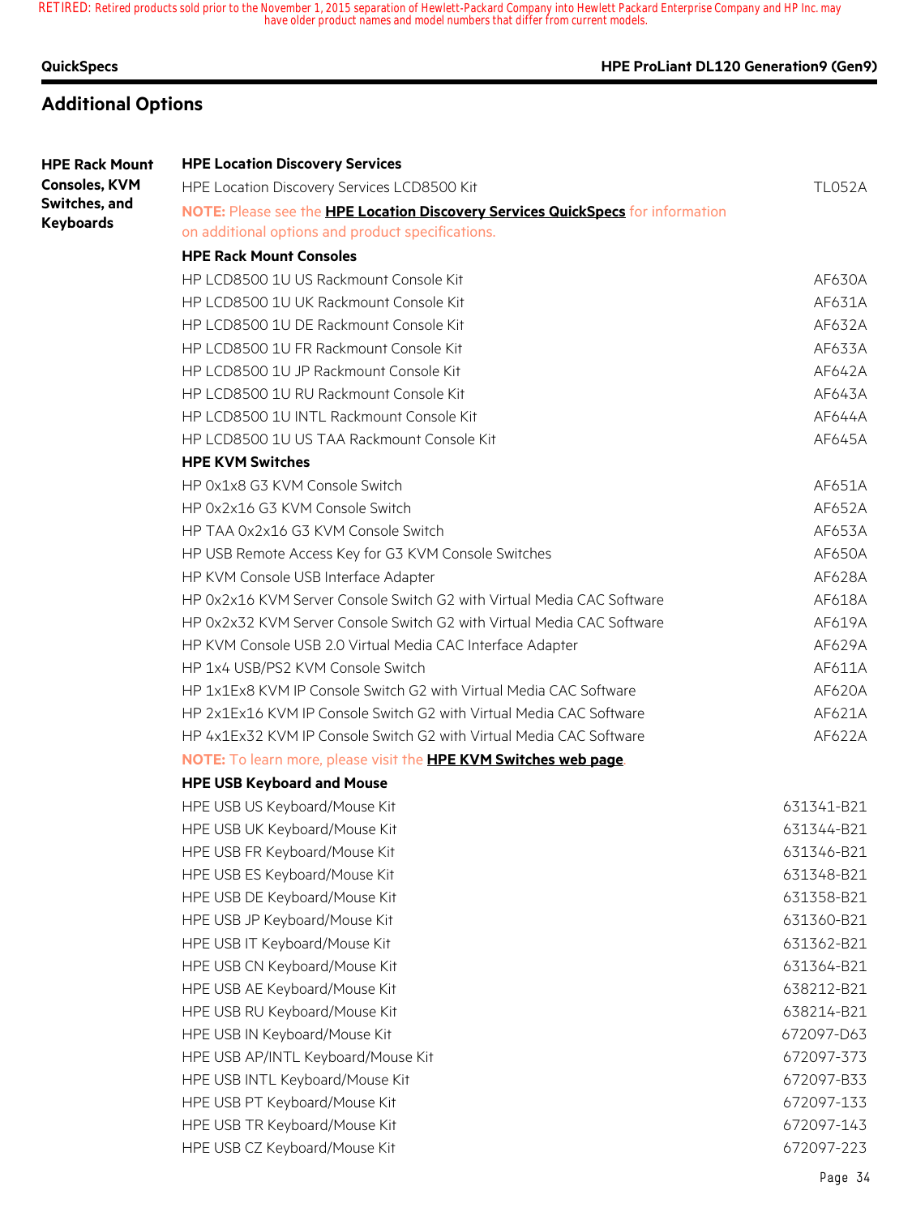RETIRED: Retired products sold prior to the November 1, 2015 separation of Hewlett-Packard Company into Hewlett Packard Enterprise Company and HP Inc. may have older product names and model numbers that differ from current models.

## Additional Options

### HPE Rack Mount Consoles, KVM Switches, and Keyboards

**HPE Location Discovery Services**

| | |
|---|---|
| HPE Location Discovery Services LCD8500 Kit | TL052A |

**NOTE:** Please see the **HPE Location Discovery Services QuickSpecs** for information on additional options and product specifications.

**HPE Rack Mount Consoles**

| | |
|---|---|
| HP LCD8500 1U US Rackmount Console Kit | AF630A |
| HP LCD8500 1U UK Rackmount Console Kit | AF631A |
| HP LCD8500 1U DE Rackmount Console Kit | AF632A |
| HP LCD8500 1U FR Rackmount Console Kit | AF633A |
| HP LCD8500 1U JP Rackmount Console Kit | AF642A |
| HP LCD8500 1U RU Rackmount Console Kit | AF643A |
| HP LCD8500 1U INTL Rackmount Console Kit | AF644A |
| HP LCD8500 1U US TAA Rackmount Console Kit | AF645A |

**HPE KVM Switches**

| | |
|---|---|
| HP 0x1x8 G3 KVM Console Switch | AF651A |
| HP 0x2x16 G3 KVM Console Switch | AF652A |
| HP TAA 0x2x16 G3 KVM Console Switch | AF653A |
| HP USB Remote Access Key for G3 KVM Console Switches | AF650A |
| HP KVM Console USB Interface Adapter | AF628A |
| HP 0x2x16 KVM Server Console Switch G2 with Virtual Media CAC Software | AF618A |
| HP 0x2x32 KVM Server Console Switch G2 with Virtual Media CAC Software | AF619A |
| HP KVM Console USB 2.0 Virtual Media CAC Interface Adapter | AF629A |
| HP 1x4 USB/PS2 KVM Console Switch | AF611A |
| HP 1x1Ex8 KVM IP Console Switch G2 with Virtual Media CAC Software | AF620A |
| HP 2x1Ex16 KVM IP Console Switch G2 with Virtual Media CAC Software | AF621A |
| HP 4x1Ex32 KVM IP Console Switch G2 with Virtual Media CAC Software | AF622A |

**NOTE:** To learn more, please visit the **HPE KVM Switches web page**.

**HPE USB Keyboard and Mouse**

| | |
|---|---|
| HPE USB US Keyboard/Mouse Kit | 631341-B21 |
| HPE USB UK Keyboard/Mouse Kit | 631344-B21 |
| HPE USB FR Keyboard/Mouse Kit | 631346-B21 |
| HPE USB ES Keyboard/Mouse Kit | 631348-B21 |
| HPE USB DE Keyboard/Mouse Kit | 631358-B21 |
| HPE USB JP Keyboard/Mouse Kit | 631360-B21 |
| HPE USB IT Keyboard/Mouse Kit | 631362-B21 |
| HPE USB CN Keyboard/Mouse Kit | 631364-B21 |
| HPE USB AE Keyboard/Mouse Kit | 638212-B21 |
| HPE USB RU Keyboard/Mouse Kit | 638214-B21 |
| HPE USB IN Keyboard/Mouse Kit | 672097-D63 |
| HPE USB AP/INTL Keyboard/Mouse Kit | 672097-373 |
| HPE USB INTL Keyboard/Mouse Kit | 672097-B33 |
| HPE USB PT Keyboard/Mouse Kit | 672097-133 |
| HPE USB TR Keyboard/Mouse Kit | 672097-143 |
| HPE USB CZ Keyboard/Mouse Kit | 672097-223 |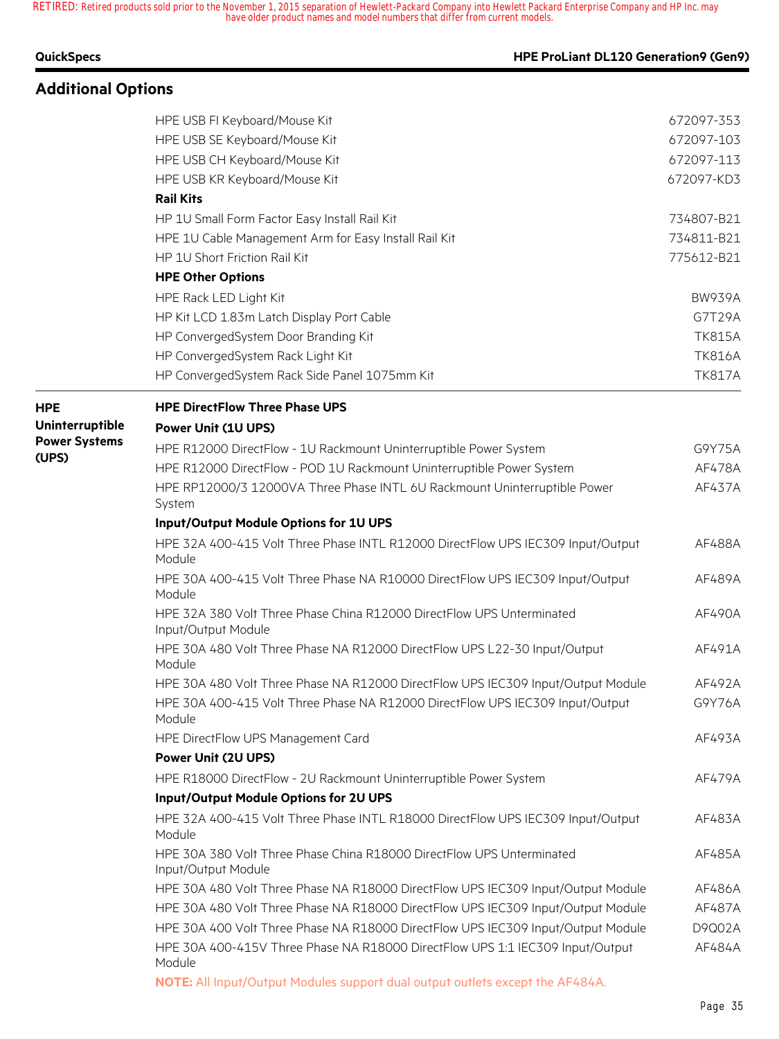## Additional Options

| | | |
|---|---|---|
| | HPE USB FI Keyboard/Mouse Kit | 672097-353 |
| | HPE USB SE Keyboard/Mouse Kit | 672097-103 |
| | HPE USB CH Keyboard/Mouse Kit | 672097-113 |
| | HPE USB KR Keyboard/Mouse Kit | 672097-KD3 |
| | **Rail Kits** | |
| | HP 1U Small Form Factor Easy Install Rail Kit | 734807-B21 |
| | HPE 1U Cable Management Arm for Easy Install Rail Kit | 734811-B21 |
| | HP 1U Short Friction Rail Kit | 775612-B21 |
| | **HPE Other Options** | |
| | HPE Rack LED Light Kit | BW939A |
| | HP Kit LCD 1.83m Latch Display Port Cable | G7T29A |
| | HP ConvergedSystem Door Branding Kit | TK815A |
| | HP ConvergedSystem Rack Light Kit | TK816A |
| | HP ConvergedSystem Rack Side Panel 1075mm Kit | TK817A |
| **HPE Uninterruptible Power Systems (UPS)** | **HPE DirectFlow Three Phase UPS** | |
| | **Power Unit (1U UPS)** | |
| | HPE R12000 DirectFlow - 1U Rackmount Uninterruptible Power System | G9Y75A |
| | HPE R12000 DirectFlow - POD 1U Rackmount Uninterruptible Power System | AF478A |
| | HPE RP12000/3 12000VA Three Phase INTL 6U Rackmount Uninterruptible Power System | AF437A |
| | **Input/Output Module Options for 1U UPS** | |
| | HPE 32A 400-415 Volt Three Phase INTL R12000 DirectFlow UPS IEC309 Input/Output Module | AF488A |
| | HPE 30A 400-415 Volt Three Phase NA R10000 DirectFlow UPS IEC309 Input/Output Module | AF489A |
| | HPE 32A 380 Volt Three Phase China R12000 DirectFlow UPS Unterminated Input/Output Module | AF490A |
| | HPE 30A 480 Volt Three Phase NA R12000 DirectFlow UPS L22-30 Input/Output Module | AF491A |
| | HPE 30A 480 Volt Three Phase NA R12000 DirectFlow UPS IEC309 Input/Output Module | AF492A |
| | HPE 30A 400-415 Volt Three Phase NA R12000 DirectFlow UPS IEC309 Input/Output Module | G9Y76A |
| | HPE DirectFlow UPS Management Card | AF493A |
| | **Power Unit (2U UPS)** | |
| | HPE R18000 DirectFlow - 2U Rackmount Uninterruptible Power System | AF479A |
| | **Input/Output Module Options for 2U UPS** | |
| | HPE 32A 400-415 Volt Three Phase INTL R18000 DirectFlow UPS IEC309 Input/Output Module | AF483A |
| | HPE 30A 380 Volt Three Phase China R18000 DirectFlow UPS Unterminated Input/Output Module | AF485A |
| | HPE 30A 480 Volt Three Phase NA R18000 DirectFlow UPS IEC309 Input/Output Module | AF486A |
| | HPE 30A 480 Volt Three Phase NA R18000 DirectFlow UPS IEC309 Input/Output Module | AF487A |
| | HPE 30A 400 Volt Three Phase NA R18000 DirectFlow UPS IEC309 Input/Output Module | D9Q02A |
| | HPE 30A 400-415V Three Phase NA R18000 DirectFlow UPS 1:1 IEC309 Input/Output Module | AF484A |

**NOTE:** All Input/Output Modules support dual output outlets except the AF484A.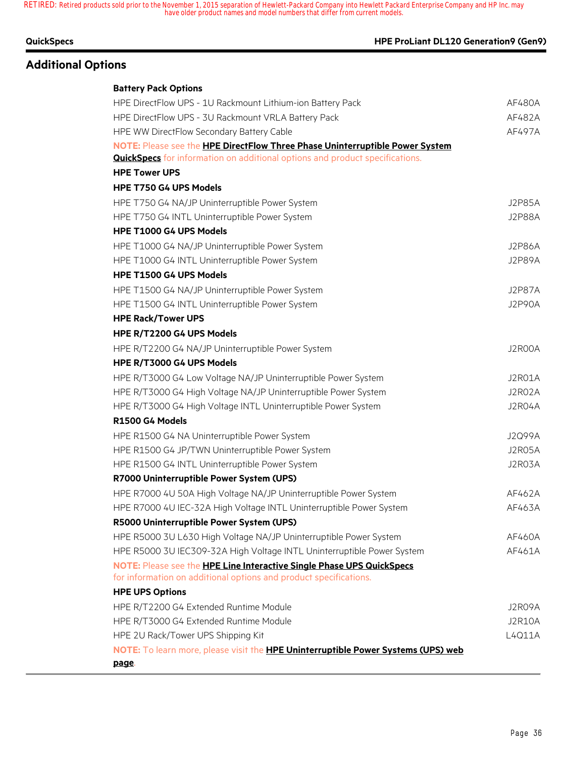## Additional Options

**Battery Pack Options**

| | |
|---|---|
| HPE DirectFlow UPS - 1U Rackmount Lithium-ion Battery Pack | AF480A |
| HPE DirectFlow UPS - 3U Rackmount VRLA Battery Pack | AF482A |
| HPE WW DirectFlow Secondary Battery Cable | AF497A |

**NOTE:** Please see the **HPE DirectFlow Three Phase Uninterruptible Power System QuickSpecs** for information on additional options and product specifications.

**HPE Tower UPS**

**HPE T750 G4 UPS Models**

| | |
|---|---|
| HPE T750 G4 NA/JP Uninterruptible Power System | J2P85A |
| HPE T750 G4 INTL Uninterruptible Power System | J2P88A |

**HPE T1000 G4 UPS Models**

| | |
|---|---|
| HPE T1000 G4 NA/JP Uninterruptible Power System | J2P86A |
| HPE T1000 G4 INTL Uninterruptible Power System | J2P89A |

**HPE T1500 G4 UPS Models**

| | |
|---|---|
| HPE T1500 G4 NA/JP Uninterruptible Power System | J2P87A |
| HPE T1500 G4 INTL Uninterruptible Power System | J2P90A |

**HPE Rack/Tower UPS**

**HPE R/T2200 G4 UPS Models**

| | |
|---|---|
| HPE R/T2200 G4 NA/JP Uninterruptible Power System | J2R00A |

**HPE R/T3000 G4 UPS Models**

| | |
|---|---|
| HPE R/T3000 G4 Low Voltage NA/JP Uninterruptible Power System | J2R01A |
| HPE R/T3000 G4 High Voltage NA/JP Uninterruptible Power System | J2R02A |
| HPE R/T3000 G4 High Voltage INTL Uninterruptible Power System | J2R04A |

**R1500 G4 Models**

| | |
|---|---|
| HPE R1500 G4 NA Uninterruptible Power System | J2Q99A |
| HPE R1500 G4 JP/TWN Uninterruptible Power System | J2R05A |
| HPE R1500 G4 INTL Uninterruptible Power System | J2R03A |

**R7000 Uninterruptible Power System (UPS)**

| | |
|---|---|
| HPE R7000 4U 50A High Voltage NA/JP Uninterruptible Power System | AF462A |
| HPE R7000 4U IEC-32A High Voltage INTL Uninterruptible Power System | AF463A |

**R5000 Uninterruptible Power System (UPS)**

| | |
|---|---|
| HPE R5000 3U L630 High Voltage NA/JP Uninterruptible Power System | AF460A |
| HPE R5000 3U IEC309-32A High Voltage INTL Uninterruptible Power System | AF461A |

**NOTE:** Please see the **HPE Line Interactive Single Phase UPS QuickSpecs** for information on additional options and product specifications.

**HPE UPS Options**

| | |
|---|---|
| HPE R/T2200 G4 Extended Runtime Module | J2R09A |
| HPE R/T3000 G4 Extended Runtime Module | J2R10A |
| HPE 2U Rack/Tower UPS Shipping Kit | L4Q11A |

**NOTE:** To learn more, please visit the **HPE Uninterruptible Power Systems (UPS) web page**.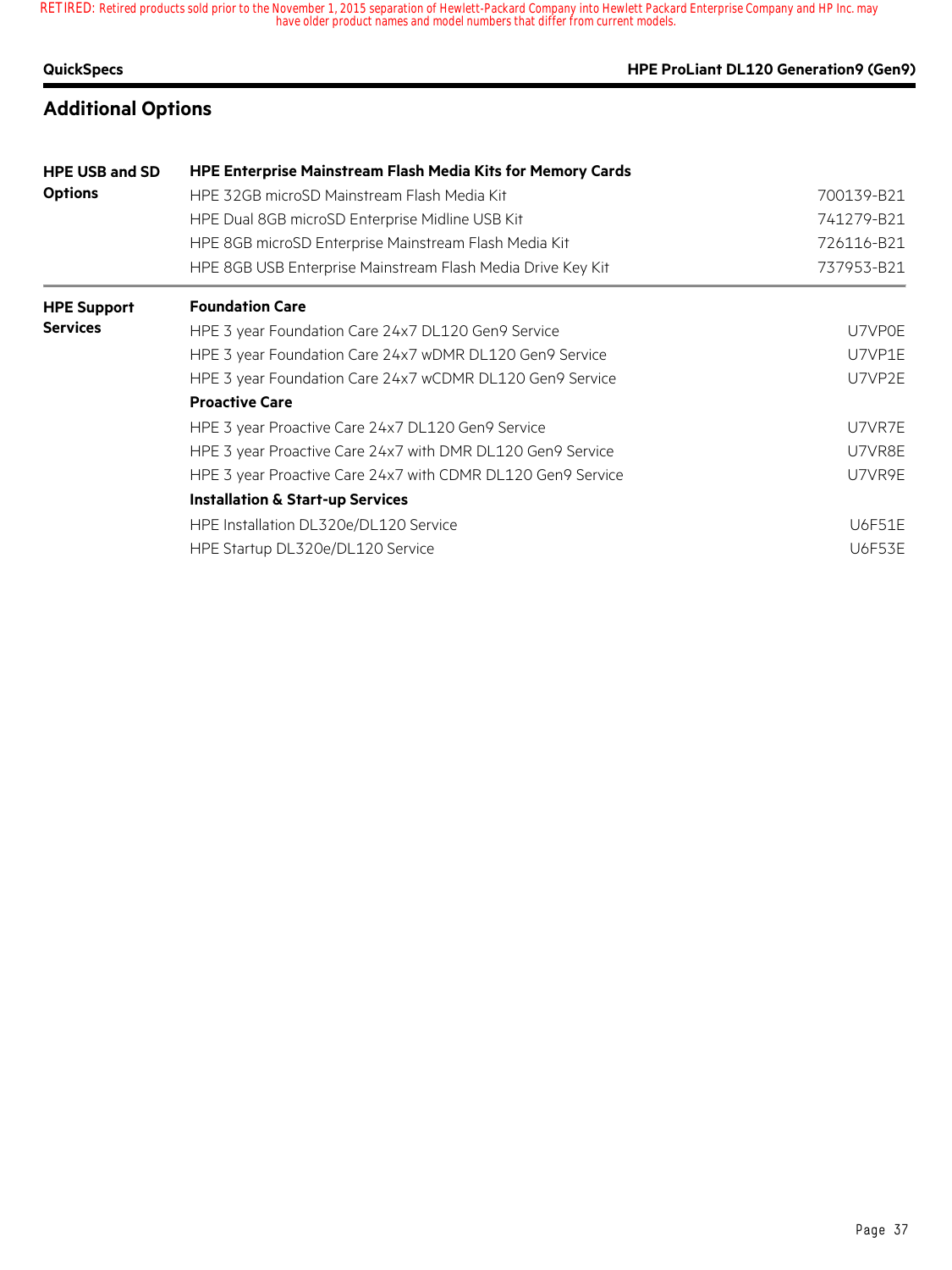## Additional Options

| | | |
|---|---|---|
| **HPE USB and SD Options** | **HPE Enterprise Mainstream Flash Media Kits for Memory Cards** | |
| | HPE 32GB microSD Mainstream Flash Media Kit | 700139-B21 |
| | HPE Dual 8GB microSD Enterprise Midline USB Kit | 741279-B21 |
| | HPE 8GB microSD Enterprise Mainstream Flash Media Kit | 726116-B21 |
| | HPE 8GB USB Enterprise Mainstream Flash Media Drive Key Kit | 737953-B21 |
| **HPE Support Services** | **Foundation Care** | |
| | HPE 3 year Foundation Care 24x7 DL120 Gen9 Service | U7VP0E |
| | HPE 3 year Foundation Care 24x7 wDMR DL120 Gen9 Service | U7VP1E |
| | HPE 3 year Foundation Care 24x7 wCDMR DL120 Gen9 Service | U7VP2E |
| | **Proactive Care** | |
| | HPE 3 year Proactive Care 24x7 DL120 Gen9 Service | U7VR7E |
| | HPE 3 year Proactive Care 24x7 with DMR DL120 Gen9 Service | U7VR8E |
| | HPE 3 year Proactive Care 24x7 with CDMR DL120 Gen9 Service | U7VR9E |
| | **Installation & Start-up Services** | |
| | HPE Installation DL320e/DL120 Service | U6F51E |
| | HPE Startup DL320e/DL120 Service | U6F53E |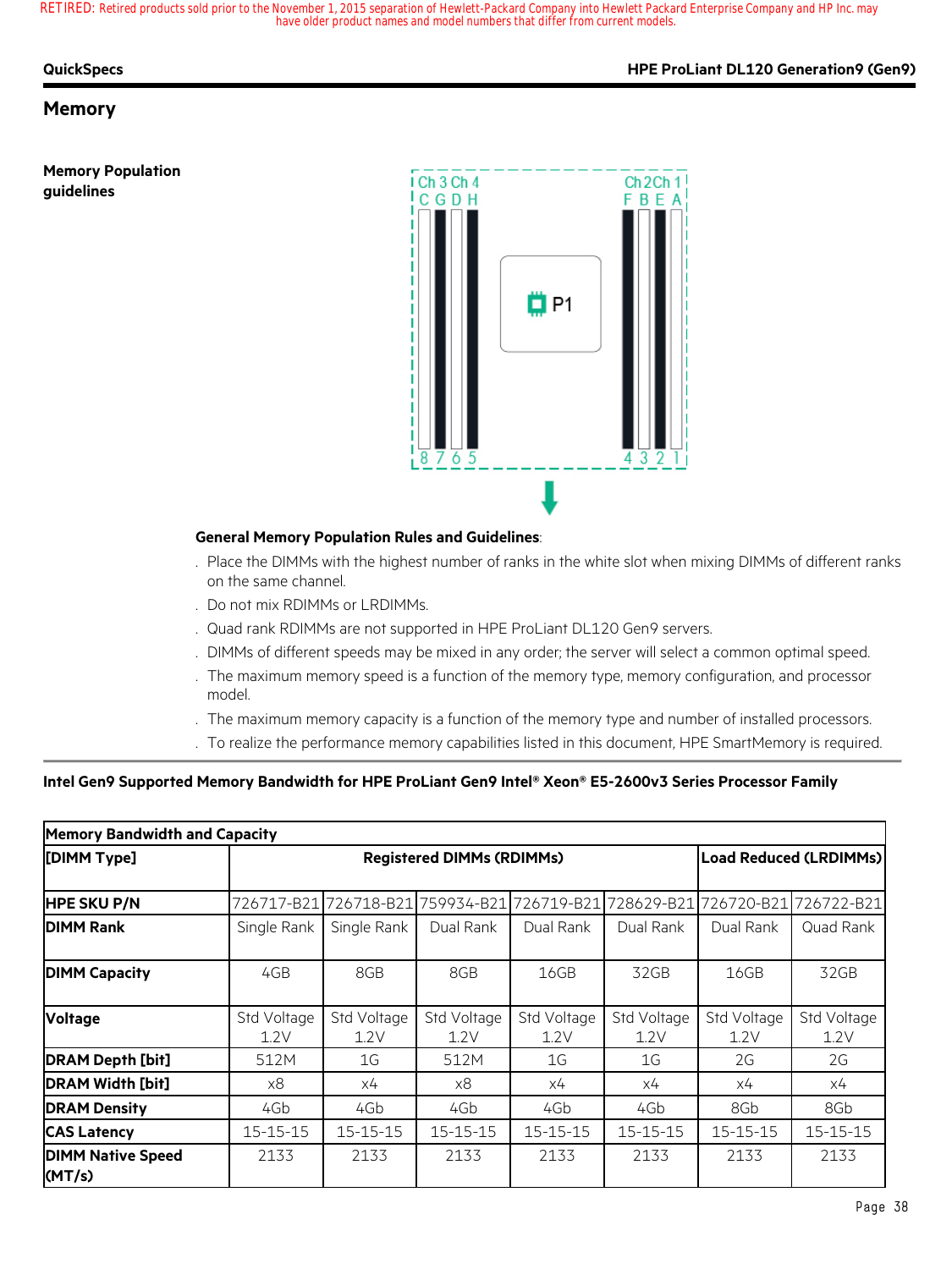RETIRED: Retired products sold prior to the November 1, 2015 separation of Hewlett-Packard Company into Hewlett Packard Enterprise Company and HP Inc. may have older product names and model numbers that differ from current models.

## Memory

**Memory Population guidelines**

Ch 3 Ch 4
C G D H

Ch 2 Ch 1
F B E A

P1

8 7 6 5

4 3 2 1

**General Memory Population Rules and Guidelines**:

- Place the DIMMs with the highest number of ranks in the white slot when mixing DIMMs of different ranks on the same channel.
- Do not mix RDIMMs or LRDIMMs.
- Quad rank RDIMMs are not supported in HPE ProLiant DL120 Gen9 servers.
- DIMMs of different speeds may be mixed in any order; the server will select a common optimal speed.
- The maximum memory speed is a function of the memory type, memory configuration, and processor model.
- The maximum memory capacity is a function of the memory type and number of installed processors.
- To realize the performance memory capabilities listed in this document, HPE SmartMemory is required.

**Intel Gen9 Supported Memory Bandwidth for HPE ProLiant Gen9 Intel® Xeon® E5-2600v3 Series Processor Family**

| Memory Bandwidth and Capacity | | | | | | | |
|---|---|---|---|---|---|---|---|
| **[DIMM Type]** | **Registered DIMMs (RDIMMs)** | | | | | **Load Reduced (LRDIMMs)** | |
| **HPE SKU P/N** | 726717-B21 | 726718-B21 | 759934-B21 | 726719-B21 | 728629-B21 | 726720-B21 | 726722-B21 |
| **DIMM Rank** | Single Rank | Single Rank | Dual Rank | Dual Rank | Dual Rank | Dual Rank | Quad Rank |
| **DIMM Capacity** | 4GB | 8GB | 8GB | 16GB | 32GB | 16GB | 32GB |
| **Voltage** | Std Voltage 1.2V | Std Voltage 1.2V | Std Voltage 1.2V | Std Voltage 1.2V | Std Voltage 1.2V | Std Voltage 1.2V | Std Voltage 1.2V |
| **DRAM Depth [bit]** | 512M | 1G | 512M | 1G | 1G | 2G | 2G |
| **DRAM Width [bit]** | x8 | x4 | x8 | x4 | x4 | x4 | x4 |
| **DRAM Density** | 4Gb | 4Gb | 4Gb | 4Gb | 4Gb | 8Gb | 8Gb |
| **CAS Latency** | 15-15-15 | 15-15-15 | 15-15-15 | 15-15-15 | 15-15-15 | 15-15-15 | 15-15-15 |
| **DIMM Native Speed (MT/s)** | 2133 | 2133 | 2133 | 2133 | 2133 | 2133 | 2133 |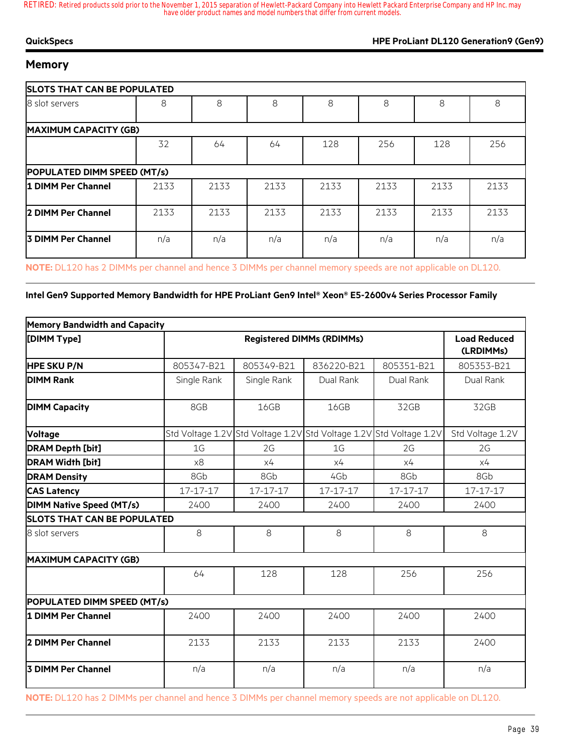## Memory

| SLOTS THAT CAN BE POPULATED | | | | | | | |
|---|---|---|---|---|---|---|---|
| 8 slot servers | 8 | 8 | 8 | 8 | 8 | 8 | 8 |
| **MAXIMUM CAPACITY (GB)** | | | | | | | |
| | 32 | 64 | 64 | 128 | 256 | 128 | 256 |
| **POPULATED DIMM SPEED (MT/s)** | | | | | | | |
| **1 DIMM Per Channel** | 2133 | 2133 | 2133 | 2133 | 2133 | 2133 | 2133 |
| **2 DIMM Per Channel** | 2133 | 2133 | 2133 | 2133 | 2133 | 2133 | 2133 |
| **3 DIMM Per Channel** | n/a | n/a | n/a | n/a | n/a | n/a | n/a |

**NOTE:** DL120 has 2 DIMMs per channel and hence 3 DIMMs per channel memory speeds are not applicable on DL120.

**Intel Gen9 Supported Memory Bandwidth for HPE ProLiant Gen9 Intel® Xeon® E5-2600v4 Series Processor Family**

| Memory Bandwidth and Capacity | | | | | |
|---|---|---|---|---|---|
| **[DIMM Type]** | **Registered DIMMs (RDIMMs)** | | | | **Load Reduced (LRDIMMs)** |
| **HPE SKU P/N** | 805347-B21 | 805349-B21 | 836220-B21 | 805351-B21 | 805353-B21 |
| **DIMM Rank** | Single Rank | Single Rank | Dual Rank | Dual Rank | Dual Rank |
| **DIMM Capacity** | 8GB | 16GB | 16GB | 32GB | 32GB |
| **Voltage** | Std Voltage 1.2V | Std Voltage 1.2V | Std Voltage 1.2V | Std Voltage 1.2V | Std Voltage 1.2V |
| **DRAM Depth [bit]** | 1G | 2G | 1G | 2G | 2G |
| **DRAM Width [bit]** | x8 | x4 | x4 | x4 | x4 |
| **DRAM Density** | 8Gb | 8Gb | 4Gb | 8Gb | 8Gb |
| **CAS Latency** | 17-17-17 | 17-17-17 | 17-17-17 | 17-17-17 | 17-17-17 |
| **DIMM Native Speed (MT/s)** | 2400 | 2400 | 2400 | 2400 | 2400 |
| **SLOTS THAT CAN BE POPULATED** | | | | | |
| 8 slot servers | 8 | 8 | 8 | 8 | 8 |
| **MAXIMUM CAPACITY (GB)** | | | | | |
| | 64 | 128 | 128 | 256 | 256 |
| **POPULATED DIMM SPEED (MT/s)** | | | | | |
| **1 DIMM Per Channel** | 2400 | 2400 | 2400 | 2400 | 2400 |
| **2 DIMM Per Channel** | 2133 | 2133 | 2133 | 2133 | 2400 |
| **3 DIMM Per Channel** | n/a | n/a | n/a | n/a | n/a |

**NOTE:** DL120 has 2 DIMMs per channel and hence 3 DIMMs per channel memory speeds are not applicable on DL120.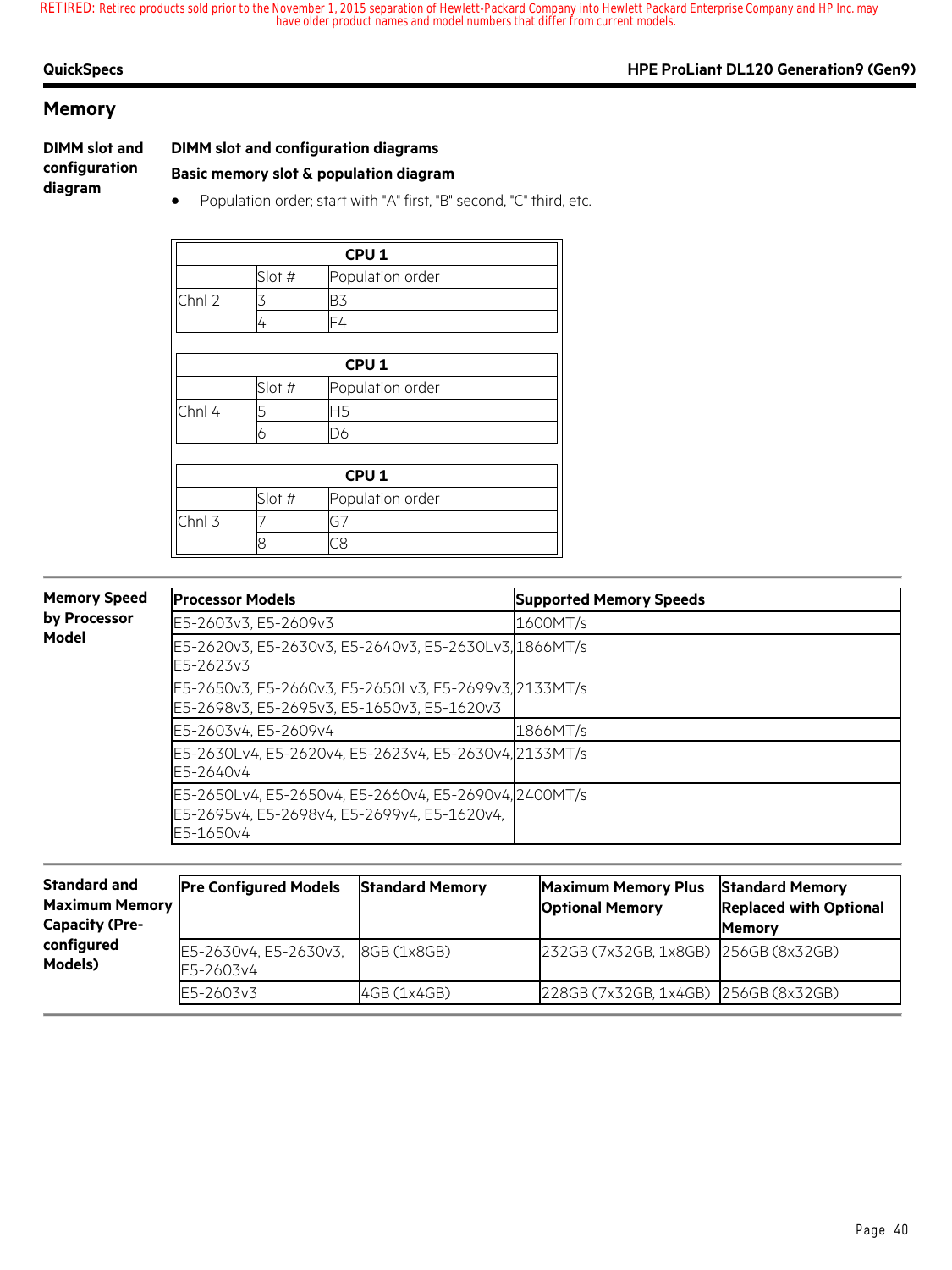RETIRED: Retired products sold prior to the November 1, 2015 separation of Hewlett-Packard Company into Hewlett Packard Enterprise Company and HP Inc. may have older product names and model numbers that differ from current models.

## Memory

**DIMM slot and configuration diagram**

### DIMM slot and configuration diagrams

#### Basic memory slot & population diagram

- Population order; start with "A" first, "B" second, "C" third, etc.

| CPU 1 | | |
|---|---|---|
| | Slot # | Population order |
| Chnl 2 | 3 | B3 |
| | 4 | F4 |

| CPU 1 | | |
|---|---|---|
| | Slot # | Population order |
| Chnl 4 | 5 | H5 |
| | 6 | D6 |

| CPU 1 | | |
|---|---|---|
| | Slot # | Population order |
| Chnl 3 | 7 | G7 |
| | 8 | C8 |

**Memory Speed by Processor Model**

| Processor Models | Supported Memory Speeds |
|---|---|
| E5-2603v3, E5-2609v3 | 1600MT/s |
| E5-2620v3, E5-2630v3, E5-2640v3, E5-2630Lv3, E5-2623v3 | 1866MT/s |
| E5-2650v3, E5-2660v3, E5-2650Lv3, E5-2699v3, E5-2698v3, E5-2695v3, E5-1650v3, E5-1620v3 | 2133MT/s |
| E5-2603v4, E5-2609v4 | 1866MT/s |
| E5-2630Lv4, E5-2620v4, E5-2623v4, E5-2630v4, E5-2640v4 | 2133MT/s |
| E5-2650Lv4, E5-2650v4, E5-2660v4, E5-2690v4, E5-2695v4, E5-2698v4, E5-2699v4, E5-1620v4, E5-1650v4 | 2400MT/s |

**Standard and Maximum Memory Capacity (Pre-configured Models)**

| Pre Configured Models | Standard Memory | Maximum Memory Plus Optional Memory | Standard Memory Replaced with Optional Memory |
|---|---|---|---|
| E5-2630v4, E5-2630v3, E5-2603v4 | 8GB (1x8GB) | 232GB (7x32GB, 1x8GB) | 256GB (8x32GB) |
| E5-2603v3 | 4GB (1x4GB) | 228GB (7x32GB, 1x4GB) | 256GB (8x32GB) |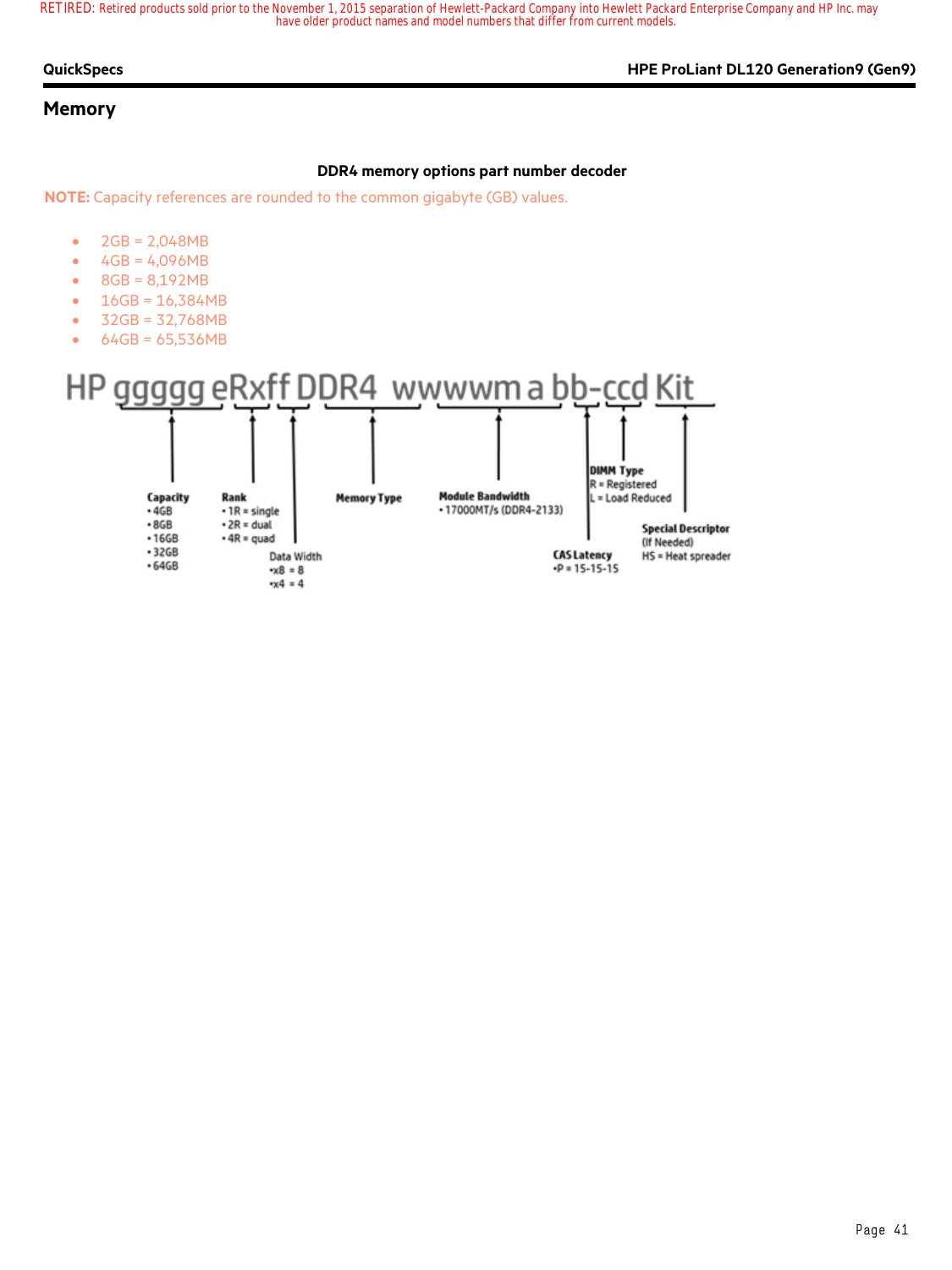RETIRED: Retired products sold prior to the November 1, 2015 separation of Hewlett-Packard Company into Hewlett Packard Enterprise Company and HP Inc. may have older product names and model numbers that differ from current models.

## Memory

### DDR4 memory options part number decoder

**NOTE:** Capacity references are rounded to the common gigabyte (GB) values.

- 2GB = 2,048MB
- 4GB = 4,096MB
- 8GB = 8,192MB
- 16GB = 16,384MB
- 32GB = 32,768MB
- 64GB = 65,536MB

HP ggggg eRxff DDR4 wwwwm a bb-ccd Kit

- **Capacity** (ggggg)
  - 4GB
  - 8GB
  - 16GB
  - 32GB
  - 64GB
- **Rank** (eR)
  - 1R = single
  - 2R = dual
  - 4R = quad
- **Data Width** (xff)
  - x8 = 8
  - x4 = 4
- **Memory Type** (DDR4)
- **Module Bandwidth** (wwwwm)
  - 17000MT/s (DDR4-2133)
- **CAS Latency** (a)
  - P = 15-15-15
- **DIMM Type** (d)
  - R = Registered
  - L = Load Reduced
- **Special Descriptor** (If Needed)
  - HS = Heat spreader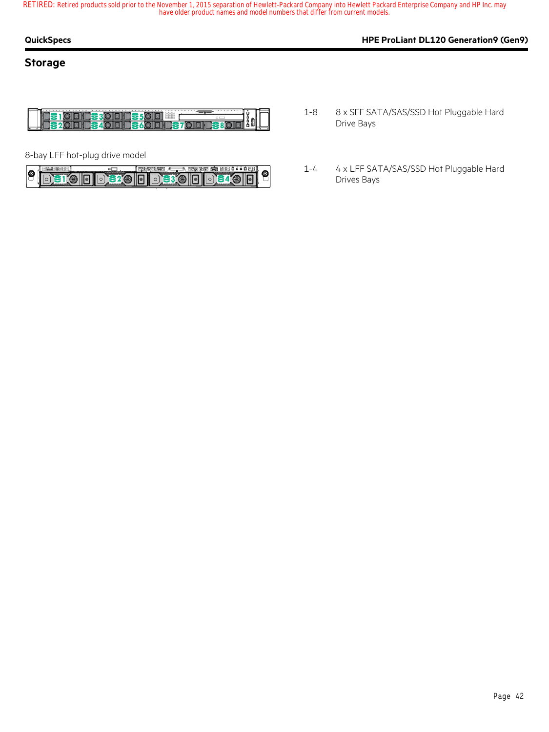## Storage

| | |
|---|---|
| 1-8 | 8 x SFF SATA/SAS/SSD Hot Pluggable Hard Drive Bays |

8-bay LFF hot-plug drive model

| | |
|---|---|
| 1-4 | 4 x LFF SATA/SAS/SSD Hot Pluggable Hard Drives Bays |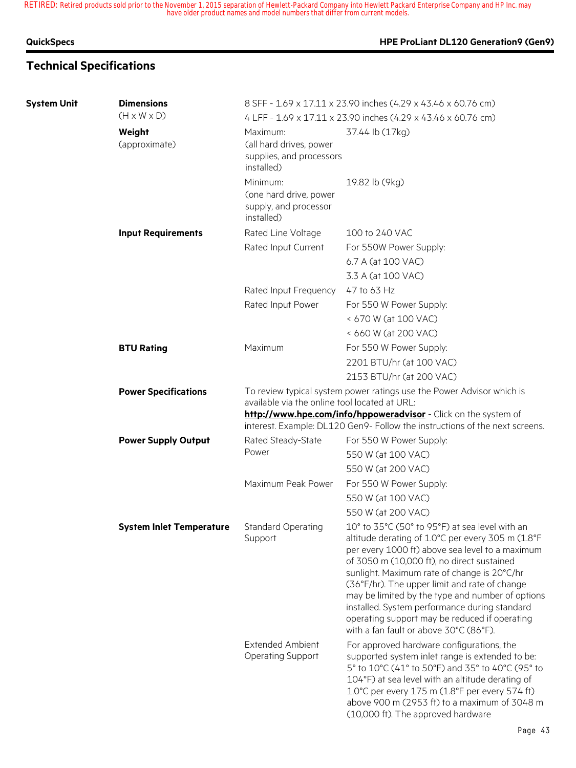RETIRED: Retired products sold prior to the November 1, 2015 separation of Hewlett-Packard Company into Hewlett Packard Enterprise Company and HP Inc. may have older product names and model numbers that differ from current models.

## Technical Specifications

| | | | |
|---|---|---|---|
| **System Unit** | **Dimensions** (H x W x D) | 8 SFF - 1.69 x 17.11 x 23.90 inches (4.29 x 43.46 x 60.76 cm) | |
| | | 4 LFF - 1.69 x 17.11 x 23.90 inches (4.29 x 43.46 x 60.76 cm) | |
| | **Weight** (approximate) | Maximum: (all hard drives, power supplies, and processors installed) | 37.44 lb (17kg) |
| | | Minimum: (one hard drive, power supply, and processor installed) | 19.82 lb (9kg) |
| | **Input Requirements** | Rated Line Voltage | 100 to 240 VAC |
| | | Rated Input Current | For 550W Power Supply:<br>6.7 A (at 100 VAC)<br>3.3 A (at 100 VAC) |
| | | Rated Input Frequency | 47 to 63 Hz |
| | | Rated Input Power | For 550 W Power Supply:<br>< 670 W (at 100 VAC)<br>< 660 W (at 200 VAC) |
| | **BTU Rating** | Maximum | For 550 W Power Supply:<br>2201 BTU/hr (at 100 VAC)<br>2153 BTU/hr (at 200 VAC) |
| | **Power Specifications** | To review typical system power ratings use the Power Advisor which is available via the online tool located at URL: **http://www.hpe.com/info/hppoweradvisor** - Click on the system of interest. Example: DL120 Gen9- Follow the instructions of the next screens. | |
| | **Power Supply Output** | Rated Steady-State Power | For 550 W Power Supply:<br>550 W (at 100 VAC)<br>550 W (at 200 VAC) |
| | | Maximum Peak Power | For 550 W Power Supply:<br>550 W (at 100 VAC)<br>550 W (at 200 VAC) |
| | **System Inlet Temperature** | Standard Operating Support | 10° to 35°C (50° to 95°F) at sea level with an altitude derating of 1.0°C per every 305 m (1.8°F per every 1000 ft) above sea level to a maximum of 3050 m (10,000 ft), no direct sustained sunlight. Maximum rate of change is 20°C/hr (36°F/hr). The upper limit and rate of change may be limited by the type and number of options installed. System performance during standard operating support may be reduced if operating with a fan fault or above 30°C (86°F). |
| | | Extended Ambient Operating Support | For approved hardware configurations, the supported system inlet range is extended to be: 5° to 10°C (41° to 50°F) and 35° to 40°C (95° to 104°F) at sea level with an altitude derating of 1.0°C per every 175 m (1.8°F per every 574 ft) above 900 m (2953 ft) to a maximum of 3048 m (10,000 ft). The approved hardware |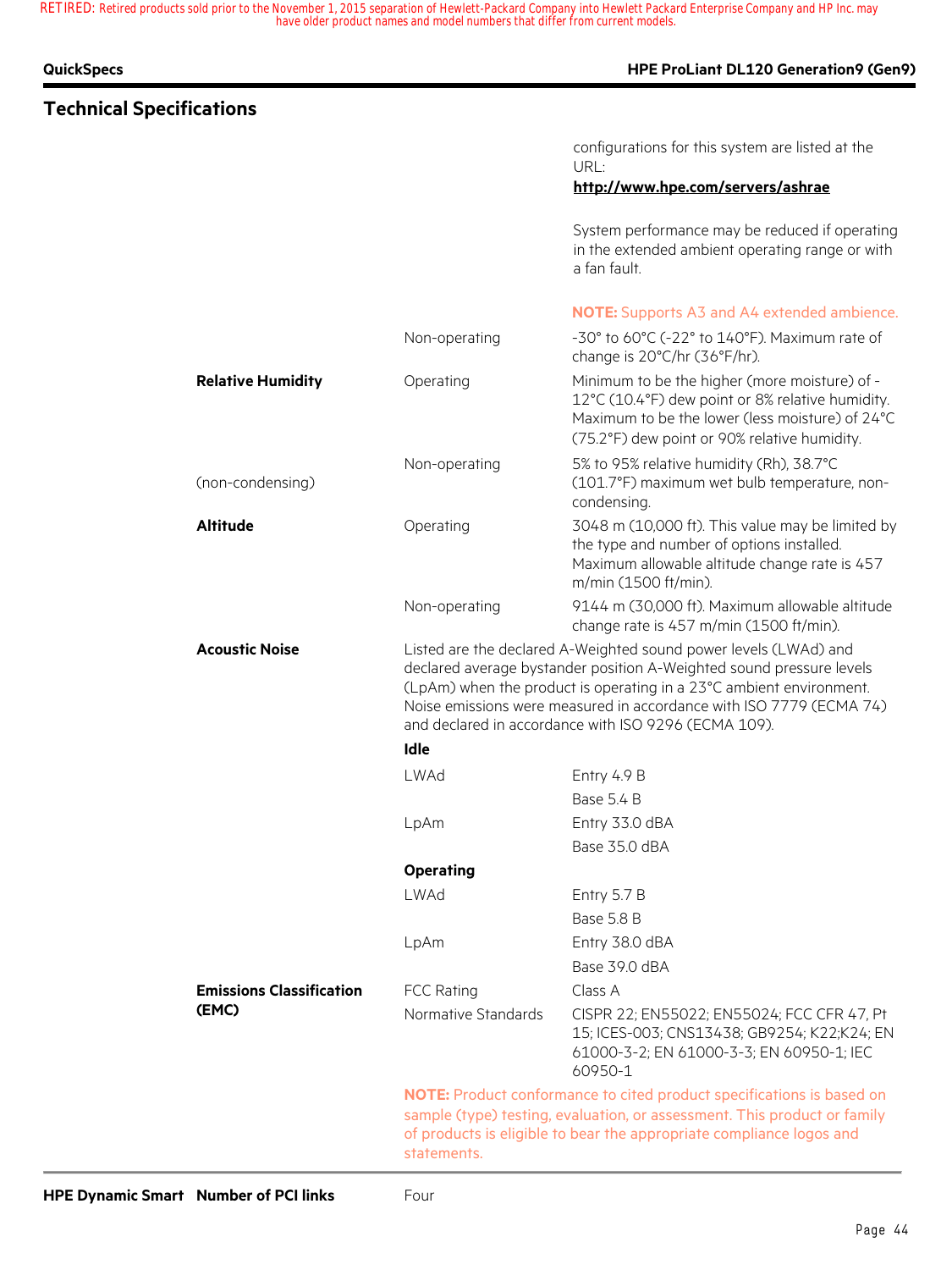## Technical Specifications

| | | |
|---|---|---|
| | | configurations for this system are listed at the URL: **http://www.hpe.com/servers/ashrae**<br><br>System performance may be reduced if operating in the extended ambient operating range or with a fan fault.<br><br>**NOTE:** Supports A3 and A4 extended ambience. |
| | Non-operating | -30° to 60°C (-22° to 140°F). Maximum rate of change is 20°C/hr (36°F/hr). |
| **Relative Humidity** | Operating | Minimum to be the higher (more moisture) of -12°C (10.4°F) dew point or 8% relative humidity. Maximum to be the lower (less moisture) of 24°C (75.2°F) dew point or 90% relative humidity. |
| (non-condensing) | Non-operating | 5% to 95% relative humidity (Rh), 38.7°C (101.7°F) maximum wet bulb temperature, non-condensing. |
| **Altitude** | Operating | 3048 m (10,000 ft). This value may be limited by the type and number of options installed. Maximum allowable altitude change rate is 457 m/min (1500 ft/min). |
| | Non-operating | 9144 m (30,000 ft). Maximum allowable altitude change rate is 457 m/min (1500 ft/min). |

**Acoustic Noise**

Listed are the declared A-Weighted sound power levels (LWAd) and declared average bystander position A-Weighted sound pressure levels (LpAm) when the product is operating in a 23°C ambient environment. Noise emissions were measured in accordance with ISO 7779 (ECMA 74) and declared in accordance with ISO 9296 (ECMA 109).

| | |
|---|---|
| **Idle** | |
| LWAd | Entry 4.9 B |
| | Base 5.4 B |
| LpAm | Entry 33.0 dBA |
| | Base 35.0 dBA |
| **Operating** | |
| LWAd | Entry 5.7 B |
| | Base 5.8 B |
| LpAm | Entry 38.0 dBA |
| | Base 39.0 dBA |

**Emissions Classification (EMC)**

| | |
|---|---|
| FCC Rating | Class A |
| Normative Standards | CISPR 22; EN55022; EN55024; FCC CFR 47, Pt 15; ICES-003; CNS13438; GB9254; K22;K24; EN 61000-3-2; EN 61000-3-3; EN 60950-1; IEC 60950-1 |

**NOTE:** Product conformance to cited product specifications is based on sample (type) testing, evaluation, or assessment. This product or family of products is eligible to bear the appropriate compliance logos and statements.

---

| | | |
|---|---|---|
| **HPE Dynamic Smart** | **Number of PCI links** | Four |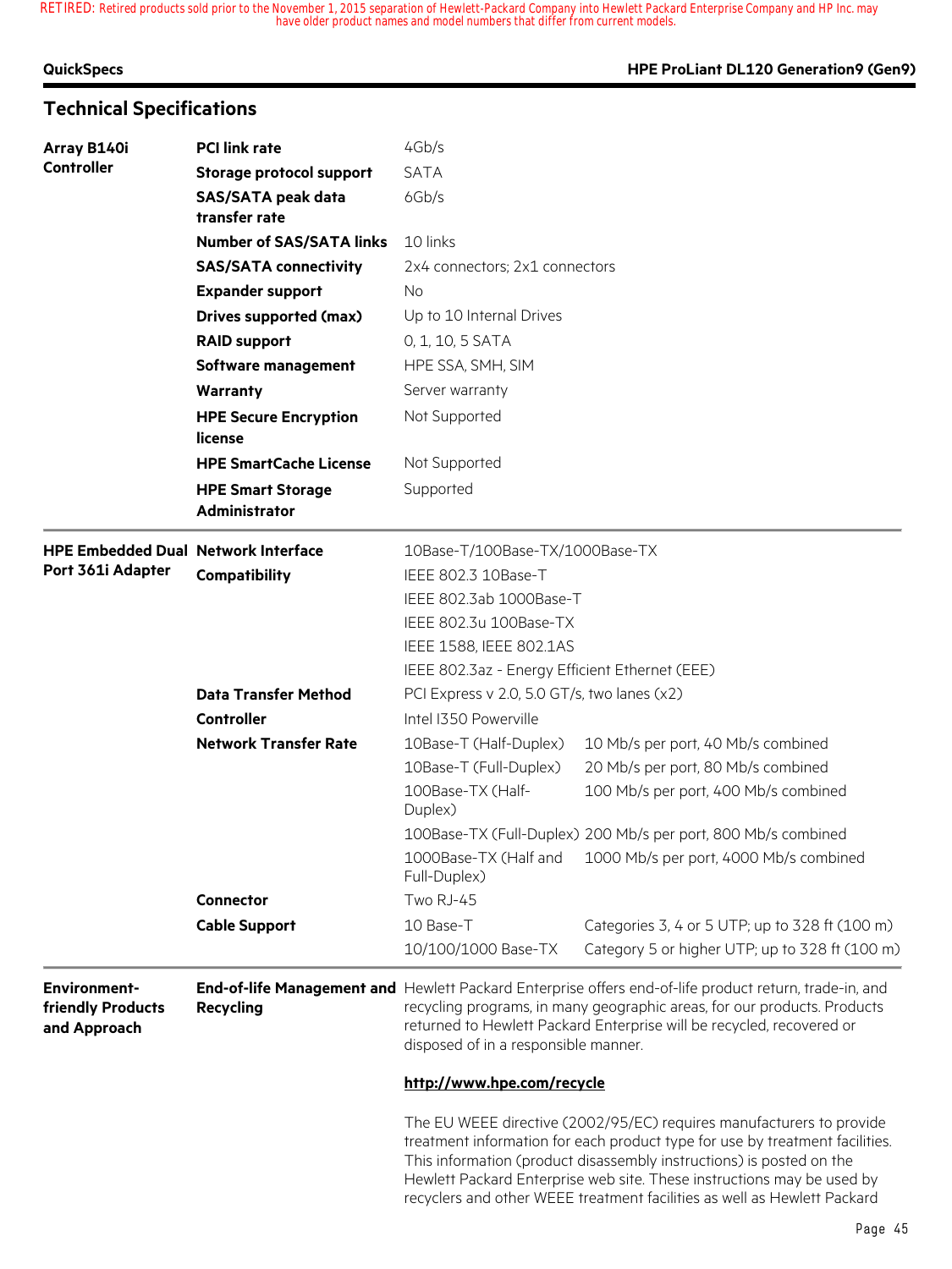## Technical Specifications

| | | | |
|---|---|---|---|
| **Array B140i Controller** | **PCI link rate** | 4Gb/s | |
| | **Storage protocol support** | SATA | |
| | **SAS/SATA peak data transfer rate** | 6Gb/s | |
| | **Number of SAS/SATA links** | 10 links | |
| | **SAS/SATA connectivity** | 2x4 connectors; 2x1 connectors | |
| | **Expander support** | No | |
| | **Drives supported (max)** | Up to 10 Internal Drives | |
| | **RAID support** | 0, 1, 10, 5 SATA | |
| | **Software management** | HPE SSA, SMH, SIM | |
| | **Warranty** | Server warranty | |
| | **HPE Secure Encryption license** | Not Supported | |
| | **HPE SmartCache License** | Not Supported | |
| | **HPE Smart Storage Administrator** | Supported | |
| **HPE Embedded Dual Port 361i Adapter** | **Network Interface** | 10Base-T/100Base-TX/1000Base-TX | |
| | **Compatibility** | IEEE 802.3 10Base-T | |
| | | IEEE 802.3ab 1000Base-T | |
| | | IEEE 802.3u 100Base-TX | |
| | | IEEE 1588, IEEE 802.1AS | |
| | | IEEE 802.3az - Energy Efficient Ethernet (EEE) | |
| | **Data Transfer Method** | PCI Express v 2.0, 5.0 GT/s, two lanes (x2) | |
| | **Controller** | Intel I350 Powerville | |
| | **Network Transfer Rate** | 10Base-T (Half-Duplex) | 10 Mb/s per port, 40 Mb/s combined |
| | | 10Base-T (Full-Duplex) | 20 Mb/s per port, 80 Mb/s combined |
| | | 100Base-TX (Half-Duplex) | 100 Mb/s per port, 400 Mb/s combined |
| | | 100Base-TX (Full-Duplex) | 200 Mb/s per port, 800 Mb/s combined |
| | | 1000Base-TX (Half and Full-Duplex) | 1000 Mb/s per port, 4000 Mb/s combined |
| | **Connector** | Two RJ-45 | |
| | **Cable Support** | 10 Base-T | Categories 3, 4 or 5 UTP; up to 328 ft (100 m) |
| | | 10/100/1000 Base-TX | Category 5 or higher UTP; up to 328 ft (100 m) |
| **Environment-friendly Products and Approach** | **End-of-life Management and Recycling** | Hewlett Packard Enterprise offers end-of-life product return, trade-in, and recycling programs, in many geographic areas, for our products. Products returned to Hewlett Packard Enterprise will be recycled, recovered or disposed of in a responsible manner. | |
| | | **http://www.hpe.com/recycle** | |
| | | The EU WEEE directive (2002/95/EC) requires manufacturers to provide treatment information for each product type for use by treatment facilities. This information (product disassembly instructions) is posted on the Hewlett Packard Enterprise web site. These instructions may be used by recyclers and other WEEE treatment facilities as well as Hewlett Packard | |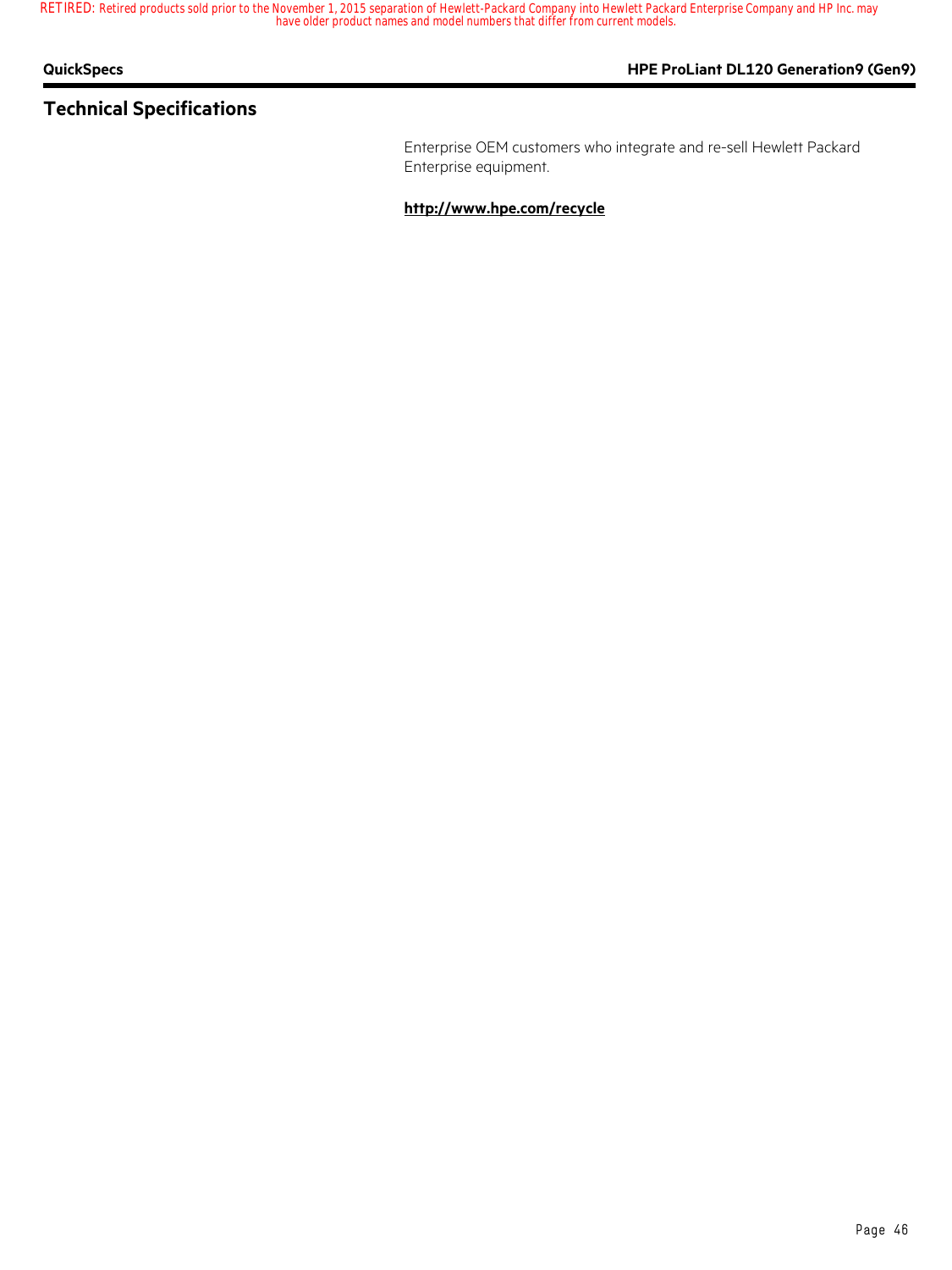## Technical Specifications

Enterprise OEM customers who integrate and re-sell Hewlett Packard Enterprise equipment.

**http://www.hpe.com/recycle**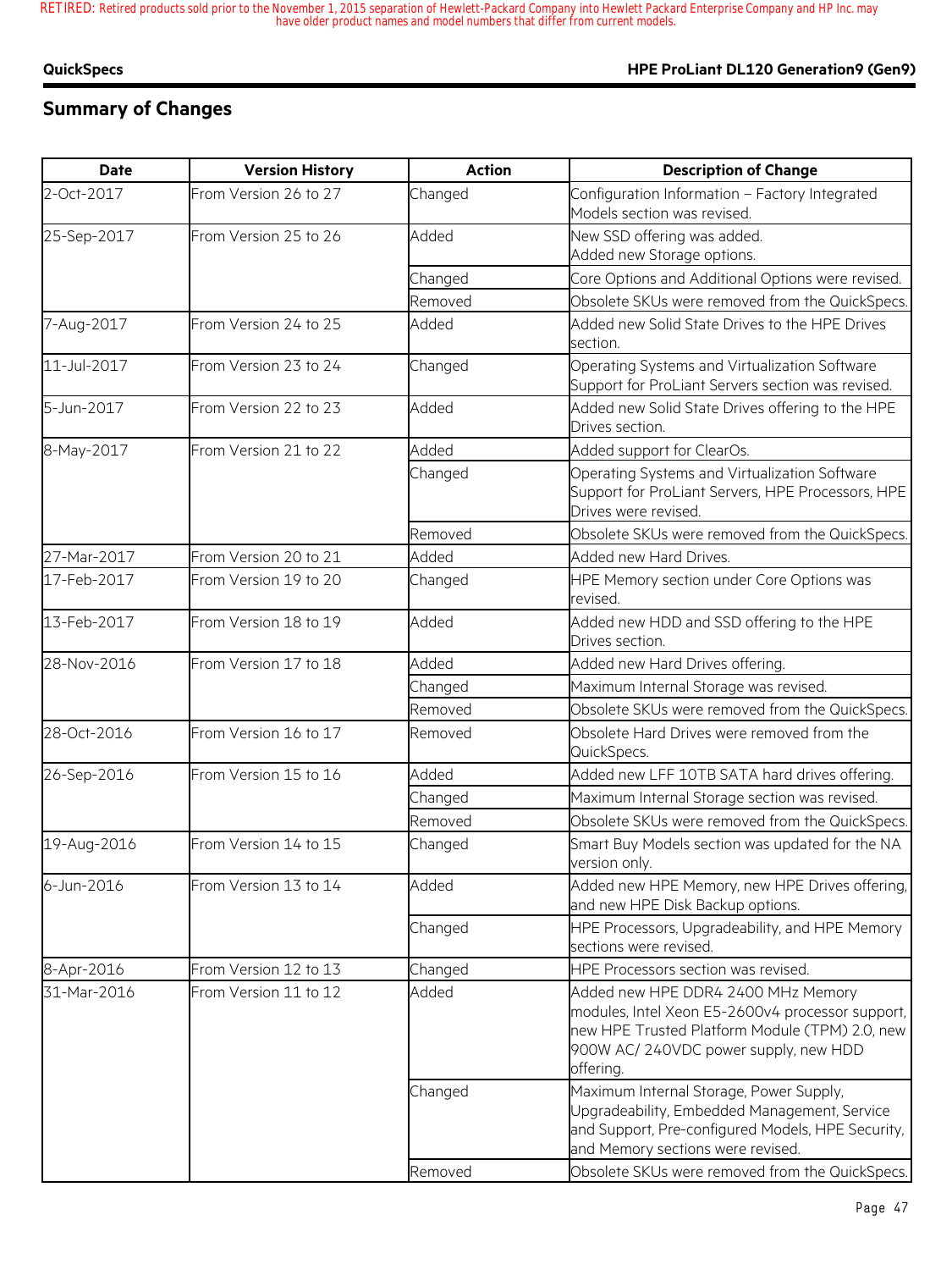## Summary of Changes

| Date | Version History | Action | Description of Change |
|---|---|---|---|
| 2-Oct-2017 | From Version 26 to 27 | Changed | Configuration Information – Factory Integrated Models section was revised. |
| 25-Sep-2017 | From Version 25 to 26 | Added | New SSD offering was added. Added new Storage options. |
| | | Changed | Core Options and Additional Options were revised. |
| | | Removed | Obsolete SKUs were removed from the QuickSpecs. |
| 7-Aug-2017 | From Version 24 to 25 | Added | Added new Solid State Drives to the HPE Drives section. |
| 11-Jul-2017 | From Version 23 to 24 | Changed | Operating Systems and Virtualization Software Support for ProLiant Servers section was revised. |
| 5-Jun-2017 | From Version 22 to 23 | Added | Added new Solid State Drives offering to the HPE Drives section. |
| 8-May-2017 | From Version 21 to 22 | Added | Added support for ClearOs. |
| | | Changed | Operating Systems and Virtualization Software Support for ProLiant Servers, HPE Processors, HPE Drives were revised. |
| | | Removed | Obsolete SKUs were removed from the QuickSpecs. |
| 27-Mar-2017 | From Version 20 to 21 | Added | Added new Hard Drives. |
| 17-Feb-2017 | From Version 19 to 20 | Changed | HPE Memory section under Core Options was revised. |
| 13-Feb-2017 | From Version 18 to 19 | Added | Added new HDD and SSD offering to the HPE Drives section. |
| 28-Nov-2016 | From Version 17 to 18 | Added | Added new Hard Drives offering. |
| | | Changed | Maximum Internal Storage was revised. |
| | | Removed | Obsolete SKUs were removed from the QuickSpecs. |
| 28-Oct-2016 | From Version 16 to 17 | Removed | Obsolete Hard Drives were removed from the QuickSpecs. |
| 26-Sep-2016 | From Version 15 to 16 | Added | Added new LFF 10TB SATA hard drives offering. |
| | | Changed | Maximum Internal Storage section was revised. |
| | | Removed | Obsolete SKUs were removed from the QuickSpecs. |
| 19-Aug-2016 | From Version 14 to 15 | Changed | Smart Buy Models section was updated for the NA version only. |
| 6-Jun-2016 | From Version 13 to 14 | Added | Added new HPE Memory, new HPE Drives offering, and new HPE Disk Backup options. |
| | | Changed | HPE Processors, Upgradeability, and HPE Memory sections were revised. |
| 8-Apr-2016 | From Version 12 to 13 | Changed | HPE Processors section was revised. |
| 31-Mar-2016 | From Version 11 to 12 | Added | Added new HPE DDR4 2400 MHz Memory modules, Intel Xeon E5-2600v4 processor support, new HPE Trusted Platform Module (TPM) 2.0, new 900W AC/ 240VDC power supply, new HDD offering. |
| | | Changed | Maximum Internal Storage, Power Supply, Upgradeability, Embedded Management, Service and Support, Pre-configured Models, HPE Security, and Memory sections were revised. |
| | | Removed | Obsolete SKUs were removed from the QuickSpecs. |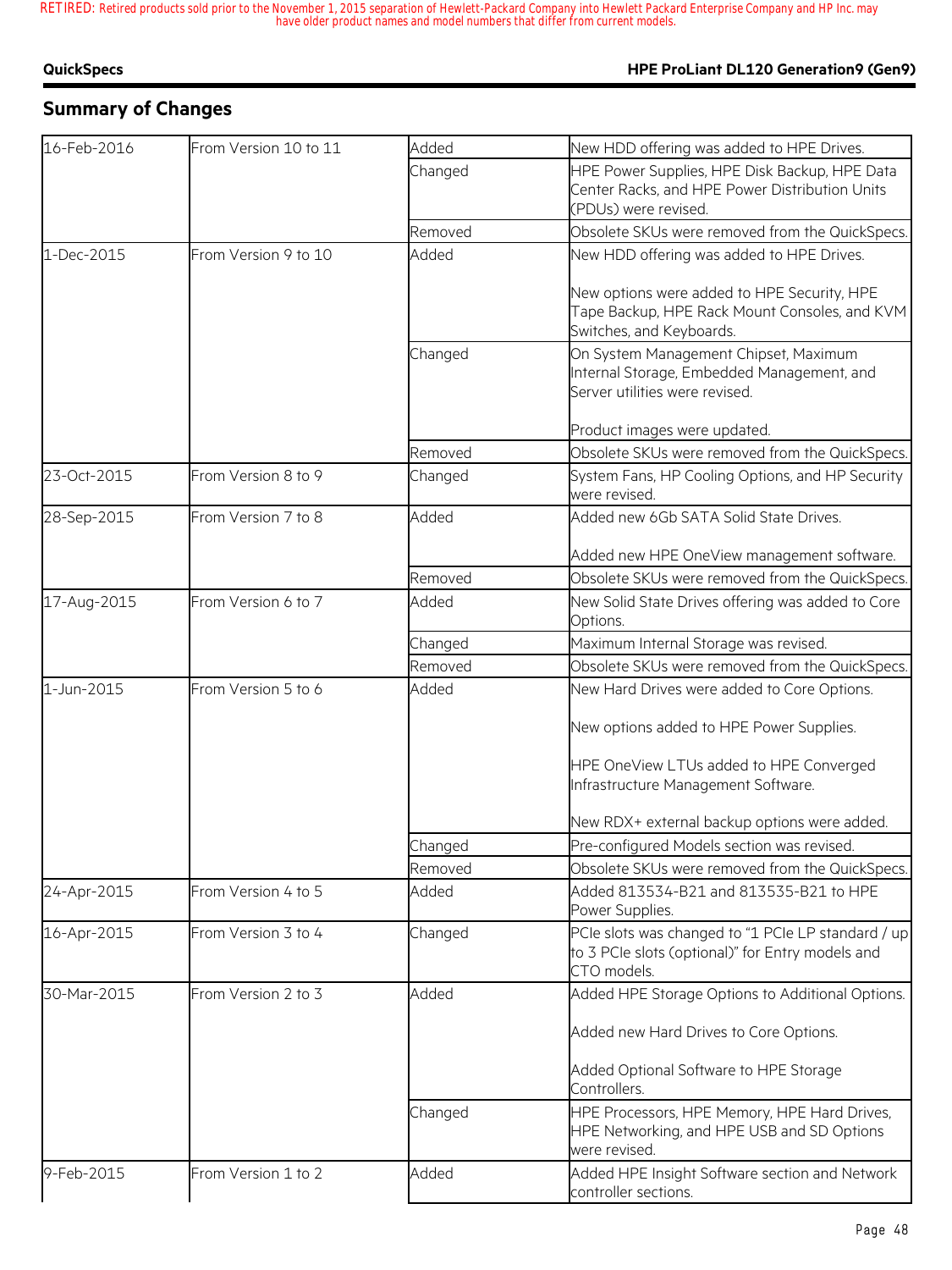## Summary of Changes

| | | | |
|---|---|---|---|
| 16-Feb-2016 | From Version 10 to 11 | Added | New HDD offering was added to HPE Drives. |
| | | Changed | HPE Power Supplies, HPE Disk Backup, HPE Data Center Racks, and HPE Power Distribution Units (PDUs) were revised. |
| | | Removed | Obsolete SKUs were removed from the QuickSpecs. |
| 1-Dec-2015 | From Version 9 to 10 | Added | New HDD offering was added to HPE Drives.<br><br>New options were added to HPE Security, HPE Tape Backup, HPE Rack Mount Consoles, and KVM Switches, and Keyboards. |
| | | Changed | On System Management Chipset, Maximum Internal Storage, Embedded Management, and Server utilities were revised.<br><br>Product images were updated. |
| | | Removed | Obsolete SKUs were removed from the QuickSpecs. |
| 23-Oct-2015 | From Version 8 to 9 | Changed | System Fans, HP Cooling Options, and HP Security were revised. |
| 28-Sep-2015 | From Version 7 to 8 | Added | Added new 6Gb SATA Solid State Drives.<br><br>Added new HPE OneView management software. |
| | | Removed | Obsolete SKUs were removed from the QuickSpecs. |
| 17-Aug-2015 | From Version 6 to 7 | Added | New Solid State Drives offering was added to Core Options. |
| | | Changed | Maximum Internal Storage was revised. |
| | | Removed | Obsolete SKUs were removed from the QuickSpecs. |
| 1-Jun-2015 | From Version 5 to 6 | Added | New Hard Drives were added to Core Options.<br><br>New options added to HPE Power Supplies.<br><br>HPE OneView LTUs added to HPE Converged Infrastructure Management Software.<br><br>New RDX+ external backup options were added. |
| | | Changed | Pre-configured Models section was revised. |
| | | Removed | Obsolete SKUs were removed from the QuickSpecs. |
| 24-Apr-2015 | From Version 4 to 5 | Added | Added 813534-B21 and 813535-B21 to HPE Power Supplies. |
| 16-Apr-2015 | From Version 3 to 4 | Changed | PCIe slots was changed to "1 PCIe LP standard / up to 3 PCIe slots (optional)" for Entry models and CTO models. |
| 30-Mar-2015 | From Version 2 to 3 | Added | Added HPE Storage Options to Additional Options.<br><br>Added new Hard Drives to Core Options.<br><br>Added Optional Software to HPE Storage Controllers. |
| | | Changed | HPE Processors, HPE Memory, HPE Hard Drives, HPE Networking, and HPE USB and SD Options were revised. |
| 9-Feb-2015 | From Version 1 to 2 | Added | Added HPE Insight Software section and Network controller sections. |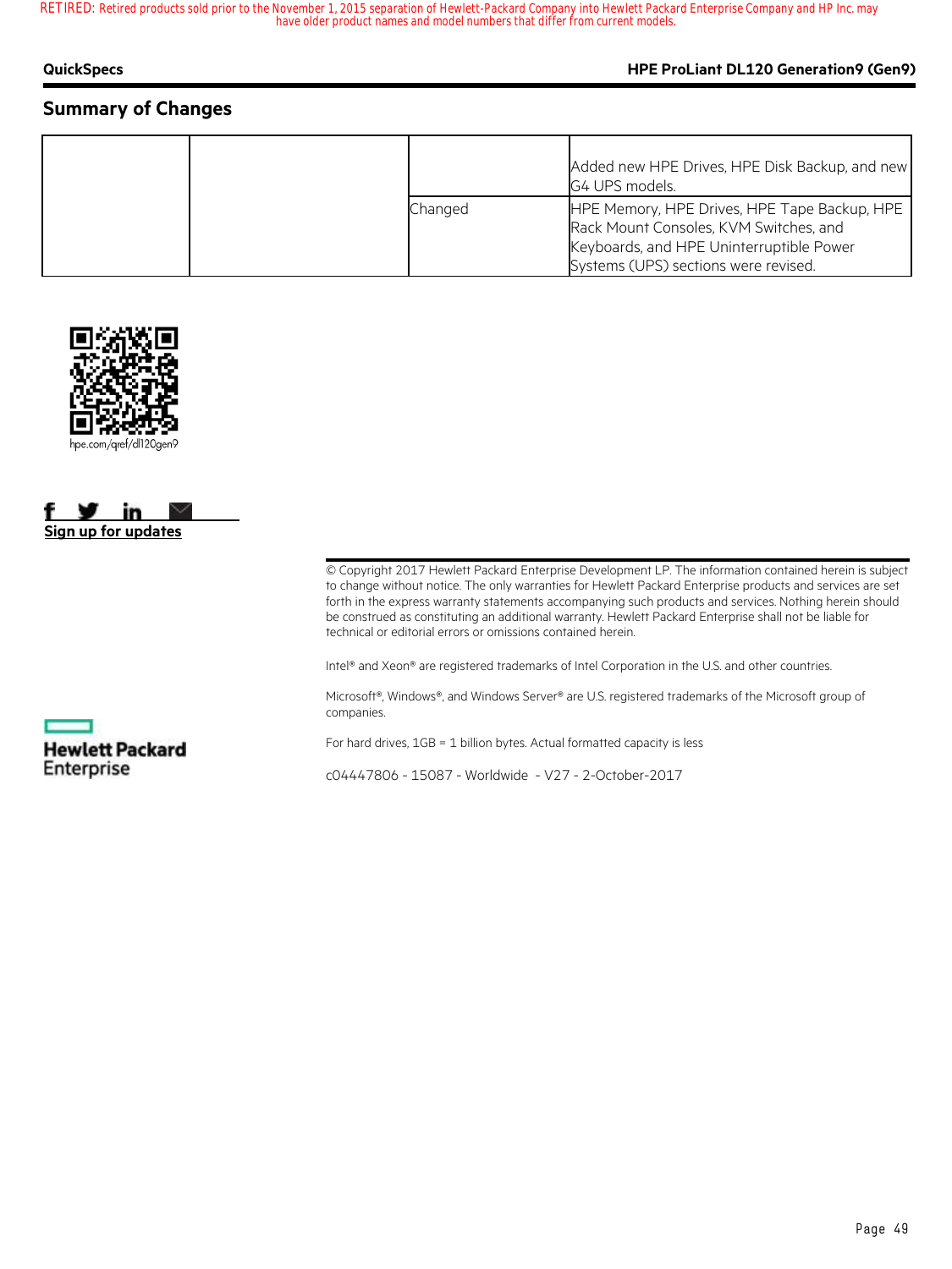RETIRED: Retired products sold prior to the November 1, 2015 separation of Hewlett-Packard Company into Hewlett Packard Enterprise Company and HP Inc. may have older product names and model numbers that differ from current models.

## Summary of Changes

| | | | |
|---|---|---|---|
| | | | Added new HPE Drives, HPE Disk Backup, and new G4 UPS models. |
| | | Changed | HPE Memory, HPE Drives, HPE Tape Backup, HPE Rack Mount Consoles, KVM Switches, and Keyboards, and HPE Uninterruptible Power Systems (UPS) sections were revised. |

hpe.com/qref/dl120gen9

**Sign up for updates**

© Copyright 2017 Hewlett Packard Enterprise Development LP. The information contained herein is subject to change without notice. The only warranties for Hewlett Packard Enterprise products and services are set forth in the express warranty statements accompanying such products and services. Nothing herein should be construed as constituting an additional warranty. Hewlett Packard Enterprise shall not be liable for technical or editorial errors or omissions contained herein.

Intel® and Xeon® are registered trademarks of Intel Corporation in the U.S. and other countries.

Microsoft®, Windows®, and Windows Server® are U.S. registered trademarks of the Microsoft group of companies.

For hard drives, 1GB = 1 billion bytes. Actual formatted capacity is less

c04447806 - 15087 - Worldwide - V27 - 2-October-2017